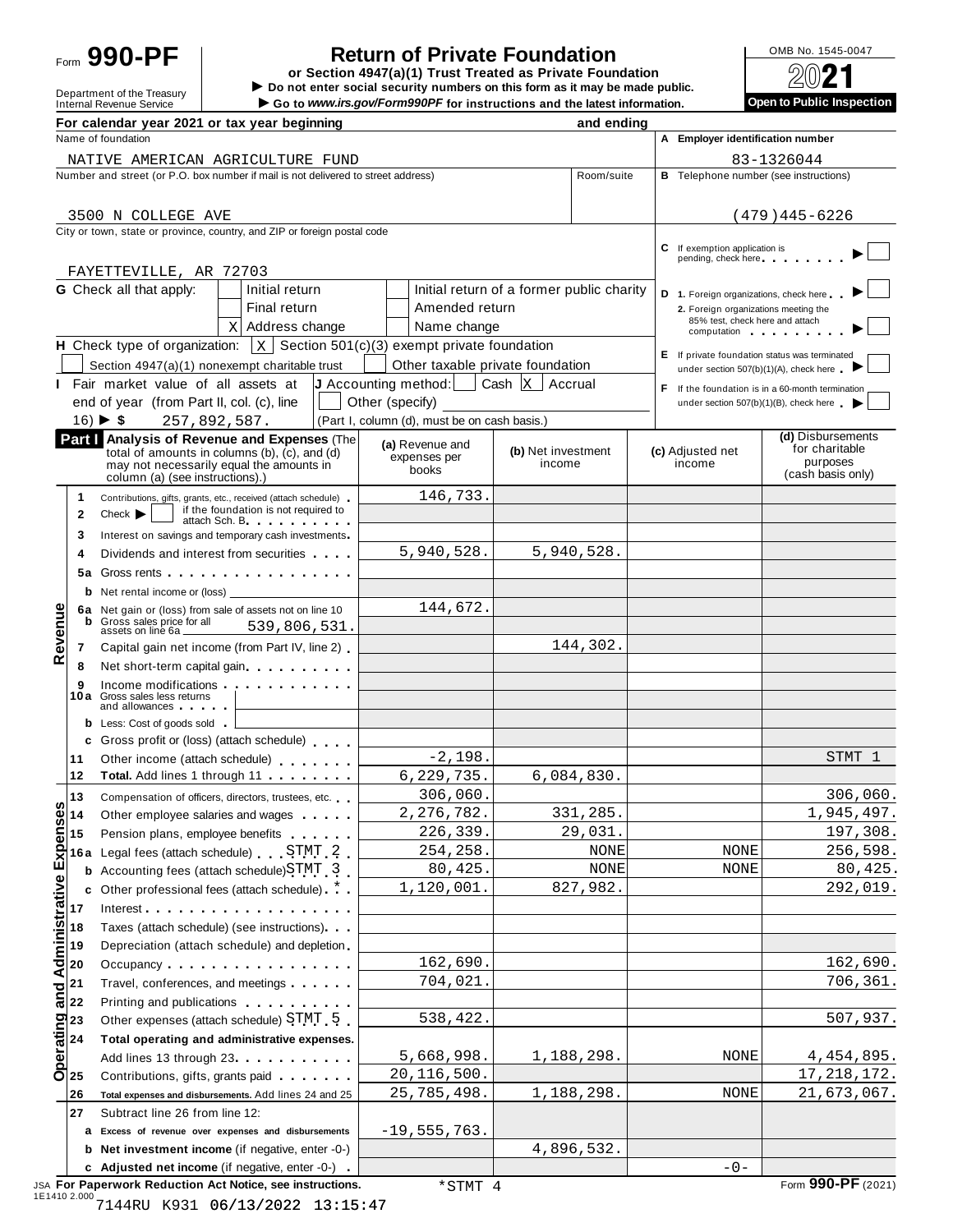Form **990-PF**

Department of the Treasury
Internal Revenue Service

# Return of Private Foundation

**or Section 4947(a)(1) Trust Treated as Private Foundation**

▶ Do not enter social security numbers on this form as it may be made public.

▶ Go to *www.irs.gov/Form990PF* for instructions and the latest information.

OMB No. 1545-0047

**2021**

**Open to Public Inspection**

**For calendar year 2021 or tax year beginning** ________ **and ending** ________

Name of foundation: NATIVE AMERICAN AGRICULTURE FUND

**A** Employer identification number: 83-1326044

Number and street (or P.O. box number if mail is not delivered to street address): 3500 N COLLEGE AVE | Room/suite:

**B** Telephone number (see instructions): (479)445-6226

City or town, state or province, country, and ZIP or foreign postal code: FAYETTEVILLE, AR 72703

**C** If exemption application is pending, check here ▶ [ ]

**G** Check all that apply:
- [ ] Initial return
- [ ] Initial return of a former public charity
- [ ] Final return
- [ ] Amended return
- [X] Address change
- [ ] Name change

**D** 1. Foreign organizations, check here ▶ [ ]
2. Foreign organizations meeting the 85% test, check here and attach computation ▶ [ ]

**H** Check type of organization: [X] Section 501(c)(3) exempt private foundation
[ ] Section 4947(a)(1) nonexempt charitable trust [ ] Other taxable private foundation

**E** If private foundation status was terminated under section 507(b)(1)(A), check here ▶ [ ]

**I** Fair market value of all assets at end of year (from Part II, col. (c), line 16) ▶ $ 257,892,587.

**J** Accounting method: [ ] Cash [X] Accrual
[ ] Other (specify) ________
(Part I, column (d), must be on cash basis.)

**F** If the foundation is in a 60-month termination under section 507(b)(1)(B), check here ▶ [ ]

## Part I Analysis of Revenue and Expenses

(The total of amounts in columns (b), (c), and (d) may not necessarily equal the amounts in column (a) (see instructions).)

| | Line | Description | (a) Revenue and expenses per books | (b) Net investment income | (c) Adjusted net income | (d) Disbursements for charitable purposes (cash basis only) |
|---|---|---|---|---|---|---|
| Revenue | 1 | Contributions, gifts, grants, etc., received (attach schedule) | 146,733. | | | |
| | 2 | Check ▶ [ ] if the foundation is not required to attach Sch. B | | | | |
| | 3 | Interest on savings and temporary cash investments | | | | |
| | 4 | Dividends and interest from securities | 5,940,528. | 5,940,528. | | |
| | 5a | Gross rents | | | | |
| | b | Net rental income or (loss) | | | | |
| | 6a | Net gain or (loss) from sale of assets not on line 10 | 144,672. | | | |
| | b | Gross sales price for all assets on line 6a 539,806,531. | | | | |
| | 7 | Capital gain net income (from Part IV, line 2) | | 144,302. | | |
| | 8 | Net short-term capital gain | | | | |
| | 9 | Income modifications | | | | |
| | 10a | Gross sales less returns and allowances | | | | |
| | b | Less: Cost of goods sold | | | | |
| | c | Gross profit or (loss) (attach schedule) | | | | |
| | 11 | Other income (attach schedule) | -2,198. | | | STMT 1 |
| | 12 | **Total.** Add lines 1 through 11 | 6,229,735. | 6,084,830. | | |
| Operating and Administrative Expenses | 13 | Compensation of officers, directors, trustees, etc. | 306,060. | | | 306,060. |
| | 14 | Other employee salaries and wages | 2,276,782. | 331,285. | | 1,945,497. |
| | 15 | Pension plans, employee benefits | 226,339. | 29,031. | | 197,308. |
| | 16a | Legal fees (attach schedule) STMT 2 | 254,258. | NONE | NONE | 256,598. |
| | b | Accounting fees (attach schedule) STMT 3 | 80,425. | NONE | NONE | 80,425. |
| | c | Other professional fees (attach schedule) * | 1,120,001. | 827,982. | | 292,019. |
| | 17 | Interest | | | | |
| | 18 | Taxes (attach schedule) (see instructions) | | | | |
| | 19 | Depreciation (attach schedule) and depletion | | | | |
| | 20 | Occupancy | 162,690. | | | 162,690. |
| | 21 | Travel, conferences, and meetings | 704,021. | | | 706,361. |
| | 22 | Printing and publications | | | | |
| | 23 | Other expenses (attach schedule) STMT 5 | 538,422. | | | 507,937. |
| | 24 | **Total operating and administrative expenses.** Add lines 13 through 23 | 5,668,998. | 1,188,298. | NONE | 4,454,895. |
| | 25 | Contributions, gifts, grants paid | 20,116,500. | | | 17,218,172. |
| | 26 | **Total expenses and disbursements.** Add lines 24 and 25 | 25,785,498. | 1,188,298. | NONE | 21,673,067. |
| | 27 | Subtract line 26 from line 12: | | | | |
| | a | **Excess of revenue over expenses and disbursements** | -19,555,763. | | | |
| | b | **Net investment income** (if negative, enter -0-) | | 4,896,532. | | |
| | c | **Adjusted net income** (if negative, enter -0-) | | | -0- | |

JSA **For Paperwork Reduction Act Notice, see instructions.** *STMT 4 Form **990-PF** (2021)

1E1410 2.000
7144RU K931 06/13/2022 13:15:47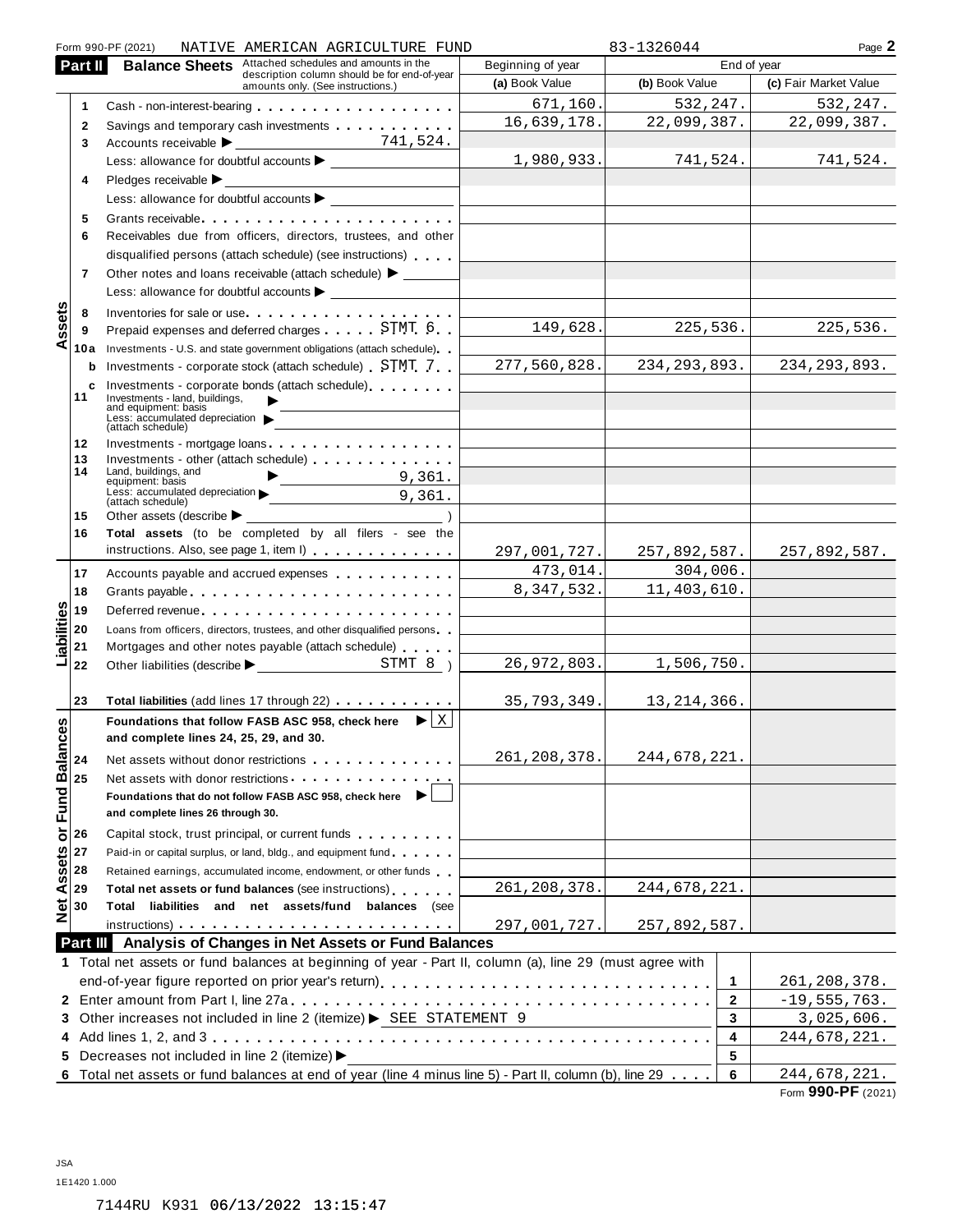Form 990-PF (2021) NATIVE AMERICAN AGRICULTURE FUND 83-1326044

## Part II Balance Sheets

Attached schedules and amounts in the description column should be for end-of-year amounts only. (See instructions.)

| | | | Beginning of year (a) Book Value | End of year (b) Book Value | End of year (c) Fair Market Value |
|---|---|---|---|---|---|
| Assets | 1 | Cash - non-interest-bearing | 671,160. | 532,247. | 532,247. |
| | 2 | Savings and temporary cash investments | 16,639,178. | 22,099,387. | 22,099,387. |
| | 3 | Accounts receivable ▶ 741,524. | | | |
| | | Less: allowance for doubtful accounts ▶ | 1,980,933. | 741,524. | 741,524. |
| | 4 | Pledges receivable ▶ | | | |
| | | Less: allowance for doubtful accounts ▶ | | | |
| | 5 | Grants receivable | | | |
| | 6 | Receivables due from officers, directors, trustees, and other disqualified persons (attach schedule) (see instructions) | | | |
| | 7 | Other notes and loans receivable (attach schedule) ▶ | | | |
| | | Less: allowance for doubtful accounts ▶ | | | |
| | 8 | Inventories for sale or use | | | |
| | 9 | Prepaid expenses and deferred charges STMT 6 | 149,628. | 225,536. | 225,536. |
| | 10a | Investments - U.S. and state government obligations (attach schedule) | | | |
| | b | Investments - corporate stock (attach schedule) STMT 7 | 277,560,828. | 234,293,893. | 234,293,893. |
| | c | Investments - corporate bonds (attach schedule) | | | |
| | 11 | Investments - land, buildings, and equipment: basis ▶ | | | |
| | | Less: accumulated depreciation (attach schedule) ▶ | | | |
| | 12 | Investments - mortgage loans | | | |
| | 13 | Investments - other (attach schedule) | | | |
| | 14 | Land, buildings, and equipment: basis ▶ 9,361. | | | |
| | | Less: accumulated depreciation (attach schedule) ▶ 9,361. | | | |
| | 15 | Other assets (describe ▶ ) | | | |
| | 16 | Total assets (to be completed by all filers - see the instructions. Also, see page 1, item I) | 297,001,727. | 257,892,587. | 257,892,587. |
| Liabilities | 17 | Accounts payable and accrued expenses | 473,014. | 304,006. | |
| | 18 | Grants payable | 8,347,532. | 11,403,610. | |
| | 19 | Deferred revenue | | | |
| | 20 | Loans from officers, directors, trustees, and other disqualified persons | | | |
| | 21 | Mortgages and other notes payable (attach schedule) | | | |
| | 22 | Other liabilities (describe ▶ STMT 8 ) | 26,972,803. | 1,506,750. | |
| | 23 | Total liabilities (add lines 17 through 22) | 35,793,349. | 13,214,366. | |
| Net Assets or Fund Balances | | Foundations that follow FASB ASC 958, check here ▶ [X] and complete lines 24, 25, 29, and 30. | | | |
| | 24 | Net assets without donor restrictions | 261,208,378. | 244,678,221. | |
| | 25 | Net assets with donor restrictions | | | |
| | | Foundations that do not follow FASB ASC 958, check here ▶ [ ] and complete lines 26 through 30. | | | |
| | 26 | Capital stock, trust principal, or current funds | | | |
| | 27 | Paid-in or capital surplus, or land, bldg., and equipment fund | | | |
| | 28 | Retained earnings, accumulated income, endowment, or other funds | | | |
| | 29 | Total net assets or fund balances (see instructions) | 261,208,378. | 244,678,221. | |
| | 30 | Total liabilities and net assets/fund balances (see instructions) | 297,001,727. | 257,892,587. | |

## Part III Analysis of Changes in Net Assets or Fund Balances

| | | | |
|---|---|---|---|
| 1 | Total net assets or fund balances at beginning of year - Part II, column (a), line 29 (must agree with end-of-year figure reported on prior year's return) | 1 | 261,208,378. |
| 2 | Enter amount from Part I, line 27a | 2 | -19,555,763. |
| 3 | Other increases not included in line 2 (itemize) ▶ SEE STATEMENT 9 | 3 | 3,025,606. |
| 4 | Add lines 1, 2, and 3 | 4 | 244,678,221. |
| 5 | Decreases not included in line 2 (itemize) ▶ | 5 | |
| 6 | Total net assets or fund balances at end of year (line 4 minus line 5) - Part II, column (b), line 29 | 6 | 244,678,221. |

Form **990-PF** (2021)

JSA
1E1420 1.000

7144RU K931 06/13/2022 13:15:47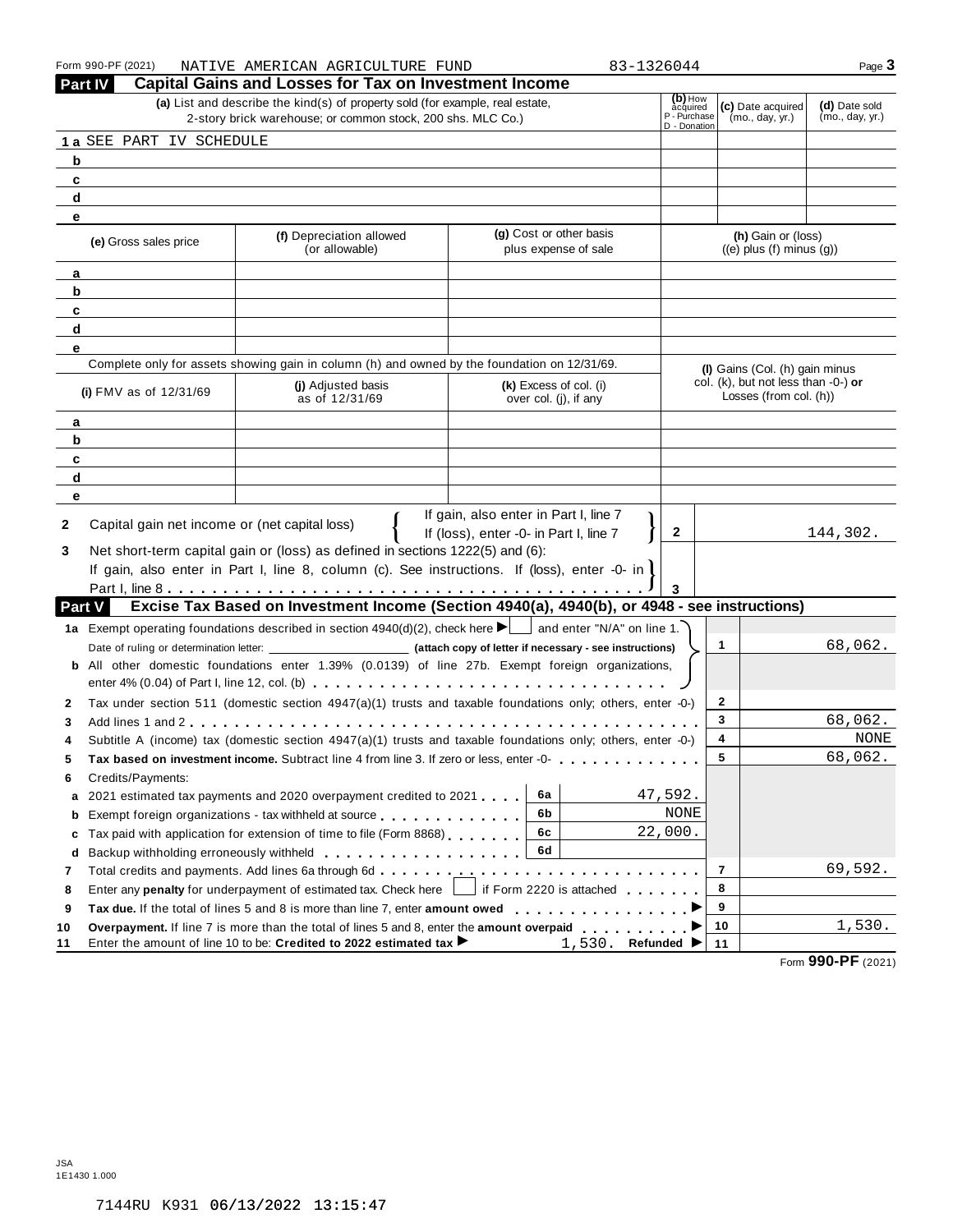Form 990-PF (2021) NATIVE AMERICAN AGRICULTURE FUND 83-1326044

## Part IV Capital Gains and Losses for Tax on Investment Income

| | (a) List and describe the kind(s) of property sold (for example, real estate, 2-story brick warehouse; or common stock, 200 shs. MLC Co.) | (b) How acquired P - Purchase D - Donation | (c) Date acquired (mo., day, yr.) | (d) Date sold (mo., day, yr.) |
|---|---|---|---|---|
| 1 a | SEE PART IV SCHEDULE | | | |
| b | | | | |
| c | | | | |
| d | | | | |
| e | | | | |

| | (e) Gross sales price | (f) Depreciation allowed (or allowable) | (g) Cost or other basis plus expense of sale | (h) Gain or (loss) ((e) plus (f) minus (g)) |
|---|---|---|---|---|
| a | | | | |
| b | | | | |
| c | | | | |
| d | | | | |
| e | | | | |

Complete only for assets showing gain in column (h) and owned by the foundation on 12/31/69.

| | (i) FMV as of 12/31/69 | (j) Adjusted basis as of 12/31/69 | (k) Excess of col. (i) over col. (j), if any | (l) Gains (Col. (h) gain minus col. (k), but not less than -0-) or Losses (from col. (h)) |
|---|---|---|---|---|
| a | | | | |
| b | | | | |
| c | | | | |
| d | | | | |
| e | | | | |

| | | | |
|---|---|---|---|
| 2 | Capital gain net income or (net capital loss) — If gain, also enter in Part I, line 7; If (loss), enter -0- in Part I, line 7 | 2 | 144,302. |
| 3 | Net short-term capital gain or (loss) as defined in sections 1222(5) and (6): If gain, also enter in Part I, line 8, column (c). See instructions. If (loss), enter -0- in Part I, line 8 | 3 | |

## Part V Excise Tax Based on Investment Income (Section 4940(a), 4940(b), or 4948 - see instructions)

| | | | | | |
|---|---|---|---|---|---|
| 1a | Exempt operating foundations described in section 4940(d)(2), check here ▶ ☐ and enter "N/A" on line 1. Date of ruling or determination letter: ______ (attach copy of letter if necessary - see instructions) | | | 1 | 68,062. |
| b | All other domestic foundations enter 1.39% (0.0139) of line 27b. Exempt foreign organizations, enter 4% (0.04) of Part I, line 12, col. (b) | | | | |
| 2 | Tax under section 511 (domestic section 4947(a)(1) trusts and taxable foundations only; others, enter -0-) | | | 2 | |
| 3 | Add lines 1 and 2 | | | 3 | 68,062. |
| 4 | Subtitle A (income) tax (domestic section 4947(a)(1) trusts and taxable foundations only; others, enter -0-) | | | 4 | NONE |
| 5 | **Tax based on investment income.** Subtract line 4 from line 3. If zero or less, enter -0- | | | 5 | 68,062. |
| 6 | Credits/Payments: | | | | |
| a | 2021 estimated tax payments and 2020 overpayment credited to 2021 | 6a | 47,592. | | |
| b | Exempt foreign organizations - tax withheld at source | 6b | NONE | | |
| c | Tax paid with application for extension of time to file (Form 8868) | 6c | 22,000. | | |
| d | Backup withholding erroneously withheld | 6d | | | |
| 7 | Total credits and payments. Add lines 6a through 6d | | | 7 | 69,592. |
| 8 | Enter any **penalty** for underpayment of estimated tax. Check here ☐ if Form 2220 is attached | | | 8 | |
| 9 | **Tax due.** If the total of lines 5 and 8 is more than line 7, enter **amount owed** ▶ | | | 9 | |
| 10 | **Overpayment.** If line 7 is more than the total of lines 5 and 8, enter the **amount overpaid** ▶ | | | 10 | 1,530. |
| 11 | Enter the amount of line 10 to be: **Credited to 2022 estimated tax** ▶ 1,530. **Refunded** ▶ | | | 11 | |

Form **990-PF** (2021)

JSA
1E1430 1.000

7144RU K931 06/13/2022 13:15:47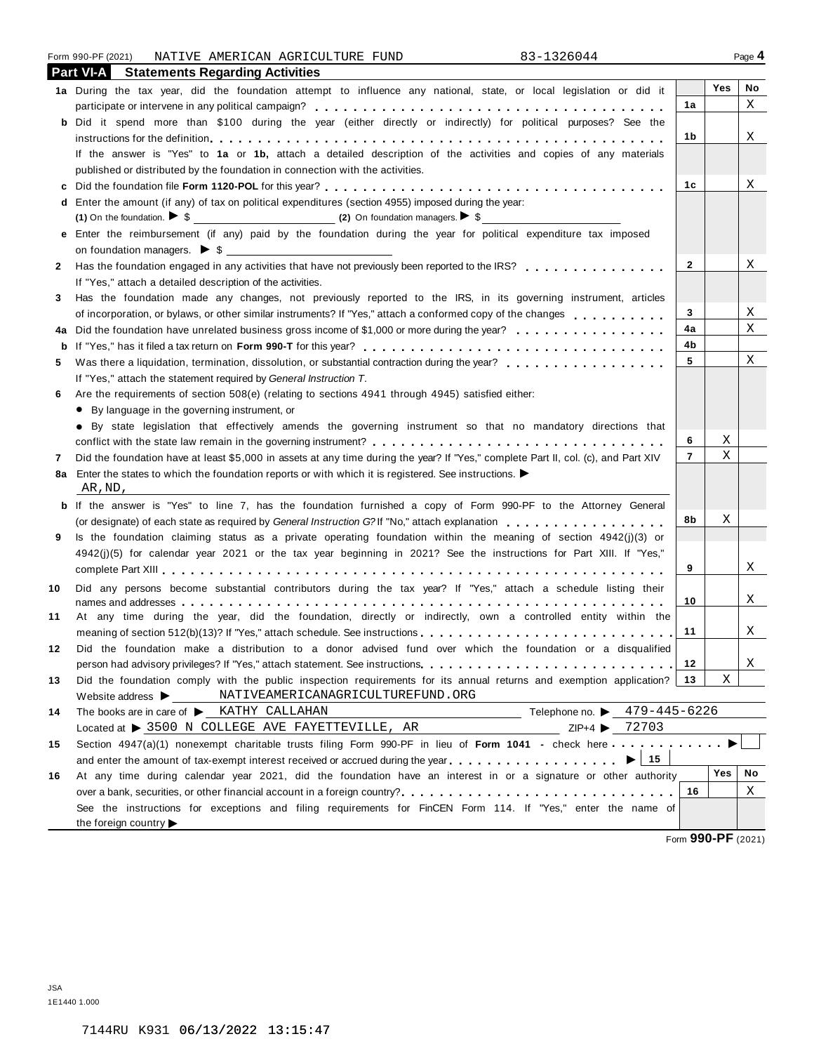Form 990-PF (2021) NATIVE AMERICAN AGRICULTURE FUND 83-1326044

## Part VI-A Statements Regarding Activities

| | | Line | Yes | No |
|---|---|---|---|---|
| **1a** | During the tax year, did the foundation attempt to influence any national, state, or local legislation or did it participate or intervene in any political campaign? | 1a | | X |
| **b** | Did it spend more than $100 during the year (either directly or indirectly) for political purposes? See the instructions for the definition | 1b | | X |
| | If the answer is "Yes" to **1a** or **1b,** attach a detailed description of the activities and copies of any materials published or distributed by the foundation in connection with the activities. | | | |
| **c** | Did the foundation file **Form 1120-POL** for this year? | 1c | | X |
| **d** | Enter the amount (if any) of tax on political expenditures (section 4955) imposed during the year: **(1)** On the foundation. ▶ $ **(2)** On foundation managers. ▶ $ | | | |
| **e** | Enter the reimbursement (if any) paid by the foundation during the year for political expenditure tax imposed on foundation managers. ▶ $ | | | |
| **2** | Has the foundation engaged in any activities that have not previously been reported to the IRS? If "Yes," attach a detailed description of the activities. | 2 | | X |
| **3** | Has the foundation made any changes, not previously reported to the IRS, in its governing instrument, articles of incorporation, or bylaws, or other similar instruments? If "Yes," attach a conformed copy of the changes | 3 | | X |
| **4a** | Did the foundation have unrelated business gross income of $1,000 or more during the year? | 4a | | X |
| **b** | If "Yes," has it filed a tax return on **Form 990-T** for this year? | 4b | | |
| **5** | Was there a liquidation, termination, dissolution, or substantial contraction during the year? If "Yes," attach the statement required by *General Instruction T*. | 5 | | X |
| **6** | Are the requirements of section 508(e) (relating to sections 4941 through 4945) satisfied either: • By language in the governing instrument, or • By state legislation that effectively amends the governing instrument so that no mandatory directions that conflict with the state law remain in the governing instrument? | 6 | X | |
| **7** | Did the foundation have at least $5,000 in assets at any time during the year? If "Yes," complete Part II, col. (c), and Part XIV | 7 | X | |
| **8a** | Enter the states to which the foundation reports or with which it is registered. See instructions. ▶ AR,ND, | | | |
| **b** | If the answer is "Yes" to line 7, has the foundation furnished a copy of Form 990-PF to the Attorney General (or designate) of each state as required by *General Instruction G*? If "No," attach explanation | 8b | X | |
| **9** | Is the foundation claiming status as a private operating foundation within the meaning of section 4942(j)(3) or 4942(j)(5) for calendar year 2021 or the tax year beginning in 2021? See the instructions for Part XIII. If "Yes," complete Part XIII | 9 | | X |
| **10** | Did any persons become substantial contributors during the tax year? If "Yes," attach a schedule listing their names and addresses | 10 | | X |
| **11** | At any time during the year, did the foundation, directly or indirectly, own a controlled entity within the meaning of section 512(b)(13)? If "Yes," attach schedule. See instructions | 11 | | X |
| **12** | Did the foundation make a distribution to a donor advised fund over which the foundation or a disqualified person had advisory privileges? If "Yes," attach statement. See instructions | 12 | | X |
| **13** | Did the foundation comply with the public inspection requirements for its annual returns and exemption application? | 13 | X | |

Website address ▶ NATIVEAMERICANAGRICULTUREFUND.ORG

**14** The books are in care of ▶ KATHY CALLAHAN Telephone no. ▶ 479-445-6226

Located at ▶ 3500 N COLLEGE AVE FAYETTEVILLE, AR ZIP+4 ▶ 72703

**15** Section 4947(a)(1) nonexempt charitable trusts filing Form 990-PF in lieu of **Form 1041** - check here ▶ ☐ and enter the amount of tax-exempt interest received or accrued during the year ▶ | 15 |

| | | Line | Yes | No |
|---|---|---|---|---|
| **16** | At any time during calendar year 2021, did the foundation have an interest in or a signature or other authority over a bank, securities, or other financial account in a foreign country? See the instructions for exceptions and filing requirements for FinCEN Form 114. If "Yes," enter the name of the foreign country ▶ | 16 | | X |

Form **990-PF** (2021)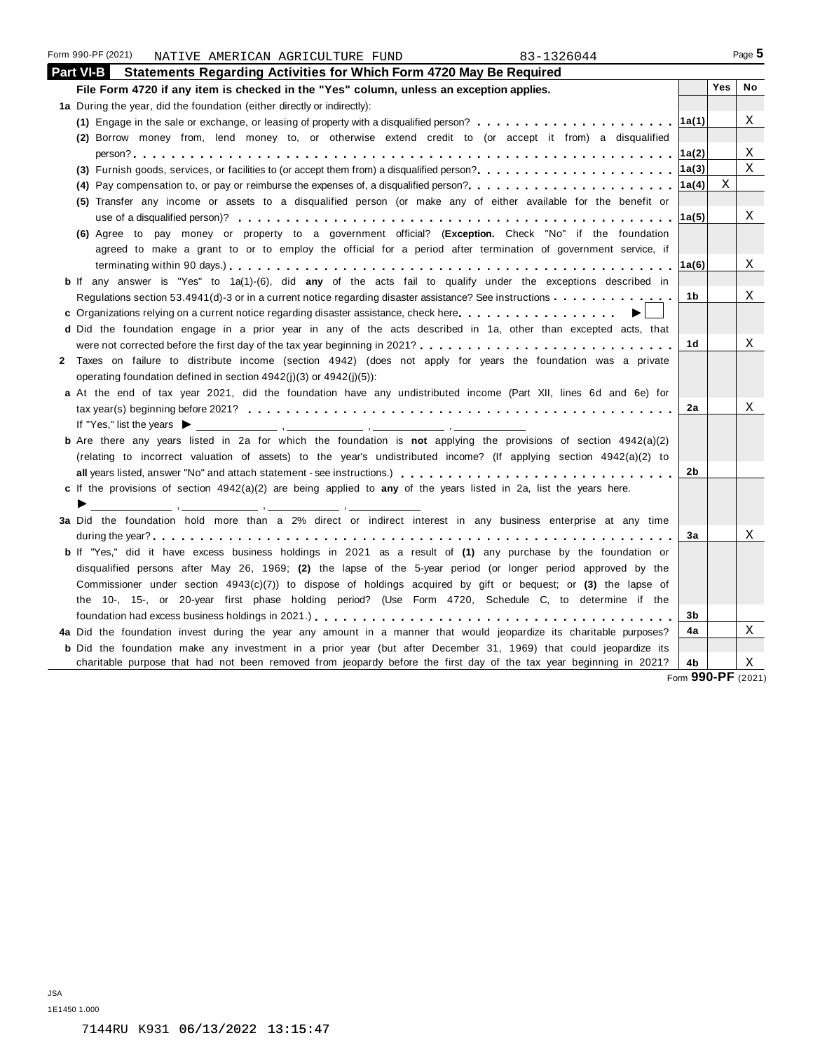Form 990-PF (2021) NATIVE AMERICAN AGRICULTURE FUND 83-1326044

## Part VI-B Statements Regarding Activities for Which Form 4720 May Be Required

| File Form 4720 if any item is checked in the "Yes" column, unless an exception applies. | | Yes | No |
|---|---|---|---|
| **1a** During the year, did the foundation (either directly or indirectly): | | | |
| **(1)** Engage in the sale or exchange, or leasing of property with a disqualified person? | 1a(1) | | X |
| **(2)** Borrow money from, lend money to, or otherwise extend credit to (or accept it from) a disqualified person? | 1a(2) | | X |
| **(3)** Furnish goods, services, or facilities to (or accept them from) a disqualified person? | 1a(3) | | X |
| **(4)** Pay compensation to, or pay or reimburse the expenses of, a disqualified person? | 1a(4) | X | |
| **(5)** Transfer any income or assets to a disqualified person (or make any of either available for the benefit or use of a disqualified person)? | 1a(5) | | X |
| **(6)** Agree to pay money or property to a government official? (**Exception.** Check "No" if the foundation agreed to make a grant to or to employ the official for a period after termination of government service, if terminating within 90 days.) | 1a(6) | | X |
| **b** If any answer is "Yes" to 1a(1)-(6), did **any** of the acts fail to qualify under the exceptions described in Regulations section 53.4941(d)-3 or in a current notice regarding disaster assistance? See instructions | 1b | | X |
| **c** Organizations relying on a current notice regarding disaster assistance, check here ▶ ☐ | | | |
| **d** Did the foundation engage in a prior year in any of the acts described in 1a, other than excepted acts, that were not corrected before the first day of the tax year beginning in 2021? | 1d | | X |
| **2** Taxes on failure to distribute income (section 4942) (does not apply for years the foundation was a private operating foundation defined in section 4942(j)(3) or 4942(j)(5)): | | | |
| **a** At the end of tax year 2021, did the foundation have any undistributed income (Part XII, lines 6d and 6e) for tax year(s) beginning before 2021? | 2a | | X |
| If "Yes," list the years ▶ ______, ______, ______, ______ | | | |
| **b** Are there any years listed in 2a for which the foundation is **not** applying the provisions of section 4942(a)(2) (relating to incorrect valuation of assets) to the year's undistributed income? (If applying section 4942(a)(2) to **all** years listed, answer "No" and attach statement - see instructions.) | 2b | | |
| **c** If the provisions of section 4942(a)(2) are being applied to **any** of the years listed in 2a, list the years here. ▶ ______, ______, ______, ______ | | | |
| **3a** Did the foundation hold more than a 2% direct or indirect interest in any business enterprise at any time during the year? | 3a | | X |
| **b** If "Yes," did it have excess business holdings in 2021 as a result of **(1)** any purchase by the foundation or disqualified persons after May 26, 1969; **(2)** the lapse of the 5-year period (or longer period approved by the Commissioner under section 4943(c)(7)) to dispose of holdings acquired by gift or bequest; or **(3)** the lapse of the 10-, 15-, or 20-year first phase holding period? (Use Form 4720, Schedule C, to determine if the foundation had excess business holdings in 2021.) | 3b | | |
| **4a** Did the foundation invest during the year any amount in a manner that would jeopardize its charitable purposes? | 4a | | X |
| **b** Did the foundation make any investment in a prior year (but after December 31, 1969) that could jeopardize its charitable purpose that had not been removed from jeopardy before the first day of the tax year beginning in 2021? | 4b | | X |

Form **990-PF** (2021)

JSA
1E1450 1.000

7144RU K931 06/13/2022 13:15:47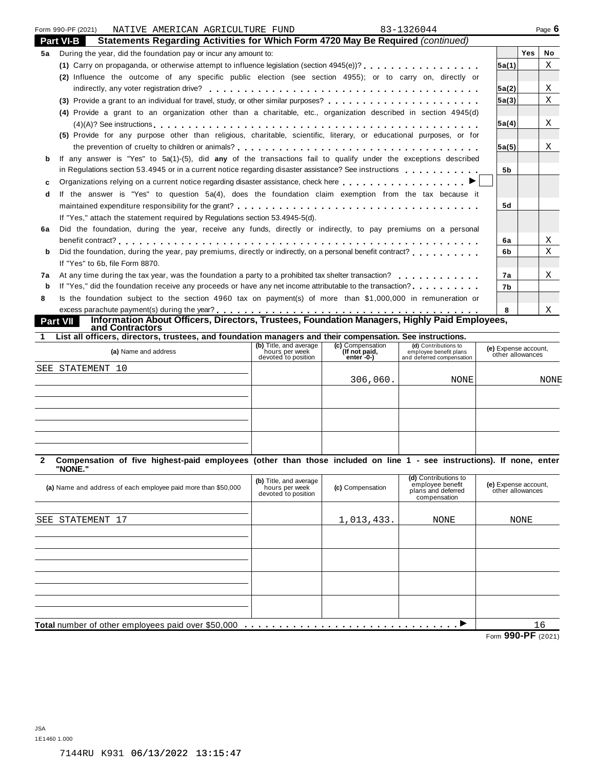Form 990-PF (2021) NATIVE AMERICAN AGRICULTURE FUND 83-1326044

## Part VI-B Statements Regarding Activities for Which Form 4720 May Be Required *(continued)*

| | | | Yes | No |
|---|---|---|---|---|
| **5a** | During the year, did the foundation pay or incur any amount to: | | | |
| | **(1)** Carry on propaganda, or otherwise attempt to influence legislation (section 4945(e))? | 5a(1) | | X |
| | **(2)** Influence the outcome of any specific public election (see section 4955); or to carry on, directly or indirectly, any voter registration drive? | 5a(2) | | X |
| | **(3)** Provide a grant to an individual for travel, study, or other similar purposes? | 5a(3) | | X |
| | **(4)** Provide a grant to an organization other than a charitable, etc., organization described in section 4945(d)(4)(A)? See instructions | 5a(4) | | X |
| | **(5)** Provide for any purpose other than religious, charitable, scientific, literary, or educational purposes, or for the prevention of cruelty to children or animals? | 5a(5) | | X |
| **b** | If any answer is "Yes" to 5a(1)-(5), did **any** of the transactions fail to qualify under the exceptions described in Regulations section 53.4945 or in a current notice regarding disaster assistance? See instructions | 5b | | |
| **c** | Organizations relying on a current notice regarding disaster assistance, check here ▶ ☐ | | | |
| **d** | If the answer is "Yes" to question 5a(4), does the foundation claim exemption from the tax because it maintained expenditure responsibility for the grant? | 5d | | |
| | If "Yes," attach the statement required by Regulations section 53.4945-5(d). | | | |
| **6a** | Did the foundation, during the year, receive any funds, directly or indirectly, to pay premiums on a personal benefit contract? | 6a | | X |
| **b** | Did the foundation, during the year, pay premiums, directly or indirectly, on a personal benefit contract? | 6b | | X |
| | If "Yes" to 6b, file Form 8870. | | | |
| **7a** | At any time during the tax year, was the foundation a party to a prohibited tax shelter transaction? | 7a | | X |
| **b** | If "Yes," did the foundation receive any proceeds or have any net income attributable to the transaction? | 7b | | |
| **8** | Is the foundation subject to the section 4960 tax on payment(s) of more than $1,000,000 in remuneration or excess parachute payment(s) during the year? | 8 | | X |

## Part VII Information About Officers, Directors, Trustees, Foundation Managers, Highly Paid Employees, and Contractors

**1 List all officers, directors, trustees, and foundation managers and their compensation. See instructions.**

| (a) Name and address | (b) Title, and average hours per week devoted to position | (c) Compensation (If not paid, enter -0-) | (d) Contributions to employee benefit plans and deferred compensation | (e) Expense account, other allowances |
|---|---|---|---|---|
| SEE STATEMENT 10 | | 306,060. | NONE | NONE |
| | | | | |
| | | | | |
| | | | | |

**2 Compensation of five highest-paid employees (other than those included on line 1 - see instructions). If none, enter "NONE."**

| (a) Name and address of each employee paid more than $50,000 | (b) Title, and average hours per week devoted to position | (c) Compensation | (d) Contributions to employee benefit plans and deferred compensation | (e) Expense account, other allowances |
|---|---|---|---|---|
| SEE STATEMENT 17 | | 1,013,433. | NONE | NONE |
| | | | | |
| | | | | |
| | | | | |
| | | | | |

**Total** number of other employees paid over $50,000 ▶ 16

Form **990-PF** (2021)

JSA
1E1460 1.000

7144RU K931 06/13/2022 13:15:47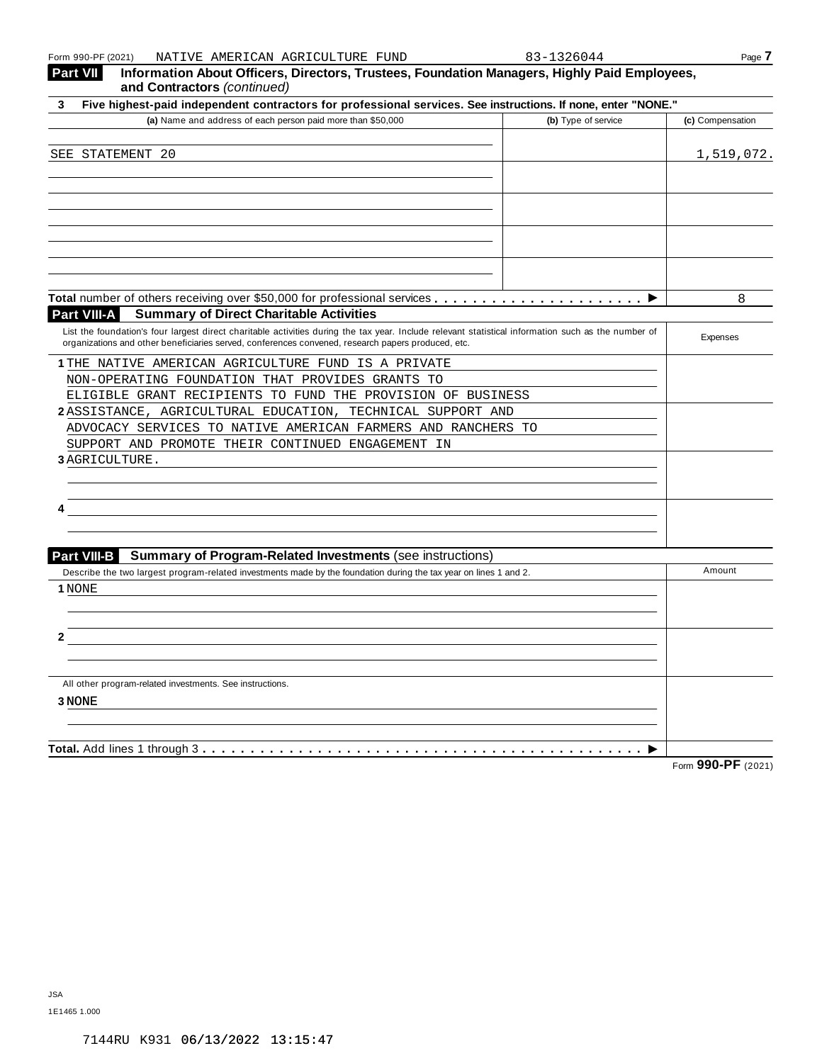Form 990-PF (2021) NATIVE AMERICAN AGRICULTURE FUND 83-1326044

**Part VII** **Information About Officers, Directors, Trustees, Foundation Managers, Highly Paid Employees, and Contractors** *(continued)*

**3 Five highest-paid independent contractors for professional services. See instructions. If none, enter "NONE."**

| (a) Name and address of each person paid more than $50,000 | (b) Type of service | (c) Compensation |
|---|---|---|
| SEE STATEMENT 20 | | 1,519,072. |
| | | |
| | | |
| | | |
| | | |

**Total** number of others receiving over $50,000 for professional services . . . . . . . . . . . . . . . . . . . . . . ▶ 8

**Part VIII-A** **Summary of Direct Charitable Activities**

| List the foundation's four largest direct charitable activities during the tax year. Include relevant statistical information such as the number of organizations and other beneficiaries served, conferences convened, research papers produced, etc. | Expenses |
|---|---|
| 1 THE NATIVE AMERICAN AGRICULTURE FUND IS A PRIVATE NON-OPERATING FOUNDATION THAT PROVIDES GRANTS TO ELIGIBLE GRANT RECIPIENTS TO FUND THE PROVISION OF BUSINESS | |
| 2 ASSISTANCE, AGRICULTURAL EDUCATION, TECHNICAL SUPPORT AND ADVOCACY SERVICES TO NATIVE AMERICAN FARMERS AND RANCHERS TO SUPPORT AND PROMOTE THEIR CONTINUED ENGAGEMENT IN | |
| 3 AGRICULTURE. | |
| 4 | |

**Part VIII-B** **Summary of Program-Related Investments** (see instructions)

| Describe the two largest program-related investments made by the foundation during the tax year on lines 1 and 2. | Amount |
|---|---|
| 1 NONE | |
| 2 | |
| All other program-related investments. See instructions. | |
| 3 NONE | |
| **Total.** Add lines 1 through 3 . . . . . . . . . . . . . . . . . . . . . . . . . . . . . . . . . . . . . . . . . . . . . ▶ | |

Form **990-PF** (2021)

JSA
1E1465 1.000

7144RU K931 06/13/2022 13:15:47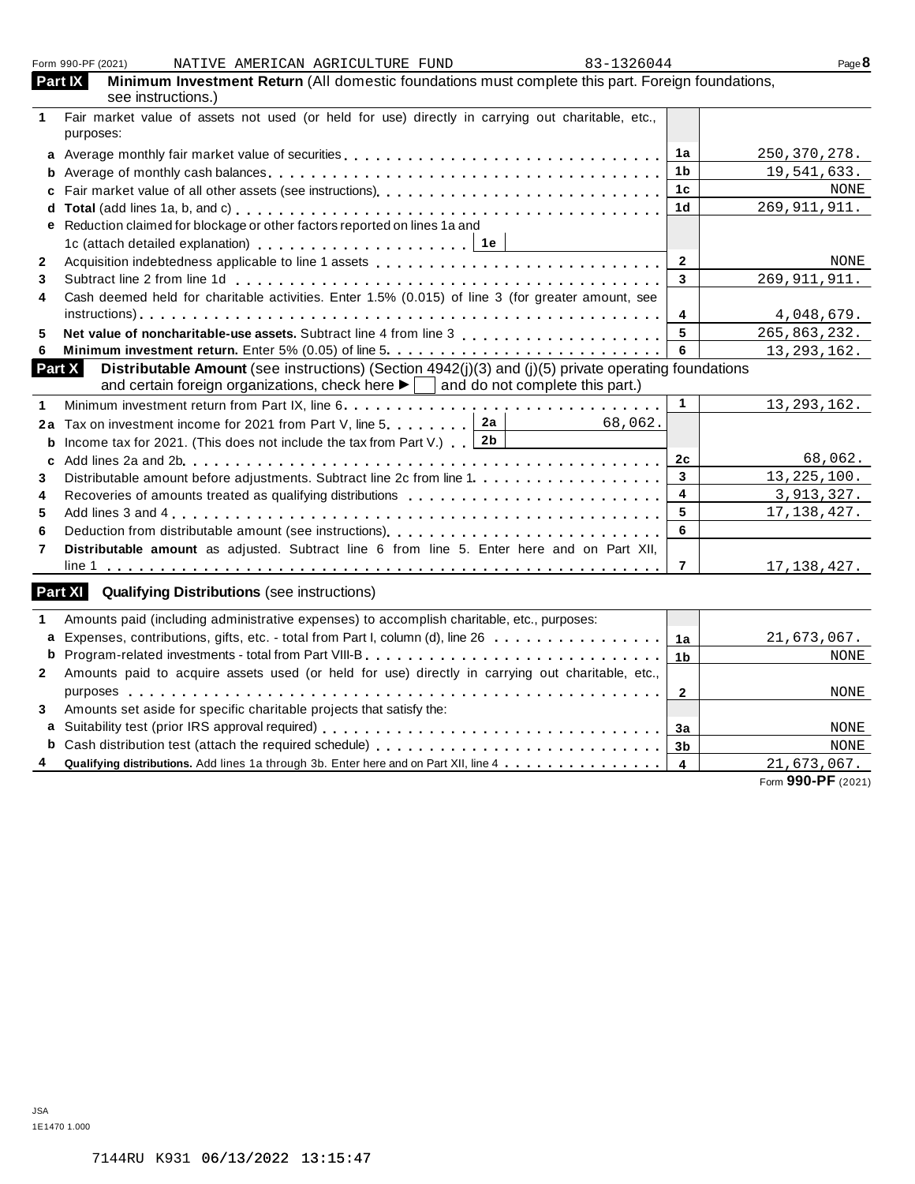Form 990-PF (2021) NATIVE AMERICAN AGRICULTURE FUND 83-1326044

## Part IX Minimum Investment Return (All domestic foundations must complete this part. Foreign foundations, see instructions.)

| | | | |
|---|---|---|---|
| 1 | Fair market value of assets not used (or held for use) directly in carrying out charitable, etc., purposes: | | |
| a | Average monthly fair market value of securities | 1a | 250,370,278. |
| b | Average of monthly cash balances | 1b | 19,541,633. |
| c | Fair market value of all other assets (see instructions) | 1c | NONE |
| d | **Total** (add lines 1a, b, and c) | 1d | 269,911,911. |
| e | Reduction claimed for blockage or other factors reported on lines 1a and 1c (attach detailed explanation) 1e | | |
| 2 | Acquisition indebtedness applicable to line 1 assets | 2 | NONE |
| 3 | Subtract line 2 from line 1d | 3 | 269,911,911. |
| 4 | Cash deemed held for charitable activities. Enter 1.5% (0.015) of line 3 (for greater amount, see instructions) | 4 | 4,048,679. |
| 5 | **Net value of noncharitable-use assets.** Subtract line 4 from line 3 | 5 | 265,863,232. |
| 6 | **Minimum investment return.** Enter 5% (0.05) of line 5 | 6 | 13,293,162. |

## Part X Distributable Amount (see instructions) (Section 4942(j)(3) and (j)(5) private operating foundations and certain foreign organizations, check here ► ☐ and do not complete this part.)

| | | | | |
|---|---|---|---|---|
| 1 | Minimum investment return from Part IX, line 6 | | 1 | 13,293,162. |
| 2a | Tax on investment income for 2021 from Part V, line 5 | 2a 68,062. | | |
| b | Income tax for 2021. (This does not include the tax from Part V.) | 2b | | |
| c | Add lines 2a and 2b | | 2c | 68,062. |
| 3 | Distributable amount before adjustments. Subtract line 2c from line 1 | | 3 | 13,225,100. |
| 4 | Recoveries of amounts treated as qualifying distributions | | 4 | 3,913,327. |
| 5 | Add lines 3 and 4 | | 5 | 17,138,427. |
| 6 | Deduction from distributable amount (see instructions) | | 6 | |
| 7 | **Distributable amount** as adjusted. Subtract line 6 from line 5. Enter here and on Part XII, line 1 | | 7 | 17,138,427. |

## Part XI Qualifying Distributions (see instructions)

| | | | |
|---|---|---|---|
| 1 | Amounts paid (including administrative expenses) to accomplish charitable, etc., purposes: | | |
| a | Expenses, contributions, gifts, etc. - total from Part I, column (d), line 26 | 1a | 21,673,067. |
| b | Program-related investments - total from Part VIII-B | 1b | NONE |
| 2 | Amounts paid to acquire assets used (or held for use) directly in carrying out charitable, etc., purposes | 2 | NONE |
| 3 | Amounts set aside for specific charitable projects that satisfy the: | | |
| a | Suitability test (prior IRS approval required) | 3a | NONE |
| b | Cash distribution test (attach the required schedule) | 3b | NONE |
| 4 | **Qualifying distributions.** Add lines 1a through 3b. Enter here and on Part XII, line 4 | 4 | 21,673,067. |

Form **990-PF** (2021)

JSA
1E1470 1.000

7144RU K931 06/13/2022 13:15:47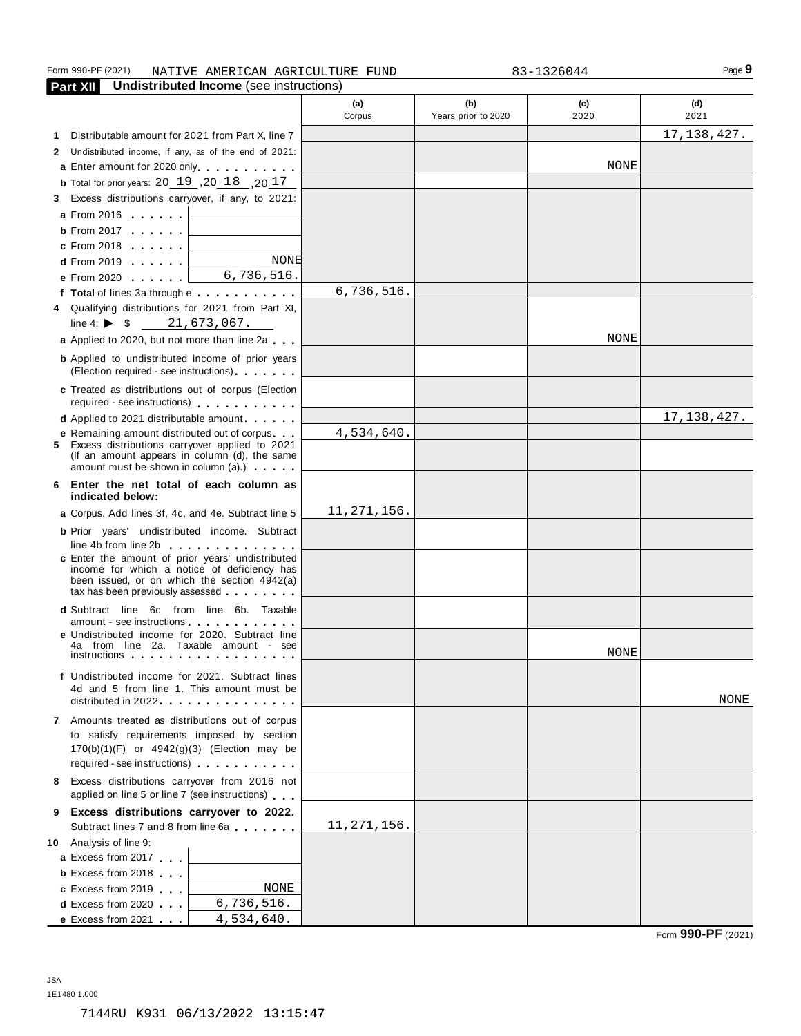Form 990-PF (2021) NATIVE AMERICAN AGRICULTURE FUND 83-1326044

## Part XII Undistributed Income (see instructions)

| | (a) Corpus | (b) Years prior to 2020 | (c) 2020 | (d) 2021 |
|---|---|---|---|---|
| **1** Distributable amount for 2021 from Part X, line 7 | | | | 17,138,427. |
| **2** Undistributed income, if any, as of the end of 2021: | | | | |
| **a** Enter amount for 2020 only | | | NONE | |
| **b** Total for prior years: 20 19 ,20 18 ,20 17 | | | | |
| **3** Excess distributions carryover, if any, to 2021: | | | | |
| **a** From 2016 | | | | |
| **b** From 2017 | | | | |
| **c** From 2018 | | | | |
| **d** From 2019 NONE | | | | |
| **e** From 2020 6,736,516. | | | | |
| **f Total** of lines 3a through e | 6,736,516. | | | |
| **4** Qualifying distributions for 2021 from Part XI, line 4: ▶ $ 21,673,067. | | | | |
| **a** Applied to 2020, but not more than line 2a | | | NONE | |
| **b** Applied to undistributed income of prior years (Election required - see instructions) | | | | |
| **c** Treated as distributions out of corpus (Election required - see instructions) | | | | |
| **d** Applied to 2021 distributable amount | | | | 17,138,427. |
| **e** Remaining amount distributed out of corpus | 4,534,640. | | | |
| **5** Excess distributions carryover applied to 2021 (If an amount appears in column (d), the same amount must be shown in column (a).) | | | | |
| **6 Enter the net total of each column as indicated below:** | | | | |
| **a** Corpus. Add lines 3f, 4c, and 4e. Subtract line 5 | 11,271,156. | | | |
| **b** Prior years' undistributed income. Subtract line 4b from line 2b | | | | |
| **c** Enter the amount of prior years' undistributed income for which a notice of deficiency has been issued, or on which the section 4942(a) tax has been previously assessed | | | | |
| **d** Subtract line 6c from line 6b. Taxable amount - see instructions | | | | |
| **e** Undistributed income for 2020. Subtract line 4a from line 2a. Taxable amount - see instructions | | | NONE | |
| **f** Undistributed income for 2021. Subtract lines 4d and 5 from line 1. This amount must be distributed in 2022 | | | | NONE |
| **7** Amounts treated as distributions out of corpus to satisfy requirements imposed by section 170(b)(1)(F) or 4942(g)(3) (Election may be required - see instructions) | | | | |
| **8** Excess distributions carryover from 2016 not applied on line 5 or line 7 (see instructions) | | | | |
| **9 Excess distributions carryover to 2022.** Subtract lines 7 and 8 from line 6a | 11,271,156. | | | |
| **10** Analysis of line 9: | | | | |
| **a** Excess from 2017 | | | | |
| **b** Excess from 2018 | | | | |
| **c** Excess from 2019 NONE | | | | |
| **d** Excess from 2020 6,736,516. | | | | |
| **e** Excess from 2021 4,534,640. | | | | |

Form **990-PF** (2021)

JSA
1E1480 1.000

7144RU K931 06/13/2022 13:15:47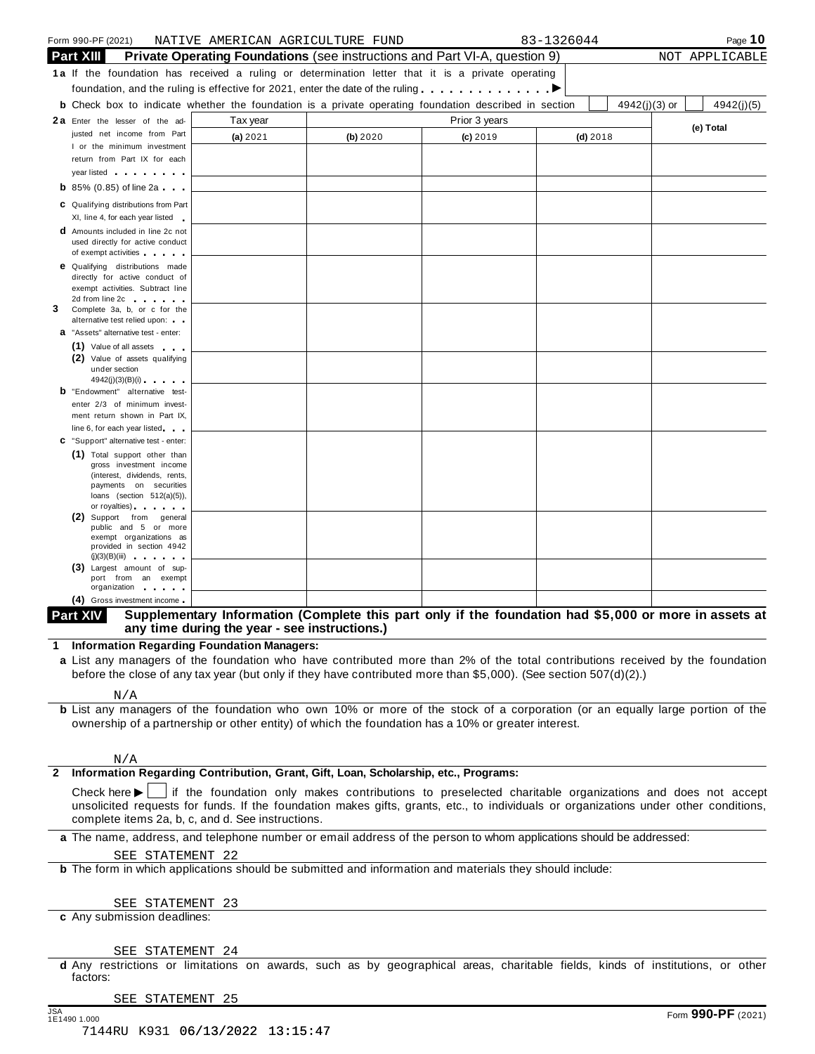Form 990-PF (2021) NATIVE AMERICAN AGRICULTURE FUND 83-1326044

## Part XIII Private Operating Foundations (see instructions and Part VI-A, question 9) NOT APPLICABLE

**1a** If the foundation has received a ruling or determination letter that it is a private operating foundation, and the ruling is effective for 2021, enter the date of the ruling . . . . . . . . . . . . . ▶

**b** Check box to indicate whether the foundation is a private operating foundation described in section ☐ 4942(j)(3) or ☐ 4942(j)(5)

| | Tax year | Prior 3 years | | | (e) Total |
|---|---|---|---|---|---|
| | (a) 2021 | (b) 2020 | (c) 2019 | (d) 2018 | |
| **2a** Enter the lesser of the adjusted net income from Part I or the minimum investment return from Part IX for each year listed | | | | | |
| **b** 85% (0.85) of line 2a | | | | | |
| **c** Qualifying distributions from Part XI, line 4, for each year listed | | | | | |
| **d** Amounts included in line 2c not used directly for active conduct of exempt activities | | | | | |
| **e** Qualifying distributions made directly for active conduct of exempt activities. Subtract line 2d from line 2c | | | | | |
| **3** Complete 3a, b, or c for the alternative test relied upon: | | | | | |
| **a** "Assets" alternative test - enter: (1) Value of all assets | | | | | |
| (2) Value of assets qualifying under section 4942(j)(3)(B)(i) | | | | | |
| **b** "Endowment" alternative test- enter 2/3 of minimum investment return shown in Part IX, line 6, for each year listed | | | | | |
| **c** "Support" alternative test - enter: (1) Total support other than gross investment income (interest, dividends, rents, payments on securities loans (section 512(a)(5)), or royalties) | | | | | |
| (2) Support from general public and 5 or more exempt organizations as provided in section 4942 (j)(3)(B)(iii) | | | | | |
| (3) Largest amount of support from an exempt organization | | | | | |
| (4) Gross investment income | | | | | |

## Part XIV Supplementary Information (Complete this part only if the foundation had $5,000 or more in assets at any time during the year - see instructions.)

**1 Information Regarding Foundation Managers:**

**a** List any managers of the foundation who have contributed more than 2% of the total contributions received by the foundation before the close of any tax year (but only if they have contributed more than $5,000). (See section 507(d)(2).)

N/A

**b** List any managers of the foundation who own 10% or more of the stock of a corporation (or an equally large portion of the ownership of a partnership or other entity) of which the foundation has a 10% or greater interest.

N/A

**2 Information Regarding Contribution, Grant, Gift, Loan, Scholarship, etc., Programs:**

Check here ▶ ☐ if the foundation only makes contributions to preselected charitable organizations and does not accept unsolicited requests for funds. If the foundation makes gifts, grants, etc., to individuals or organizations under other conditions, complete items 2a, b, c, and d. See instructions.

**a** The name, address, and telephone number or email address of the person to whom applications should be addressed:

SEE STATEMENT 22

**b** The form in which applications should be submitted and information and materials they should include:

SEE STATEMENT 23

**c** Any submission deadlines:

SEE STATEMENT 24

**d** Any restrictions or limitations on awards, such as by geographical areas, charitable fields, kinds of institutions, or other factors:

SEE STATEMENT 25

JSA 1E1490 1.000 Form 990-PF (2021)

7144RU K931 06/13/2022 13:15:47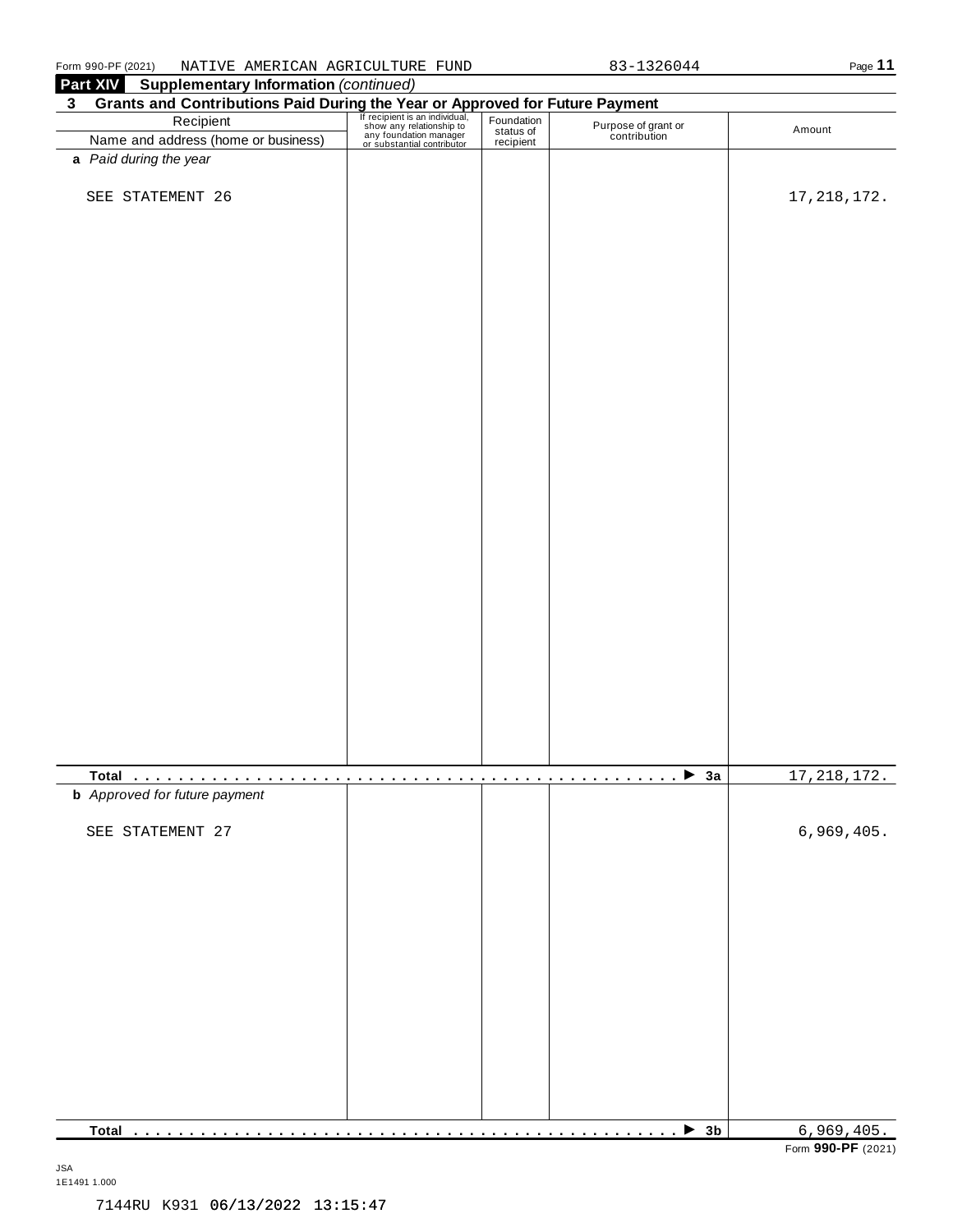NATIVE AMERICAN AGRICULTURE FUND 83-1326044

## Part XIV Supplementary Information *(continued)*

### 3 Grants and Contributions Paid During the Year or Approved for Future Payment

| Recipient<br>Name and address (home or business) | If recipient is an individual, show any relationship to any foundation manager or substantial contributor | Foundation status of recipient | Purpose of grant or contribution | Amount |
|---|---|---|---|---|
| ***a** Paid during the year* | | | | |
| SEE STATEMENT 26 | | | | 17,218,172. |
| **Total** . . . . . . . . . . . . . . . . . . . . . . . . . . . . . . . . . . . . . . . . . . . . . . . . ▶ **3a** | | | | 17,218,172. |
| ***b** Approved for future payment* | | | | |
| SEE STATEMENT 27 | | | | 6,969,405. |
| **Total** . . . . . . . . . . . . . . . . . . . . . . . . . . . . . . . . . . . . . . . . . . . . . . . . ▶ **3b** | | | | 6,969,405. |

Form **990-PF** (2021)

JSA
1E1491 1.000

7144RU K931 06/13/2022 13:15:47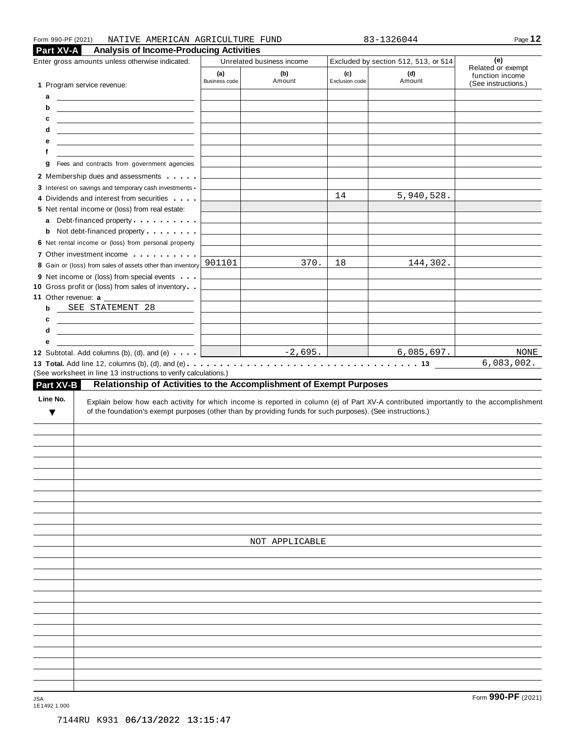Form 990-PF (2021) NATIVE AMERICAN AGRICULTURE FUND 83-1326044

## Part XV-A Analysis of Income-Producing Activities

| Enter gross amounts unless otherwise indicated. | Unrelated business income | | Excluded by section 512, 513, or 514 | | (e) Related or exempt function income (See instructions.) |
|---|---|---|---|---|---|
| | (a) Business code | (b) Amount | (c) Exclusion code | (d) Amount | |
| 1 Program service revenue: | | | | | |
| a | | | | | |
| b | | | | | |
| c | | | | | |
| d | | | | | |
| e | | | | | |
| f | | | | | |
| g Fees and contracts from government agencies | | | | | |
| 2 Membership dues and assessments | | | | | |
| 3 Interest on savings and temporary cash investments | | | | | |
| 4 Dividends and interest from securities | | | 14 | 5,940,528. | |
| 5 Net rental income or (loss) from real estate: | | | | | |
| a Debt-financed property | | | | | |
| b Not debt-financed property | | | | | |
| 6 Net rental income or (loss) from personal property | | | | | |
| 7 Other investment income | | | | | |
| 8 Gain or (loss) from sales of assets other than inventory | 901101 | 370. | 18 | 144,302. | |
| 9 Net income or (loss) from special events | | | | | |
| 10 Gross profit or (loss) from sales of inventory | | | | | |
| 11 Other revenue: a | | | | | |
| b SEE STATEMENT 28 | | | | | |
| c | | | | | |
| d | | | | | |
| e | | | | | |
| 12 Subtotal. Add columns (b), (d), and (e) | | -2,695. | | 6,085,697. | NONE |

**13 Total.** Add line 12, columns (b), (d), and (e) . . . 13 6,083,002.

(See worksheet in line 13 instructions to verify calculations.)

## Part XV-B Relationship of Activities to the Accomplishment of Exempt Purposes

| Line No. ▼ | Explain below how each activity for which income is reported in column (e) of Part XV-A contributed importantly to the accomplishment of the foundation's exempt purposes (other than by providing funds for such purposes). (See instructions.) |
|---|---|
| | NOT APPLICABLE |

Form **990-PF** (2021)

JSA
1E1492 1.000

7144RU K931 06/13/2022 13:15:47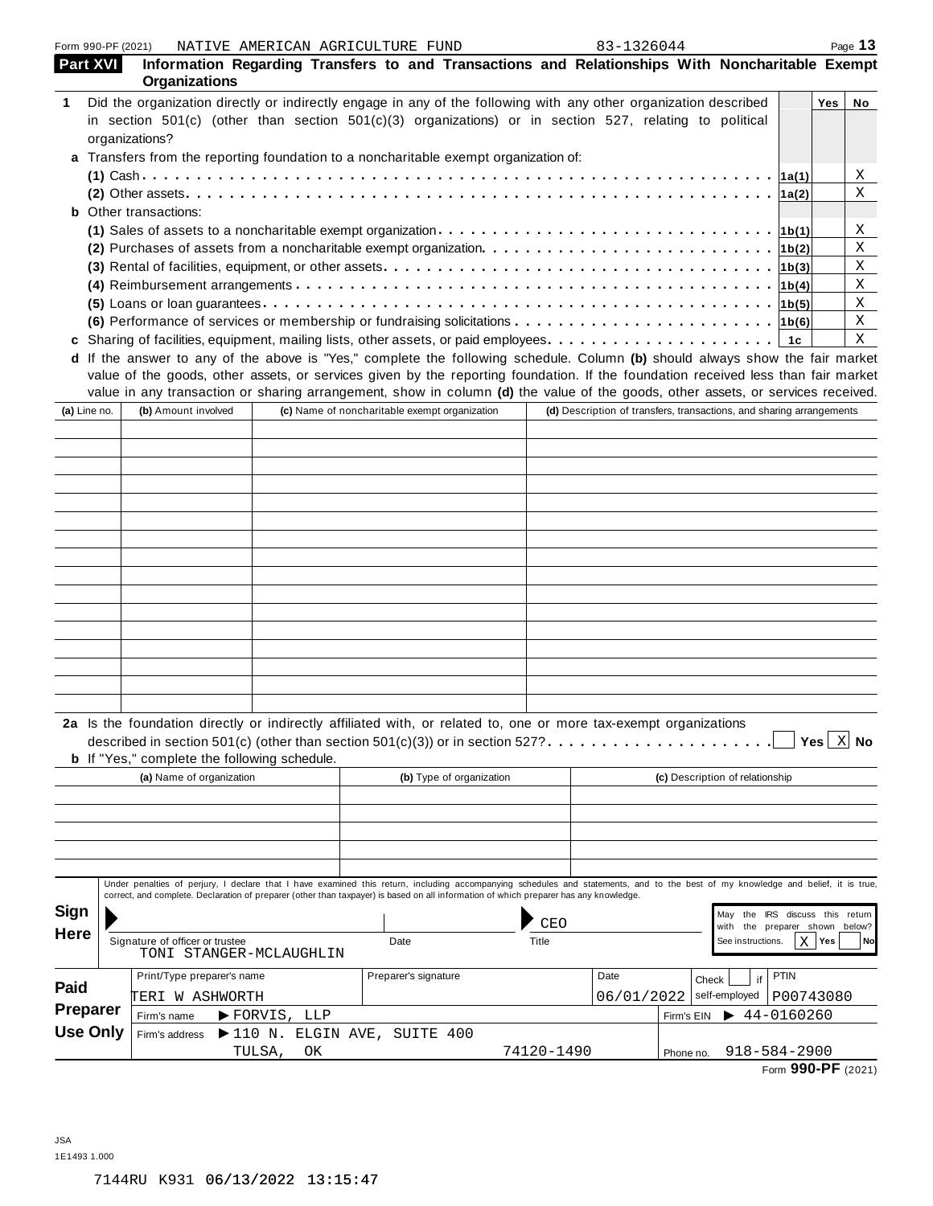Form 990-PF (2021) NATIVE AMERICAN AGRICULTURE FUND 83-1326044

## Part XVI Information Regarding Transfers to and Transactions and Relationships With Noncharitable Exempt Organizations

| | | | Yes | No |
|---|---|---|---|---|
| **1** | Did the organization directly or indirectly engage in any of the following with any other organization described in section 501(c) (other than section 501(c)(3) organizations) or in section 527, relating to political organizations? | | | |
| **a** | Transfers from the reporting foundation to a noncharitable exempt organization of: | | | |
| | **(1)** Cash | 1a(1) | | X |
| | **(2)** Other assets | 1a(2) | | X |
| **b** | Other transactions: | | | |
| | **(1)** Sales of assets to a noncharitable exempt organization | 1b(1) | | X |
| | **(2)** Purchases of assets from a noncharitable exempt organization | 1b(2) | | X |
| | **(3)** Rental of facilities, equipment, or other assets | 1b(3) | | X |
| | **(4)** Reimbursement arrangements | 1b(4) | | X |
| | **(5)** Loans or loan guarantees | 1b(5) | | X |
| | **(6)** Performance of services or membership or fundraising solicitations | 1b(6) | | X |
| **c** | Sharing of facilities, equipment, mailing lists, other assets, or paid employees | 1c | | X |

**d** If the answer to any of the above is "Yes," complete the following schedule. Column **(b)** should always show the fair market value of the goods, other assets, or services given by the reporting foundation. If the foundation received less than fair market value in any transaction or sharing arrangement, show in column **(d)** the value of the goods, other assets, or services received.

| (a) Line no. | (b) Amount involved | (c) Name of noncharitable exempt organization | (d) Description of transfers, transactions, and sharing arrangements |
|---|---|---|---|
| | | | |

**2a** Is the foundation directly or indirectly affiliated with, or related to, one or more tax-exempt organizations described in section 501(c) (other than section 501(c)(3)) or in section 527? [ ] Yes [X] No

**b** If "Yes," complete the following schedule.

| (a) Name of organization | (b) Type of organization | (c) Description of relationship |
|---|---|---|
| | | |

**Sign Here**

Under penalties of perjury, I declare that I have examined this return, including accompanying schedules and statements, and to the best of my knowledge and belief, it is true, correct, and complete. Declaration of preparer (other than taxpayer) is based on all information of which preparer has any knowledge.

Signature of officer or trustee: TONI STANGER-MCLAUGHLIN | Date: | Title: CEO

May the IRS discuss this return with the preparer shown below? See instructions. [X] Yes [ ] No

**Paid Preparer Use Only**

| Print/Type preparer's name | Preparer's signature | Date | Check [ ] if self-employed | PTIN |
|---|---|---|---|---|
| TERI W ASHWORTH | | 06/01/2022 | | P00743080 |

Firm's name ▶ FORVIS, LLP — Firm's EIN ▶ 44-0160260

Firm's address ▶ 110 N. ELGIN AVE, SUITE 400, TULSA, OK 74120-1490 — Phone no. 918-584-2900

Form **990-PF** (2021)

JSA
1E1493 1.000

7144RU K931 06/13/2022 13:15:47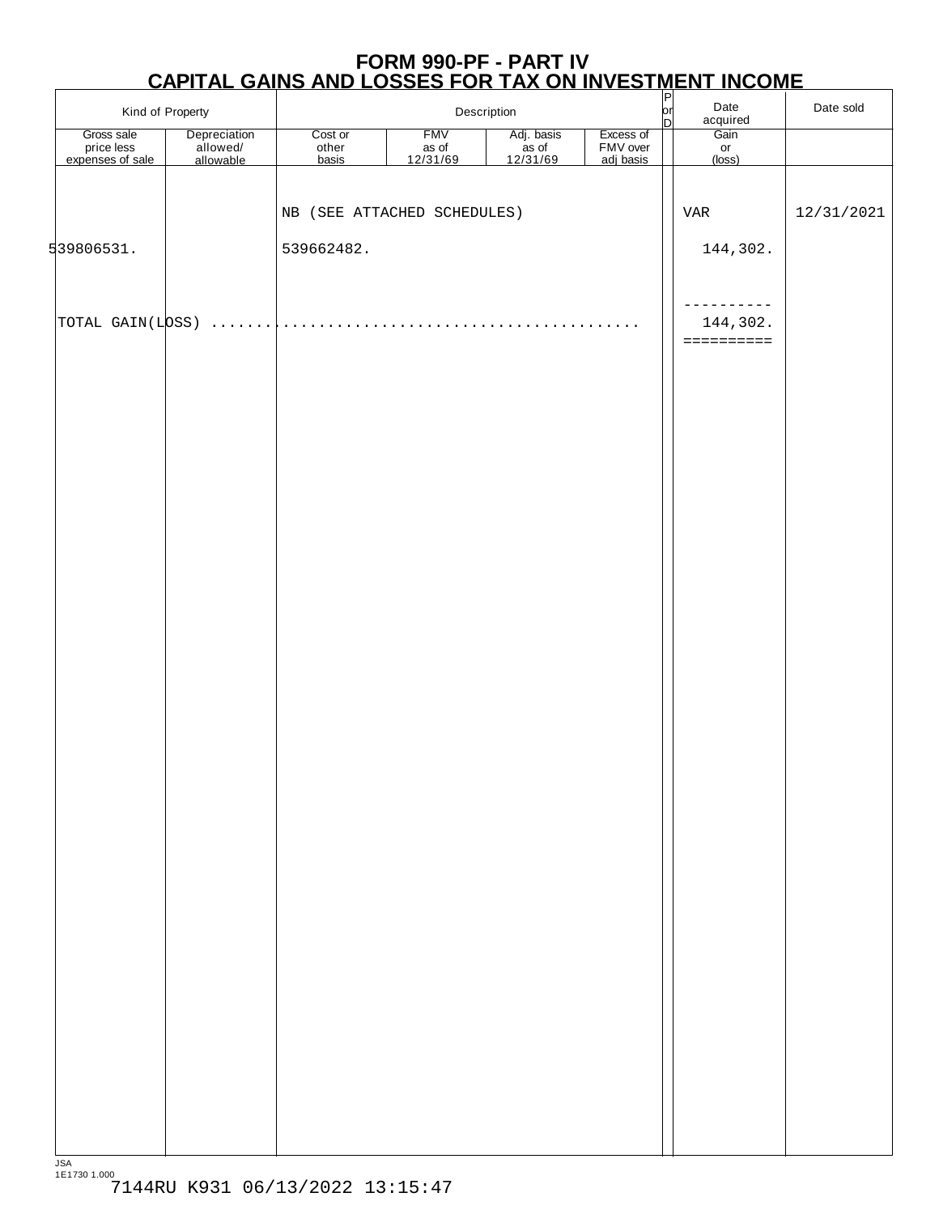# FORM 990-PF - PART IV
## CAPITAL GAINS AND LOSSES FOR TAX ON INVESTMENT INCOME

| Kind of Property | | Description | | | | P or D | Date acquired | Date sold |
|---|---|---|---|---|---|---|---|---|
| Gross sale price less expenses of sale | Depreciation allowed/ allowable | Cost or other basis | FMV as of 12/31/69 | Adj. basis as of 12/31/69 | Excess of FMV over adj basis | | Gain or (loss) | |
| | | NB (SEE ATTACHED SCHEDULES) | | | | | VAR | 12/31/2021 |
| 539806531. | | 539662482. | | | | | 144,302. | |
| TOTAL GAIN(LOSS) | | | | | | | 144,302. | |

JSA
1E1730 1.000
7144RU K931 06/13/2022 13:15:47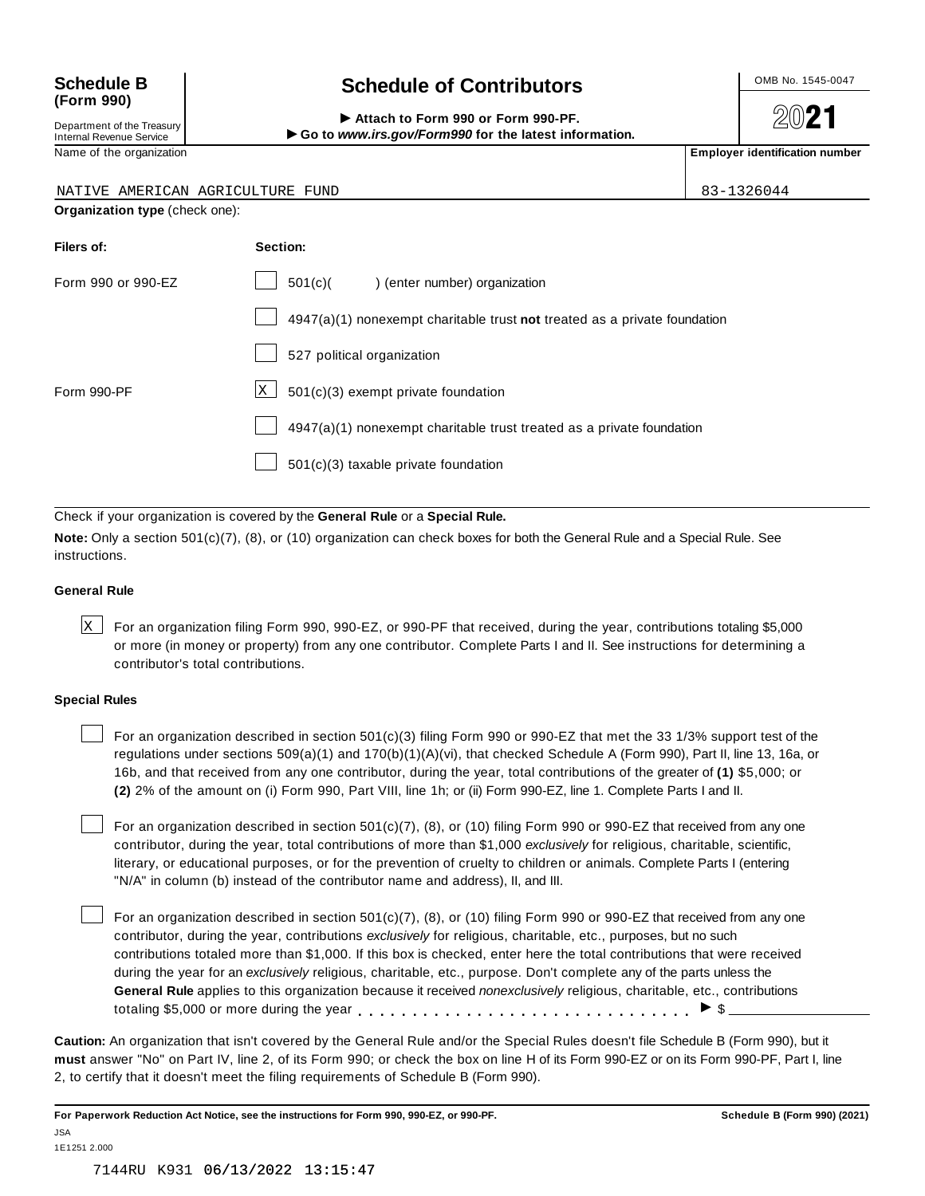**Schedule B (Form 990)**

Department of the Treasury
Internal Revenue Service

# Schedule of Contributors

► Attach to Form 990 or Form 990-PF.
► Go to *www.irs.gov/Form990* for the latest information.

OMB No. 1545-0047

**2021**

| Name of the organization | Employer identification number |
|---|---|
| NATIVE AMERICAN AGRICULTURE FUND | 83-1326044 |

**Organization type** (check one):

| Filers of: | Section: |
|---|---|
| Form 990 or 990-EZ | [ ] 501(c)( ) (enter number) organization |
| | [ ] 4947(a)(1) nonexempt charitable trust **not** treated as a private foundation |
| | [ ] 527 political organization |
| Form 990-PF | [X] 501(c)(3) exempt private foundation |
| | [ ] 4947(a)(1) nonexempt charitable trust treated as a private foundation |
| | [ ] 501(c)(3) taxable private foundation |

Check if your organization is covered by the **General Rule** or a **Special Rule.**

**Note:** Only a section 501(c)(7), (8), or (10) organization can check boxes for both the General Rule and a Special Rule. See instructions.

**General Rule**

[X] For an organization filing Form 990, 990-EZ, or 990-PF that received, during the year, contributions totaling $5,000 or more (in money or property) from any one contributor. Complete Parts I and II. See instructions for determining a contributor's total contributions.

**Special Rules**

[ ] For an organization described in section 501(c)(3) filing Form 990 or 990-EZ that met the 33 1/3% support test of the regulations under sections 509(a)(1) and 170(b)(1)(A)(vi), that checked Schedule A (Form 990), Part II, line 13, 16a, or 16b, and that received from any one contributor, during the year, total contributions of the greater of **(1)** $5,000; or **(2)** 2% of the amount on (i) Form 990, Part VIII, line 1h; or (ii) Form 990-EZ, line 1. Complete Parts I and II.

[ ] For an organization described in section 501(c)(7), (8), or (10) filing Form 990 or 990-EZ that received from any one contributor, during the year, total contributions of more than $1,000 *exclusively* for religious, charitable, scientific, literary, or educational purposes, or for the prevention of cruelty to children or animals. Complete Parts I (entering "N/A" in column (b) instead of the contributor name and address), II, and III.

[ ] For an organization described in section 501(c)(7), (8), or (10) filing Form 990 or 990-EZ that received from any one contributor, during the year, contributions *exclusively* for religious, charitable, etc., purposes, but no such contributions totaled more than $1,000. If this box is checked, enter here the total contributions that were received during the year for an *exclusively* religious, charitable, etc., purpose. Don't complete any of the parts unless the **General Rule** applies to this organization because it received *nonexclusively* religious, charitable, etc., contributions totaling $5,000 or more during the year . . . . . . . . . . . . . . . . . . . . . . . . . . . . . ► $ ______

**Caution:** An organization that isn't covered by the General Rule and/or the Special Rules doesn't file Schedule B (Form 990), but it **must** answer "No" on Part IV, line 2, of its Form 990; or check the box on line H of its Form 990-EZ or on its Form 990-PF, Part I, line 2, to certify that it doesn't meet the filing requirements of Schedule B (Form 990).

**For Paperwork Reduction Act Notice, see the instructions for Form 990, 990-EZ, or 990-PF.** **Schedule B (Form 990) (2021)**

JSA
1E1251 2.000

7144RU K931 06/13/2022 13:15:47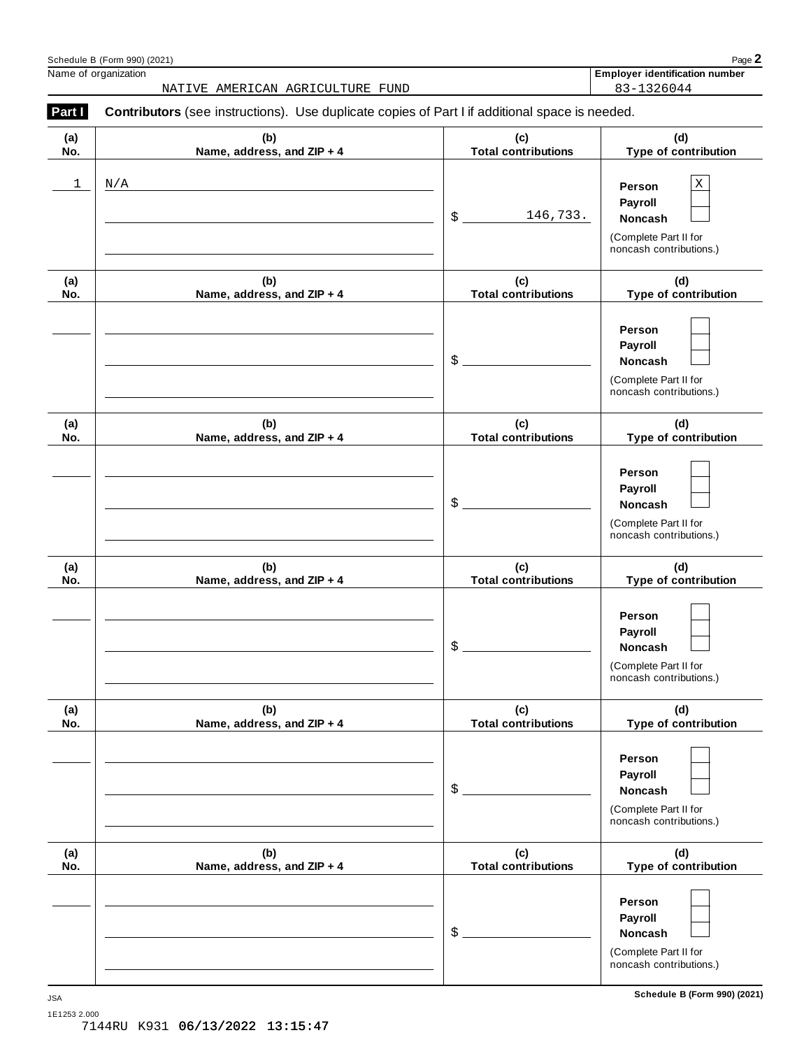Name of organization: NATIVE AMERICAN AGRICULTURE FUND

Employer identification number: 83-1326044

**Part I** **Contributors** (see instructions). Use duplicate copies of Part I if additional space is needed.

| (a) No. | (b) Name, address, and ZIP + 4 | (c) Total contributions | (d) Type of contribution |
|---|---|---|---|
| 1 | N/A | $ 146,733. | Person [X] Payroll [ ] Noncash [ ] (Complete Part II for noncash contributions.) |
| | | $ | Person [ ] Payroll [ ] Noncash [ ] (Complete Part II for noncash contributions.) |
| | | $ | Person [ ] Payroll [ ] Noncash [ ] (Complete Part II for noncash contributions.) |
| | | $ | Person [ ] Payroll [ ] Noncash [ ] (Complete Part II for noncash contributions.) |
| | | $ | Person [ ] Payroll [ ] Noncash [ ] (Complete Part II for noncash contributions.) |
| | | $ | Person [ ] Payroll [ ] Noncash [ ] (Complete Part II for noncash contributions.) |

Schedule B (Form 990) (2021)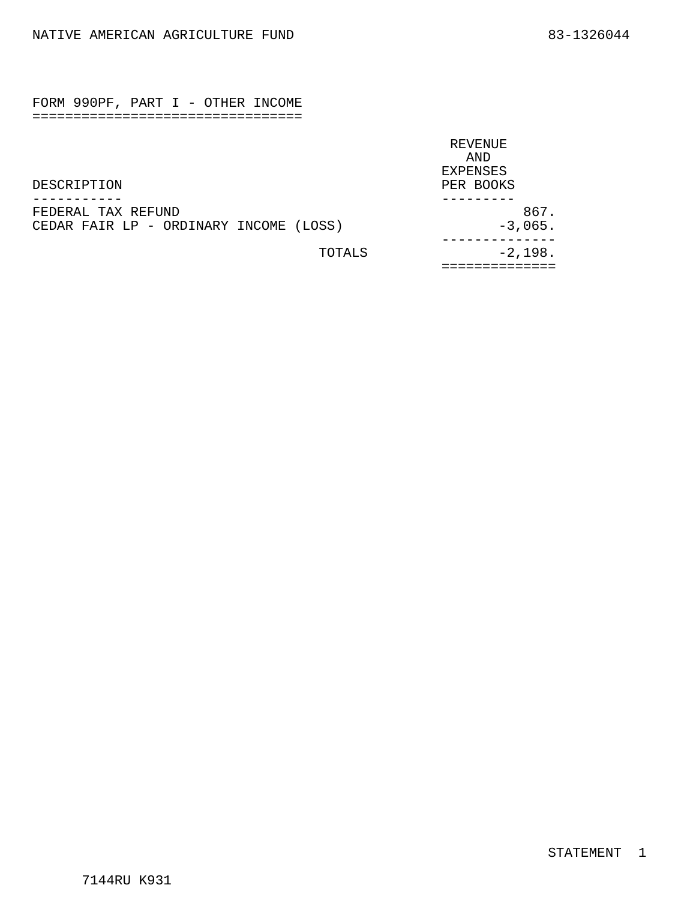NATIVE AMERICAN AGRICULTURE FUND 83-1326044

## FORM 990PF, PART I - OTHER INCOME

| DESCRIPTION | REVENUE AND EXPENSES PER BOOKS |
|---|---|
| FEDERAL TAX REFUND | 867. |
| CEDAR FAIR LP - ORDINARY INCOME (LOSS) | -3,065. |
| TOTALS | -2,198. |

STATEMENT 1

7144RU K931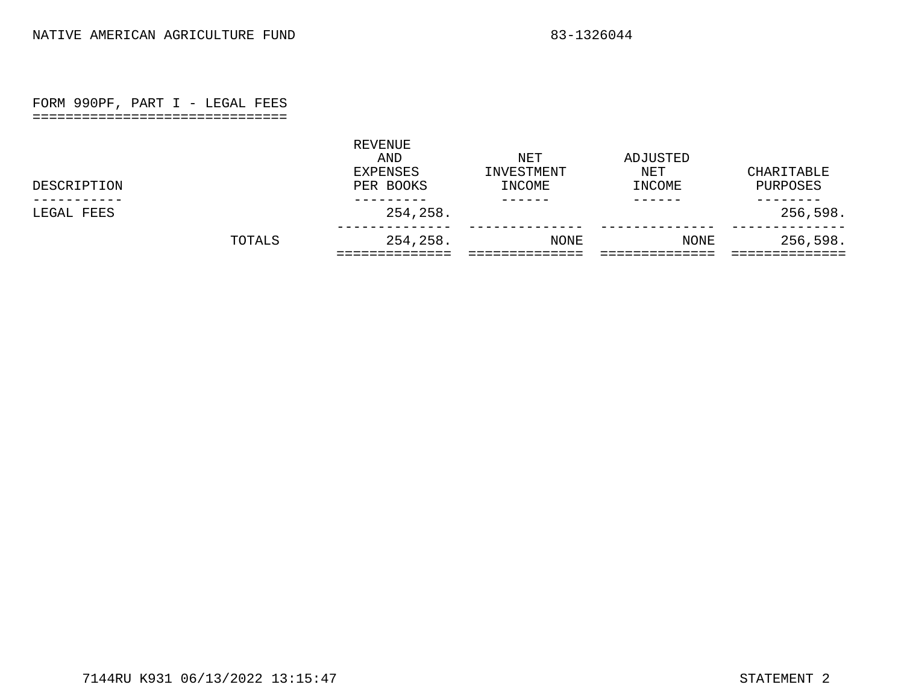NATIVE AMERICAN AGRICULTURE FUND 83-1326044

## FORM 990PF, PART I - LEGAL FEES

| DESCRIPTION | | REVENUE AND EXPENSES PER BOOKS | NET INVESTMENT INCOME | ADJUSTED NET INCOME | CHARITABLE PURPOSES |
|---|---|---|---|---|---|
| LEGAL FEES | | 254,258. | | | 256,598. |
| | TOTALS | 254,258. | NONE | NONE | 256,598. |

7144RU K931 06/13/2022 13:15:47 STATEMENT 2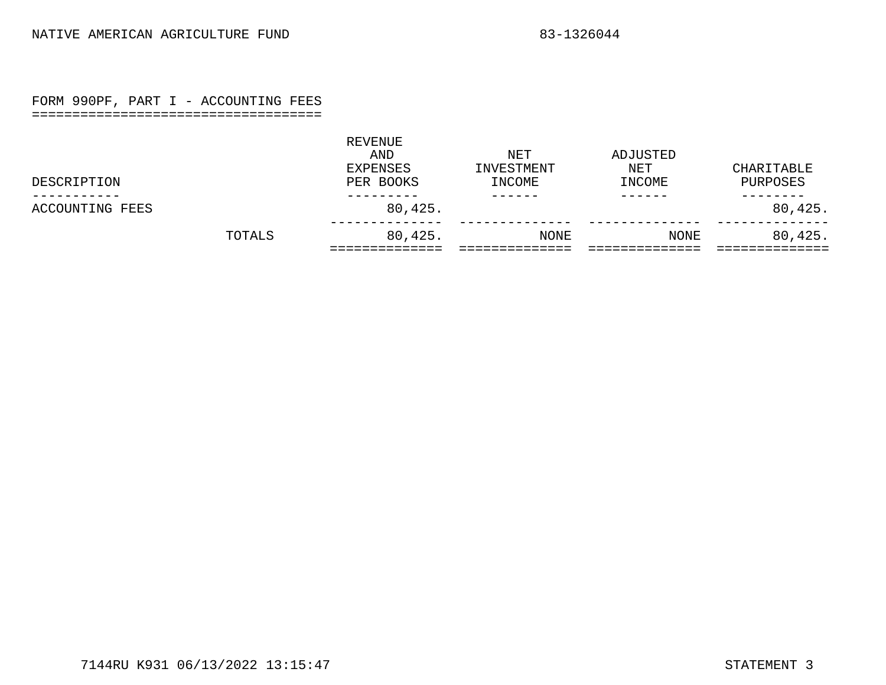NATIVE AMERICAN AGRICULTURE FUND 83-1326044

## FORM 990PF, PART I - ACCOUNTING FEES

| DESCRIPTION | | REVENUE AND EXPENSES PER BOOKS | NET INVESTMENT INCOME | ADJUSTED NET INCOME | CHARITABLE PURPOSES |
|---|---|---|---|---|---|
| ACCOUNTING FEES | | 80,425. | | | 80,425. |
| | TOTALS | 80,425. | NONE | NONE | 80,425. |

7144RU K931 06/13/2022 13:15:47 STATEMENT 3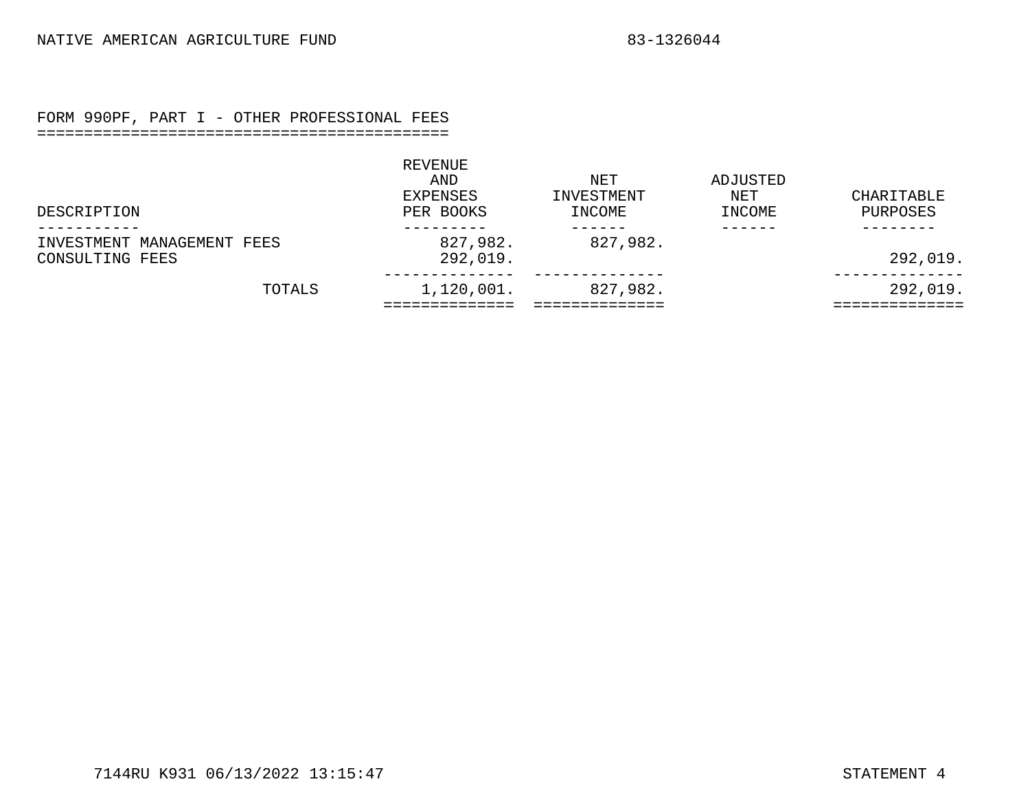NATIVE AMERICAN AGRICULTURE FUND 83-1326044

## FORM 990PF, PART I - OTHER PROFESSIONAL FEES

| DESCRIPTION | REVENUE AND EXPENSES PER BOOKS | NET INVESTMENT INCOME | ADJUSTED NET INCOME | CHARITABLE PURPOSES |
|---|---|---|---|---|
| INVESTMENT MANAGEMENT FEES | 827,982. | 827,982. | | |
| CONSULTING FEES | 292,019. | | | 292,019. |
| TOTALS | 1,120,001. | 827,982. | | 292,019. |

7144RU K931 06/13/2022 13:15:47 STATEMENT 4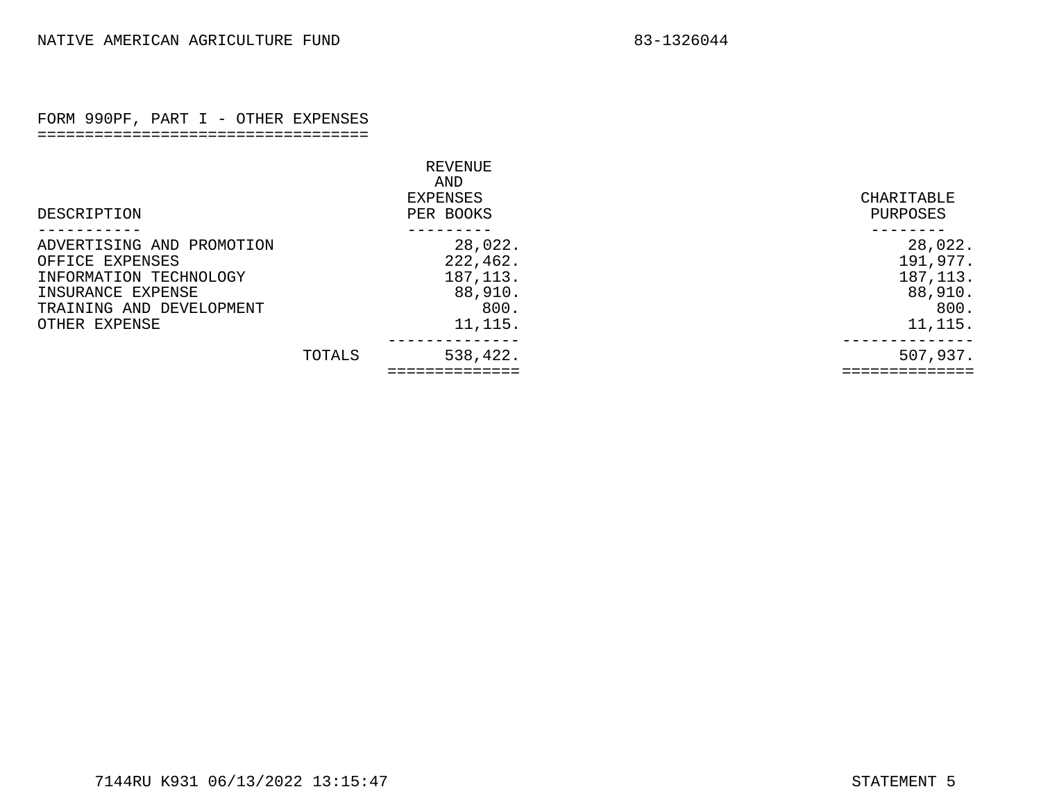NATIVE AMERICAN AGRICULTURE FUND 83-1326044

## FORM 990PF, PART I - OTHER EXPENSES

| DESCRIPTION | REVENUE AND EXPENSES PER BOOKS | CHARITABLE PURPOSES |
|---|---|---|
| ADVERTISING AND PROMOTION | 28,022. | 28,022. |
| OFFICE EXPENSES | 222,462. | 191,977. |
| INFORMATION TECHNOLOGY | 187,113. | 187,113. |
| INSURANCE EXPENSE | 88,910. | 88,910. |
| TRAINING AND DEVELOPMENT | 800. | 800. |
| OTHER EXPENSE | 11,115. | 11,115. |
| TOTALS | 538,422. | 507,937. |

7144RU K931 06/13/2022 13:15:47 STATEMENT 5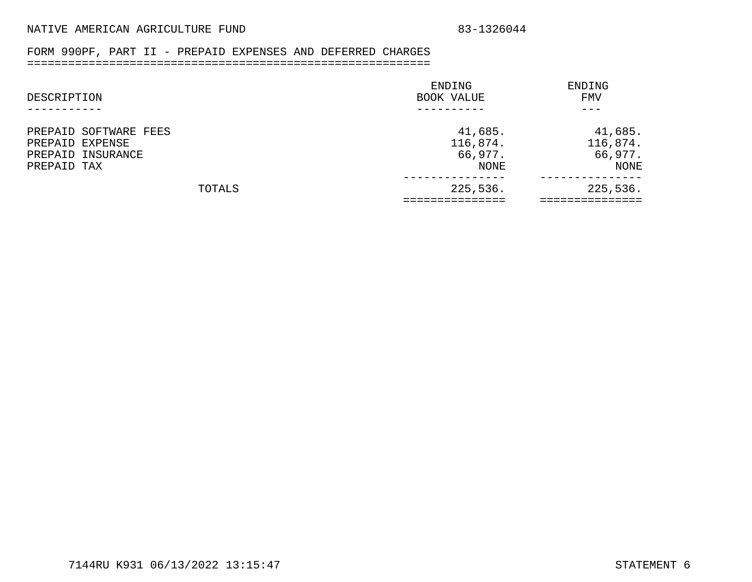NATIVE AMERICAN AGRICULTURE FUND 83-1326044

## FORM 990PF, PART II - PREPAID EXPENSES AND DEFERRED CHARGES

| DESCRIPTION | ENDING BOOK VALUE | ENDING FMV |
|---|---|---|
| PREPAID SOFTWARE FEES | 41,685. | 41,685. |
| PREPAID EXPENSE | 116,874. | 116,874. |
| PREPAID INSURANCE | 66,977. | 66,977. |
| PREPAID TAX | NONE | NONE |
| TOTALS | 225,536. | 225,536. |

7144RU K931 06/13/2022 13:15:47

STATEMENT 6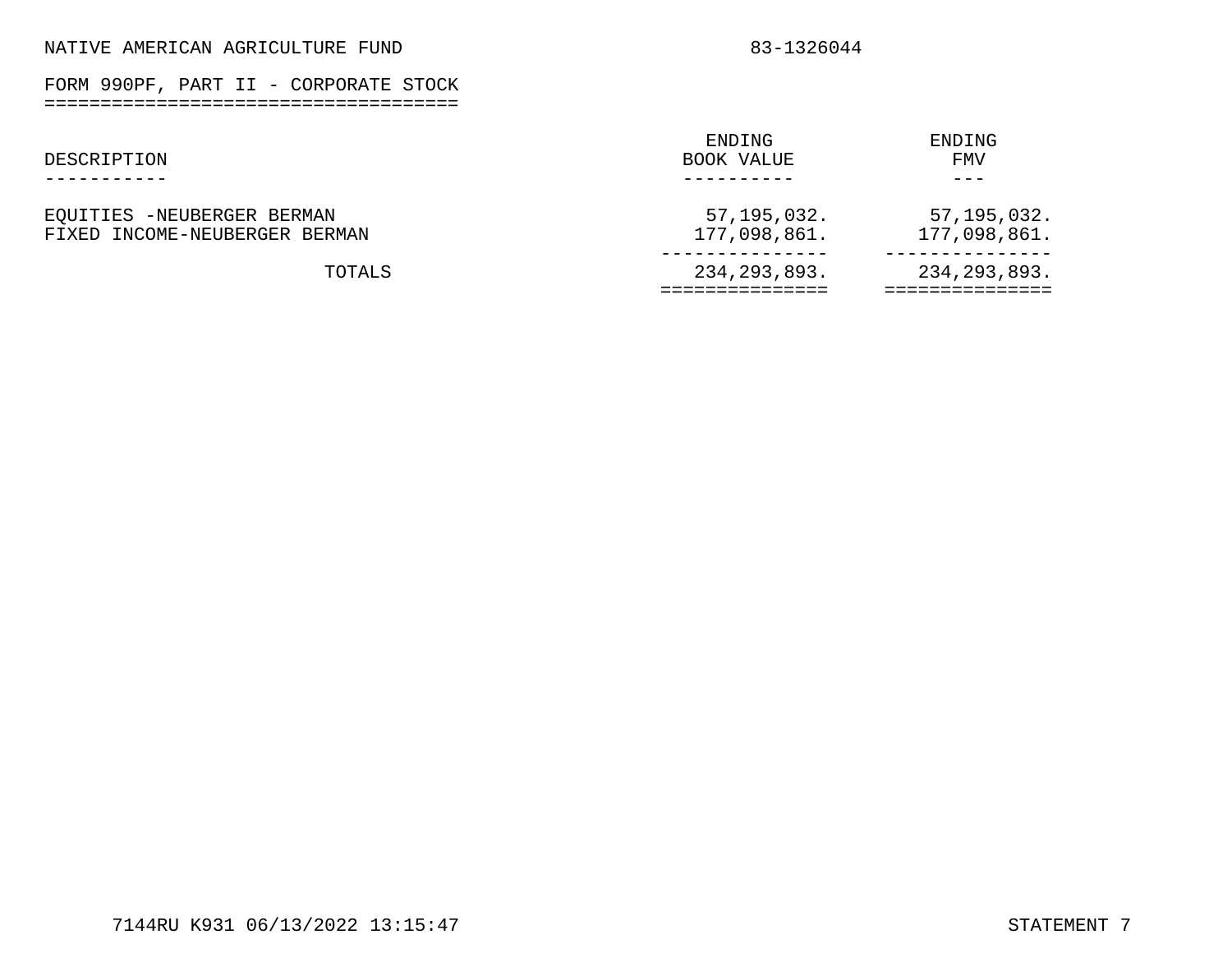NATIVE AMERICAN AGRICULTURE FUND 83-1326044

## FORM 990PF, PART II - CORPORATE STOCK

| DESCRIPTION | ENDING BOOK VALUE | ENDING FMV |
|---|---|---|
| EQUITIES -NEUBERGER BERMAN | 57,195,032. | 57,195,032. |
| FIXED INCOME-NEUBERGER BERMAN | 177,098,861. | 177,098,861. |
| TOTALS | 234,293,893. | 234,293,893. |

7144RU K931 06/13/2022 13:15:47

STATEMENT 7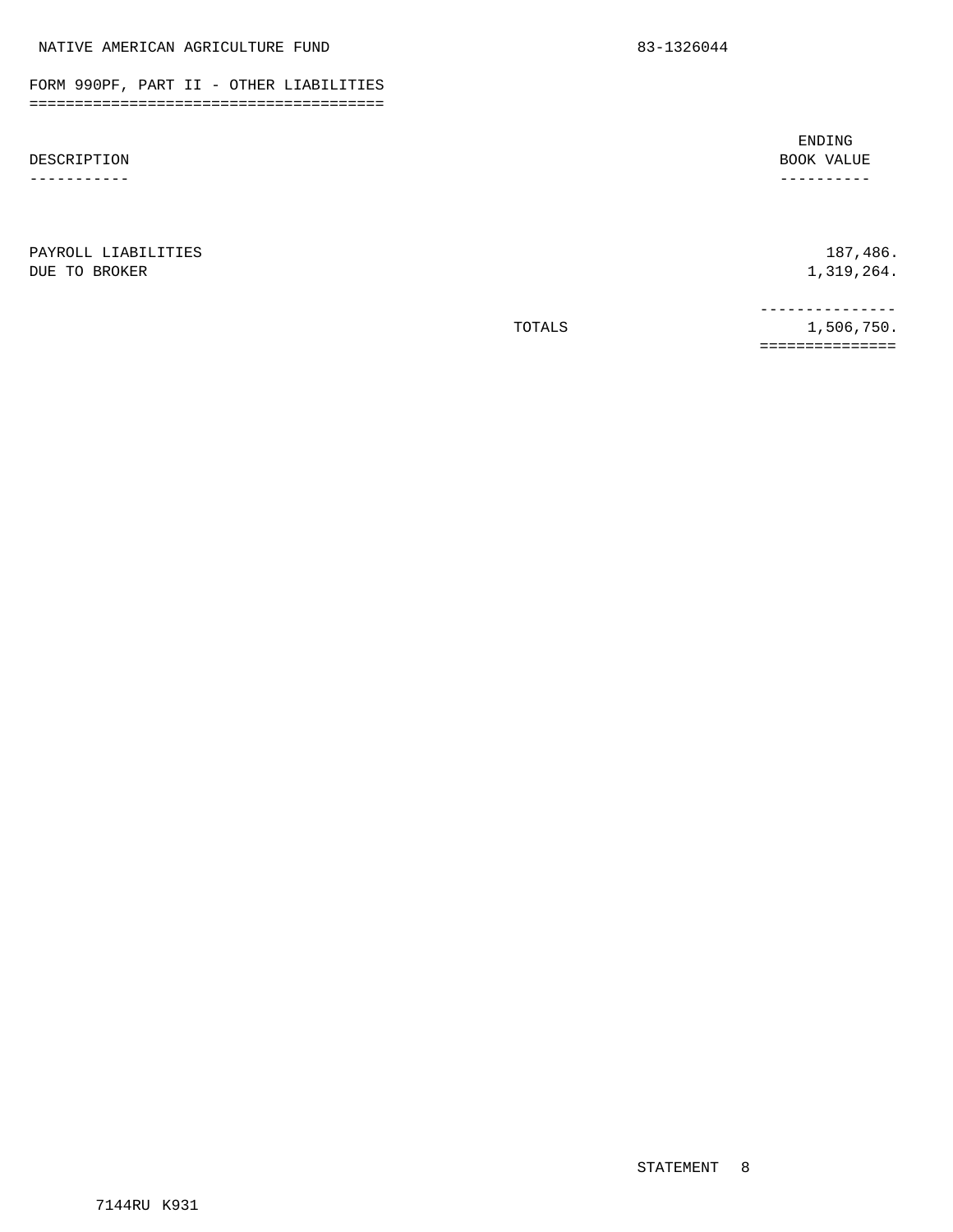NATIVE AMERICAN AGRICULTURE FUND 83-1326044

## FORM 990PF, PART II - OTHER LIABILITIES

| DESCRIPTION | | ENDING BOOK VALUE |
|---|---|---|
| PAYROLL LIABILITIES | | 187,486. |
| DUE TO BROKER | | 1,319,264. |
| | TOTALS | 1,506,750. |

STATEMENT 8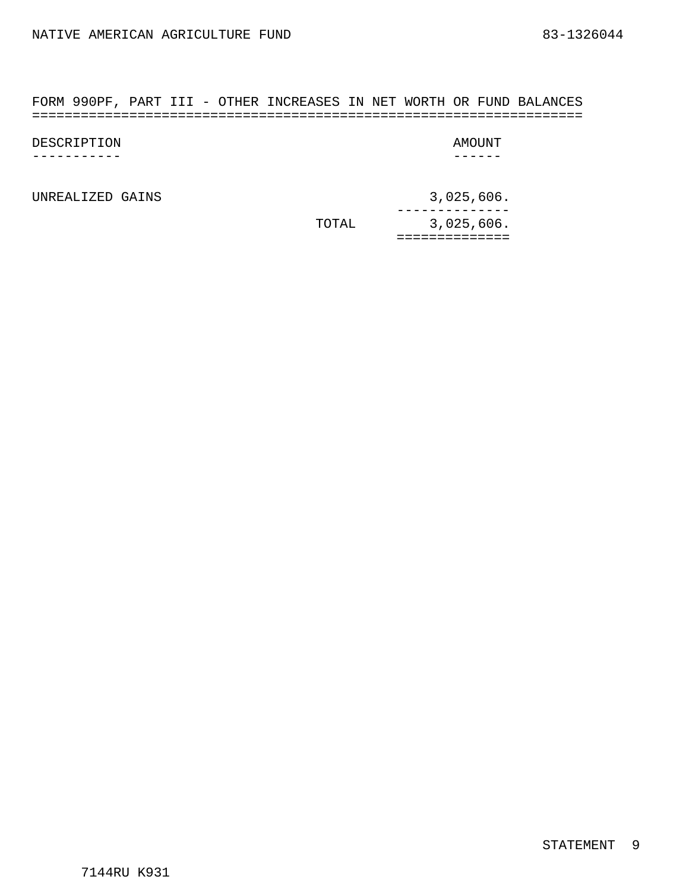## FORM 990PF, PART III - OTHER INCREASES IN NET WORTH OR FUND BALANCES

| DESCRIPTION | AMOUNT |
|---|---|
| UNREALIZED GAINS | 3,025,606. |
| TOTAL | 3,025,606. |

STATEMENT 9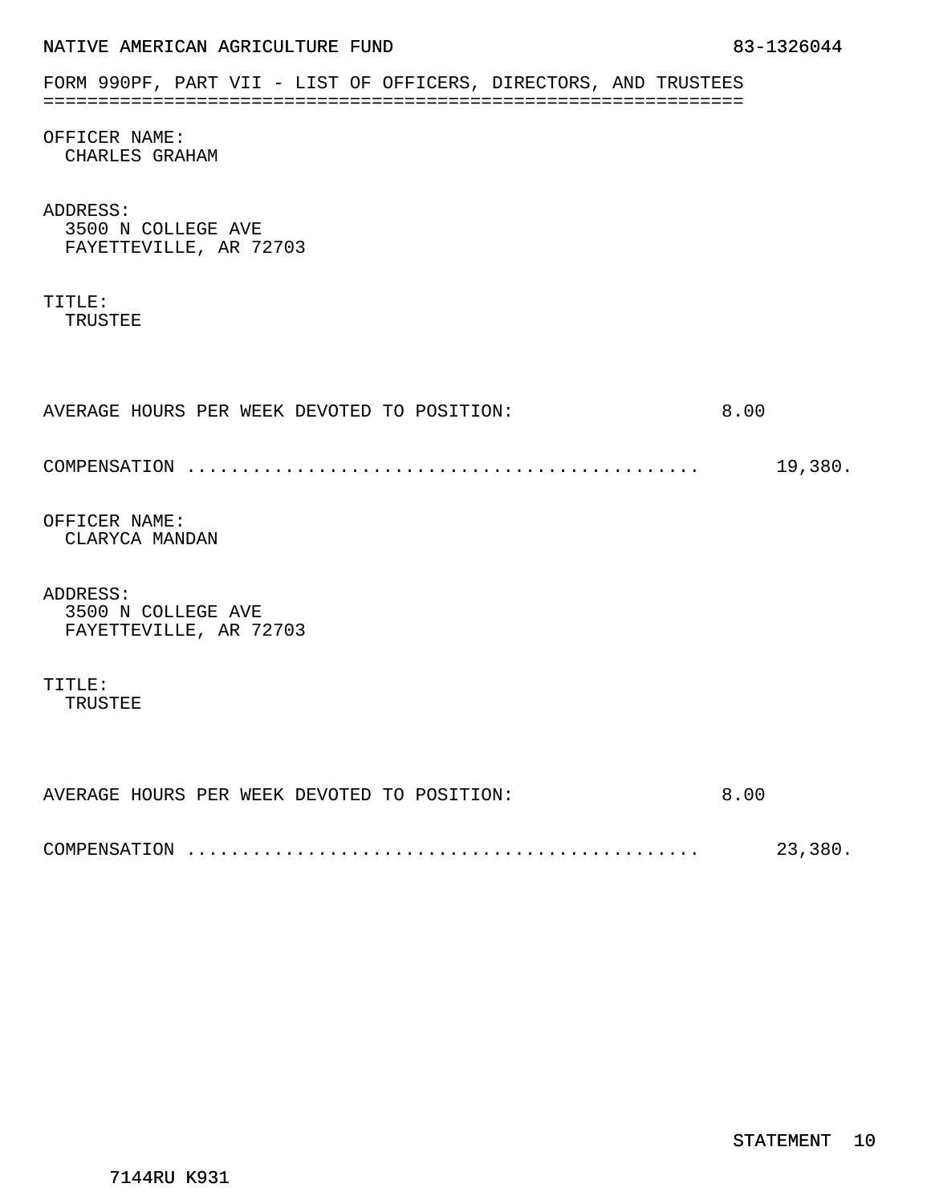NATIVE AMERICAN AGRICULTURE FUND 83-1326044

## FORM 990PF, PART VII - LIST OF OFFICERS, DIRECTORS, AND TRUSTEES

OFFICER NAME:
CHARLES GRAHAM

ADDRESS:
3500 N COLLEGE AVE
FAYETTEVILLE, AR 72703

TITLE:
TRUSTEE

AVERAGE HOURS PER WEEK DEVOTED TO POSITION: 8.00

COMPENSATION ............................................... 19,380.

OFFICER NAME:
CLARYCA MANDAN

ADDRESS:
3500 N COLLEGE AVE
FAYETTEVILLE, AR 72703

TITLE:
TRUSTEE

AVERAGE HOURS PER WEEK DEVOTED TO POSITION: 8.00

COMPENSATION ............................................... 23,380.

STATEMENT 10

7144RU K931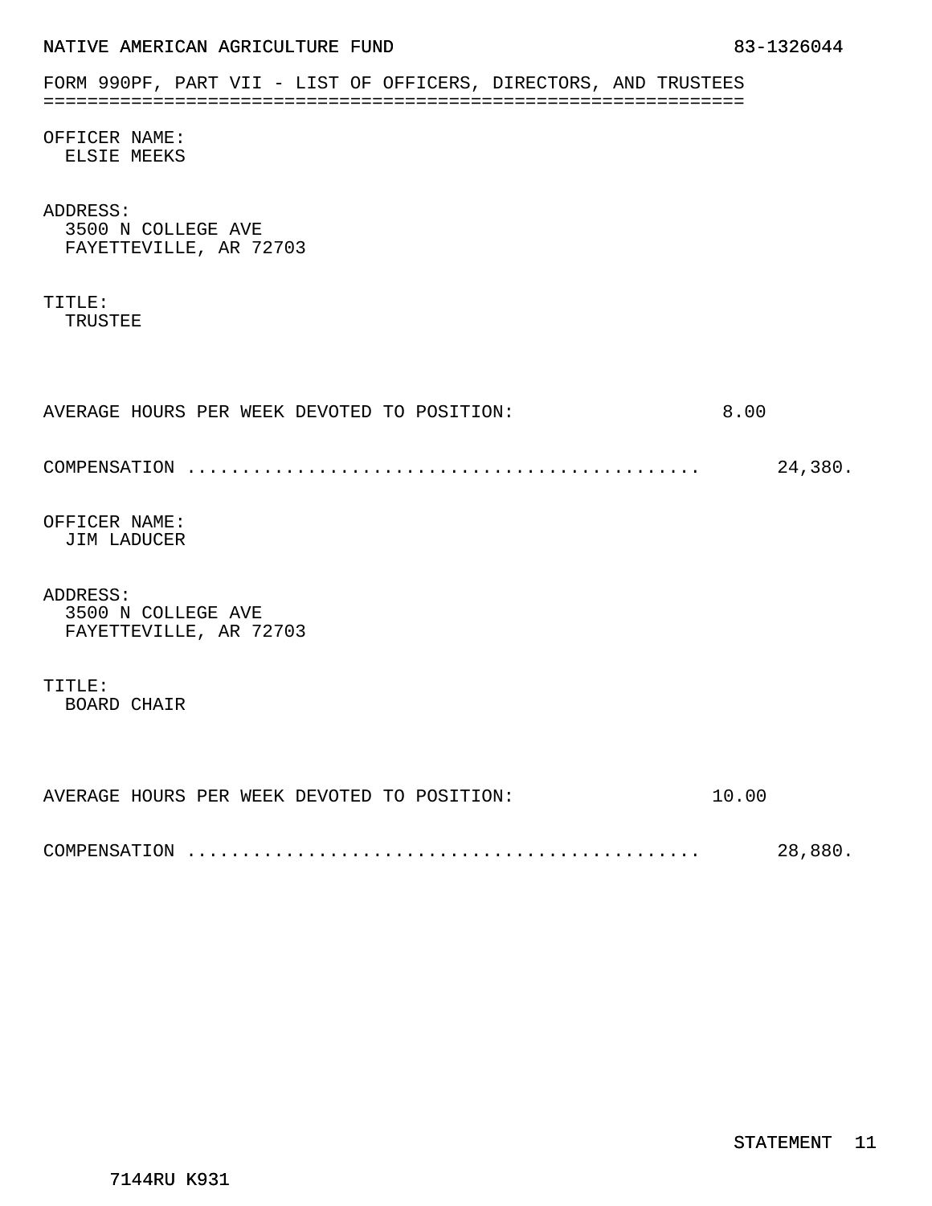NATIVE AMERICAN AGRICULTURE FUND 83-1326044

## FORM 990PF, PART VII - LIST OF OFFICERS, DIRECTORS, AND TRUSTEES

OFFICER NAME:
ELSIE MEEKS

ADDRESS:
3500 N COLLEGE AVE
FAYETTEVILLE, AR 72703

TITLE:
TRUSTEE

AVERAGE HOURS PER WEEK DEVOTED TO POSITION: 8.00

COMPENSATION ............................................ 24,380.

OFFICER NAME:
JIM LADUCER

ADDRESS:
3500 N COLLEGE AVE
FAYETTEVILLE, AR 72703

TITLE:
BOARD CHAIR

AVERAGE HOURS PER WEEK DEVOTED TO POSITION: 10.00

COMPENSATION ............................................ 28,880.

STATEMENT 11

7144RU K931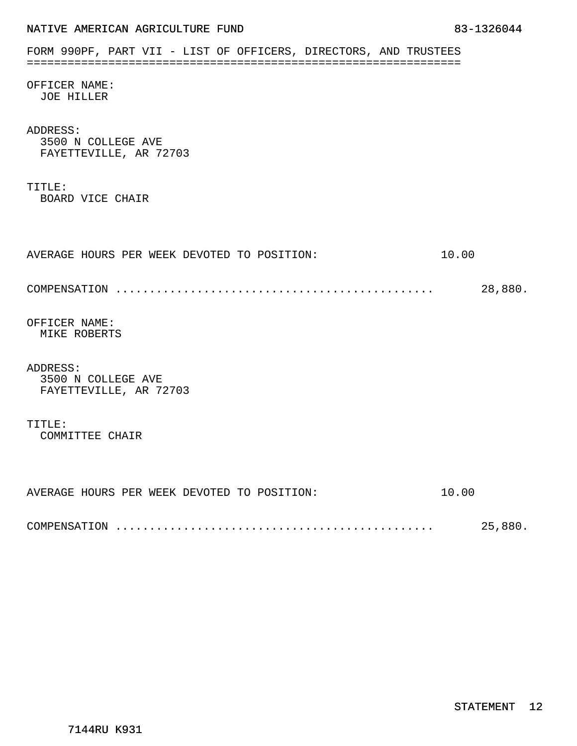NATIVE AMERICAN AGRICULTURE FUND 83-1326044

## FORM 990PF, PART VII - LIST OF OFFICERS, DIRECTORS, AND TRUSTEES

OFFICER NAME:
JOE HILLER

ADDRESS:
3500 N COLLEGE AVE
FAYETTEVILLE, AR 72703

TITLE:
BOARD VICE CHAIR

AVERAGE HOURS PER WEEK DEVOTED TO POSITION: 10.00

COMPENSATION ............................................... 28,880.

OFFICER NAME:
MIKE ROBERTS

ADDRESS:
3500 N COLLEGE AVE
FAYETTEVILLE, AR 72703

TITLE:
COMMITTEE CHAIR

AVERAGE HOURS PER WEEK DEVOTED TO POSITION: 10.00

COMPENSATION ............................................... 25,880.

STATEMENT 12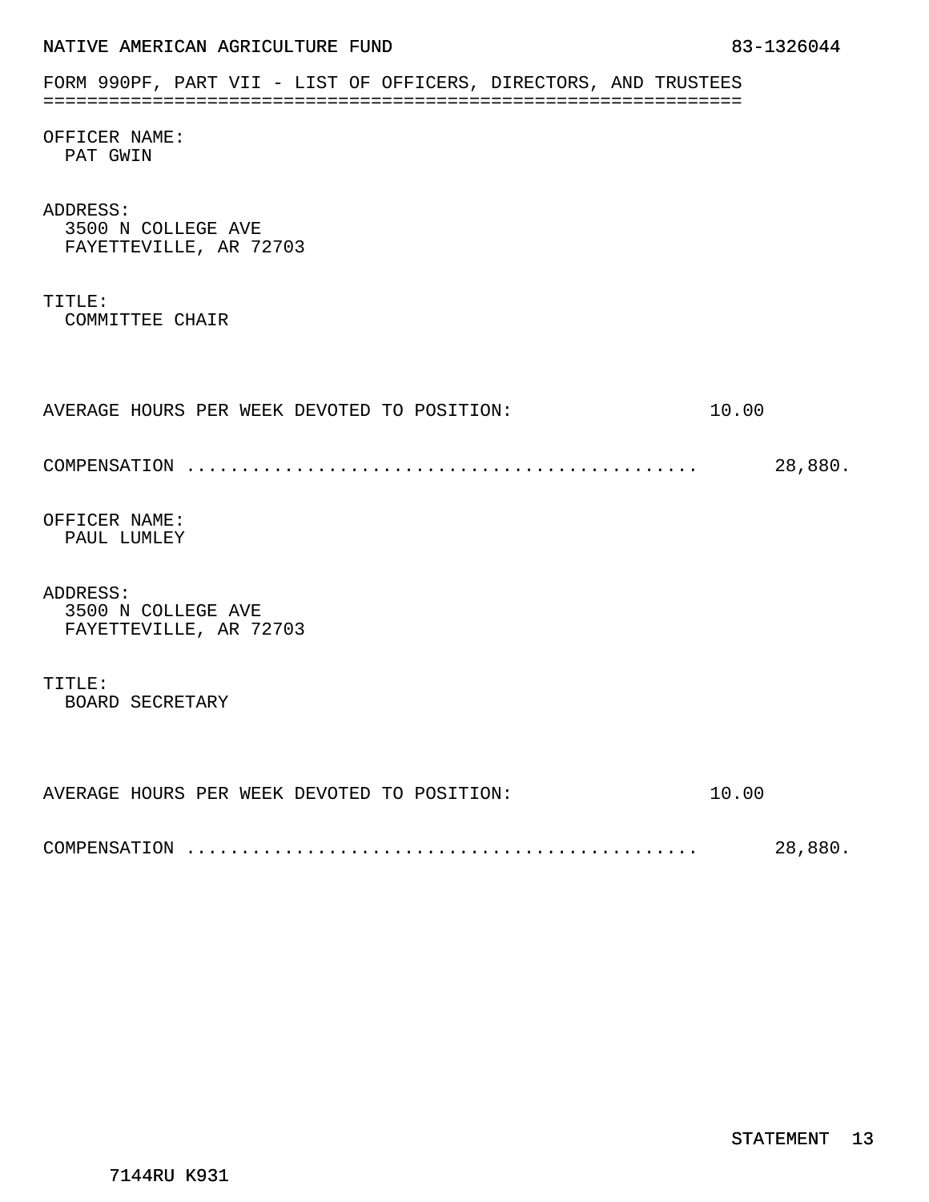NATIVE AMERICAN AGRICULTURE FUND 83-1326044

FORM 990PF, PART VII - LIST OF OFFICERS, DIRECTORS, AND TRUSTEES

OFFICER NAME:
PAT GWIN

ADDRESS:
3500 N COLLEGE AVE
FAYETTEVILLE, AR 72703

TITLE:
COMMITTEE CHAIR

AVERAGE HOURS PER WEEK DEVOTED TO POSITION: 10.00

COMPENSATION ............................................... 28,880.

OFFICER NAME:
PAUL LUMLEY

ADDRESS:
3500 N COLLEGE AVE
FAYETTEVILLE, AR 72703

TITLE:
BOARD SECRETARY

AVERAGE HOURS PER WEEK DEVOTED TO POSITION: 10.00

COMPENSATION ............................................... 28,880.

STATEMENT 13

7144RU K931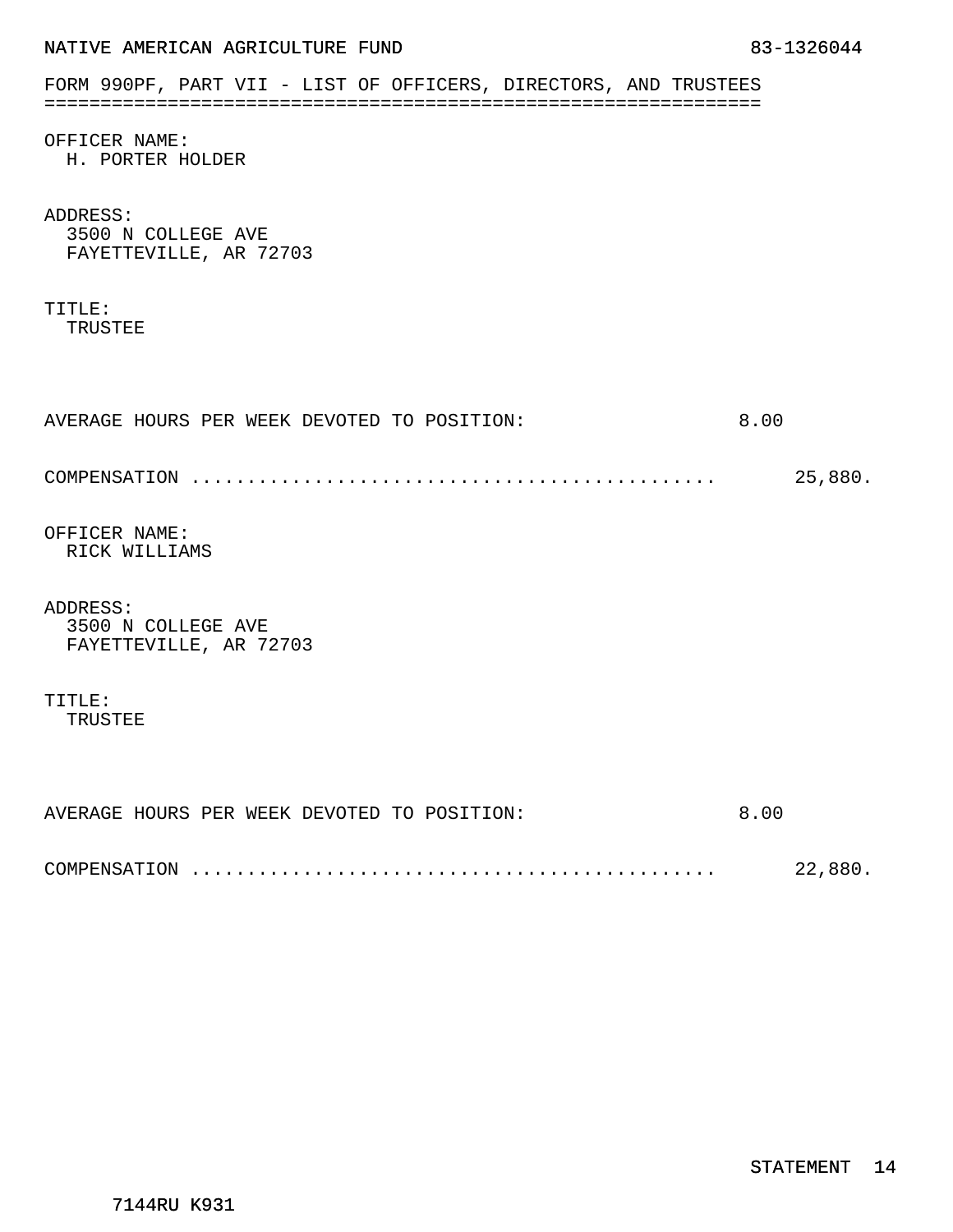NATIVE AMERICAN AGRICULTURE FUND 83-1326044

## FORM 990PF, PART VII - LIST OF OFFICERS, DIRECTORS, AND TRUSTEES

OFFICER NAME:
H. PORTER HOLDER

ADDRESS:
3500 N COLLEGE AVE
FAYETTEVILLE, AR 72703

TITLE:
TRUSTEE

AVERAGE HOURS PER WEEK DEVOTED TO POSITION: 8.00

COMPENSATION ............................................. 25,880.

OFFICER NAME:
RICK WILLIAMS

ADDRESS:
3500 N COLLEGE AVE
FAYETTEVILLE, AR 72703

TITLE:
TRUSTEE

AVERAGE HOURS PER WEEK DEVOTED TO POSITION: 8.00

COMPENSATION ............................................. 22,880.

STATEMENT 14

7144RU K931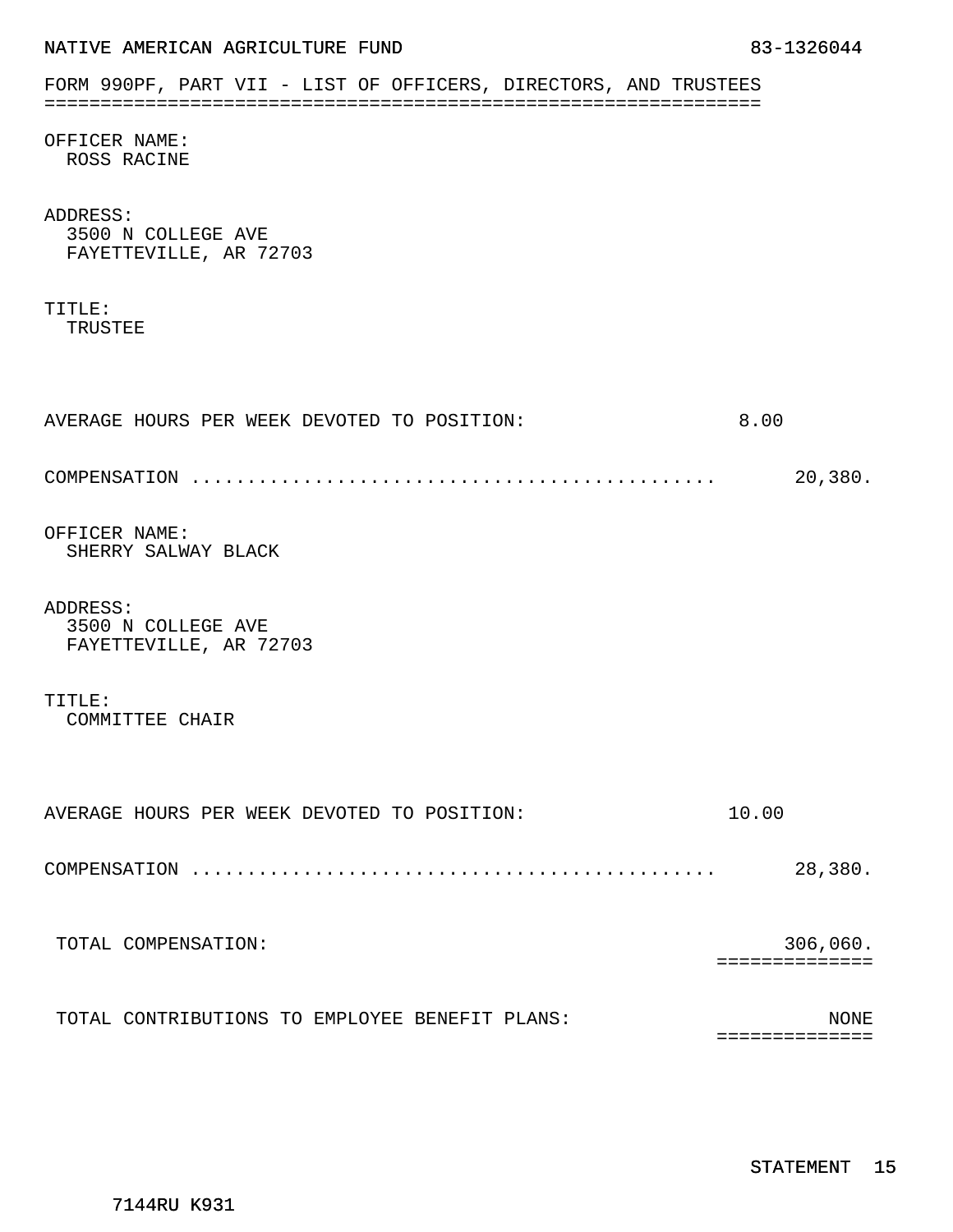NATIVE AMERICAN AGRICULTURE FUND 83-1326044

FORM 990PF, PART VII - LIST OF OFFICERS, DIRECTORS, AND TRUSTEES

OFFICER NAME:
ROSS RACINE

ADDRESS:
3500 N COLLEGE AVE
FAYETTEVILLE, AR 72703

TITLE:
TRUSTEE

AVERAGE HOURS PER WEEK DEVOTED TO POSITION: 8.00

COMPENSATION ............................................... 20,380.

OFFICER NAME:
SHERRY SALWAY BLACK

ADDRESS:
3500 N COLLEGE AVE
FAYETTEVILLE, AR 72703

TITLE:
COMMITTEE CHAIR

AVERAGE HOURS PER WEEK DEVOTED TO POSITION: 10.00

COMPENSATION ............................................... 28,380.

TOTAL COMPENSATION: 306,060.

TOTAL CONTRIBUTIONS TO EMPLOYEE BENEFIT PLANS: NONE

STATEMENT 15

7144RU K931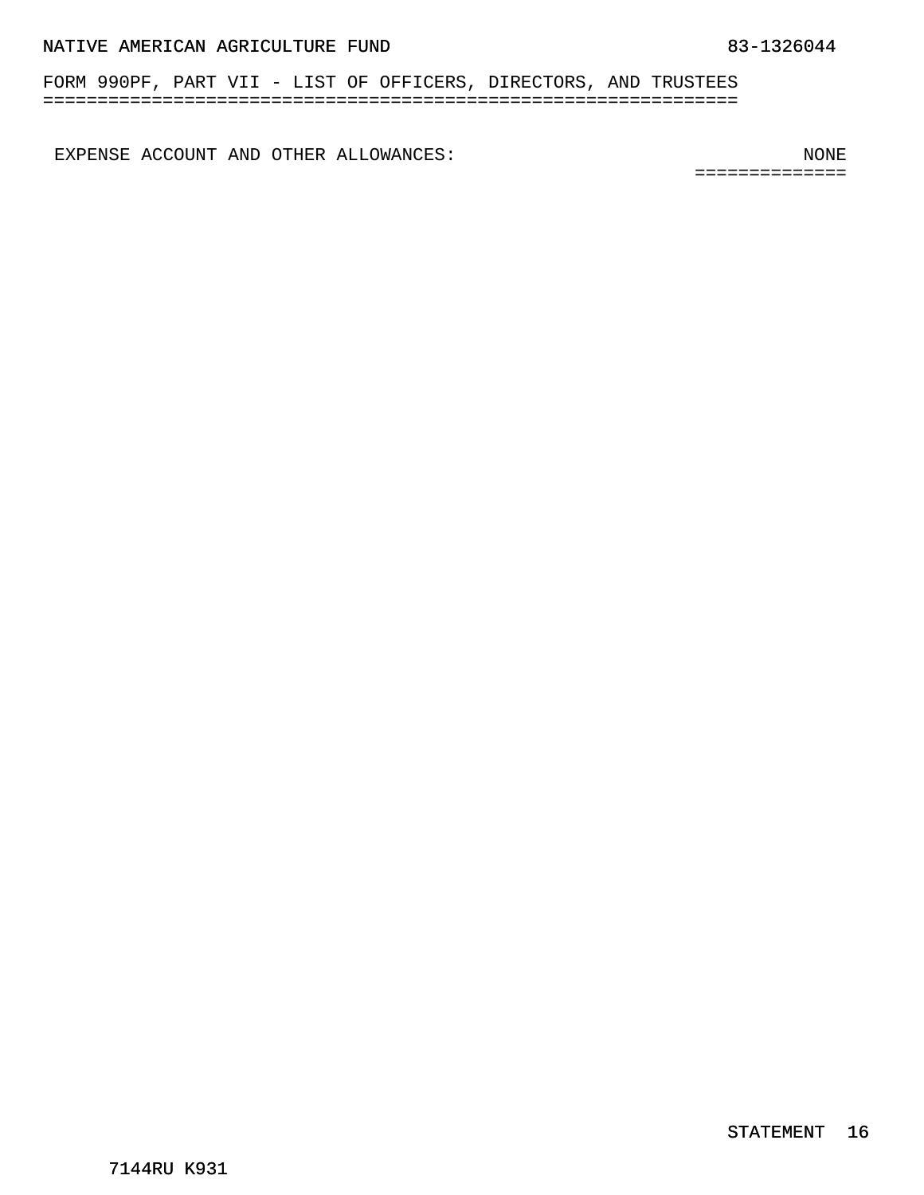NATIVE AMERICAN AGRICULTURE FUND 83-1326044

FORM 990PF, PART VII - LIST OF OFFICERS, DIRECTORS, AND TRUSTEES

EXPENSE ACCOUNT AND OTHER ALLOWANCES: NONE

STATEMENT 16

7144RU K931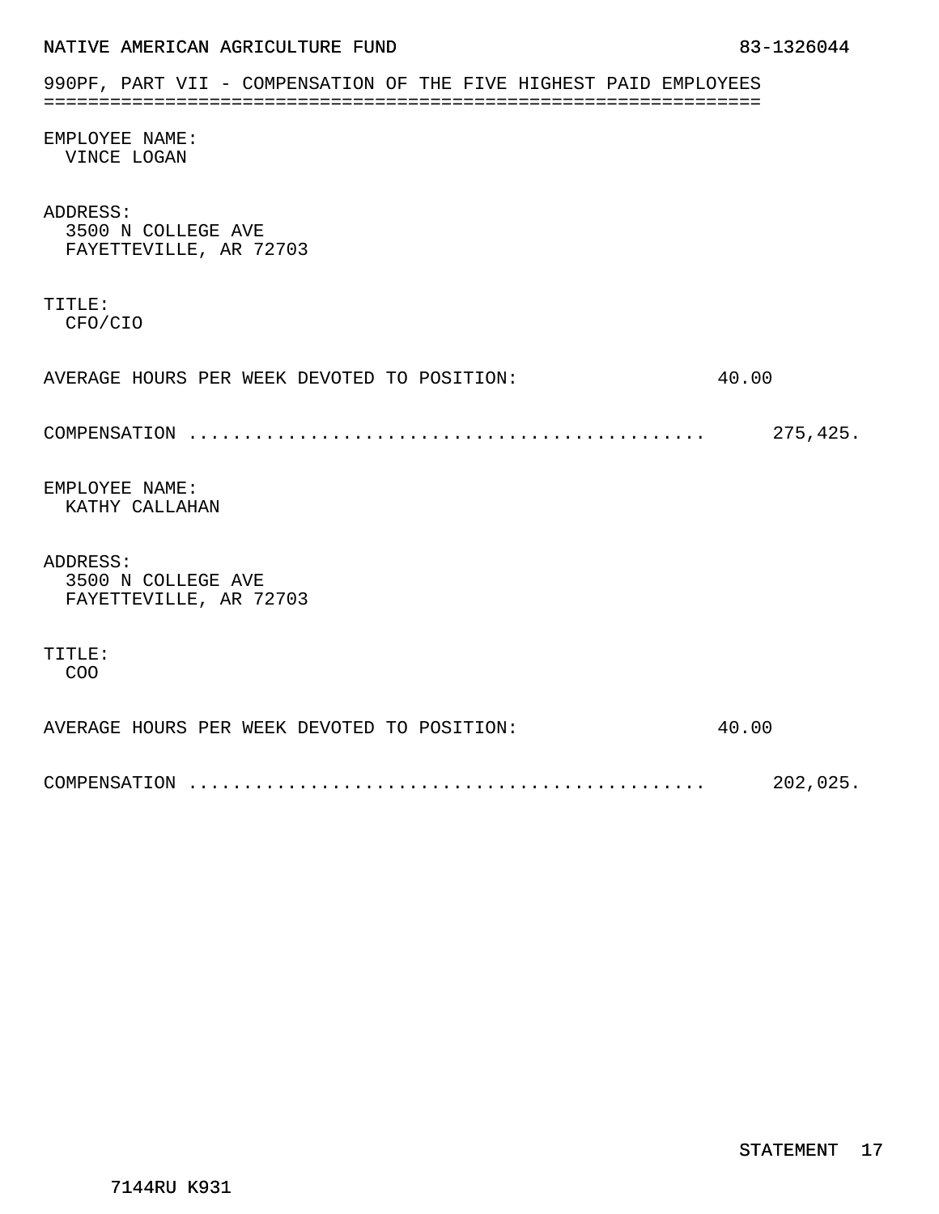NATIVE AMERICAN AGRICULTURE FUND 83-1326044

## 990PF, PART VII - COMPENSATION OF THE FIVE HIGHEST PAID EMPLOYEES

EMPLOYEE NAME:
VINCE LOGAN

ADDRESS:
3500 N COLLEGE AVE
FAYETTEVILLE, AR 72703

TITLE:
CFO/CIO

AVERAGE HOURS PER WEEK DEVOTED TO POSITION: 40.00

COMPENSATION .............................................. 275,425.

EMPLOYEE NAME:
KATHY CALLAHAN

ADDRESS:
3500 N COLLEGE AVE
FAYETTEVILLE, AR 72703

TITLE:
COO

AVERAGE HOURS PER WEEK DEVOTED TO POSITION: 40.00

COMPENSATION .............................................. 202,025.

STATEMENT 17

7144RU K931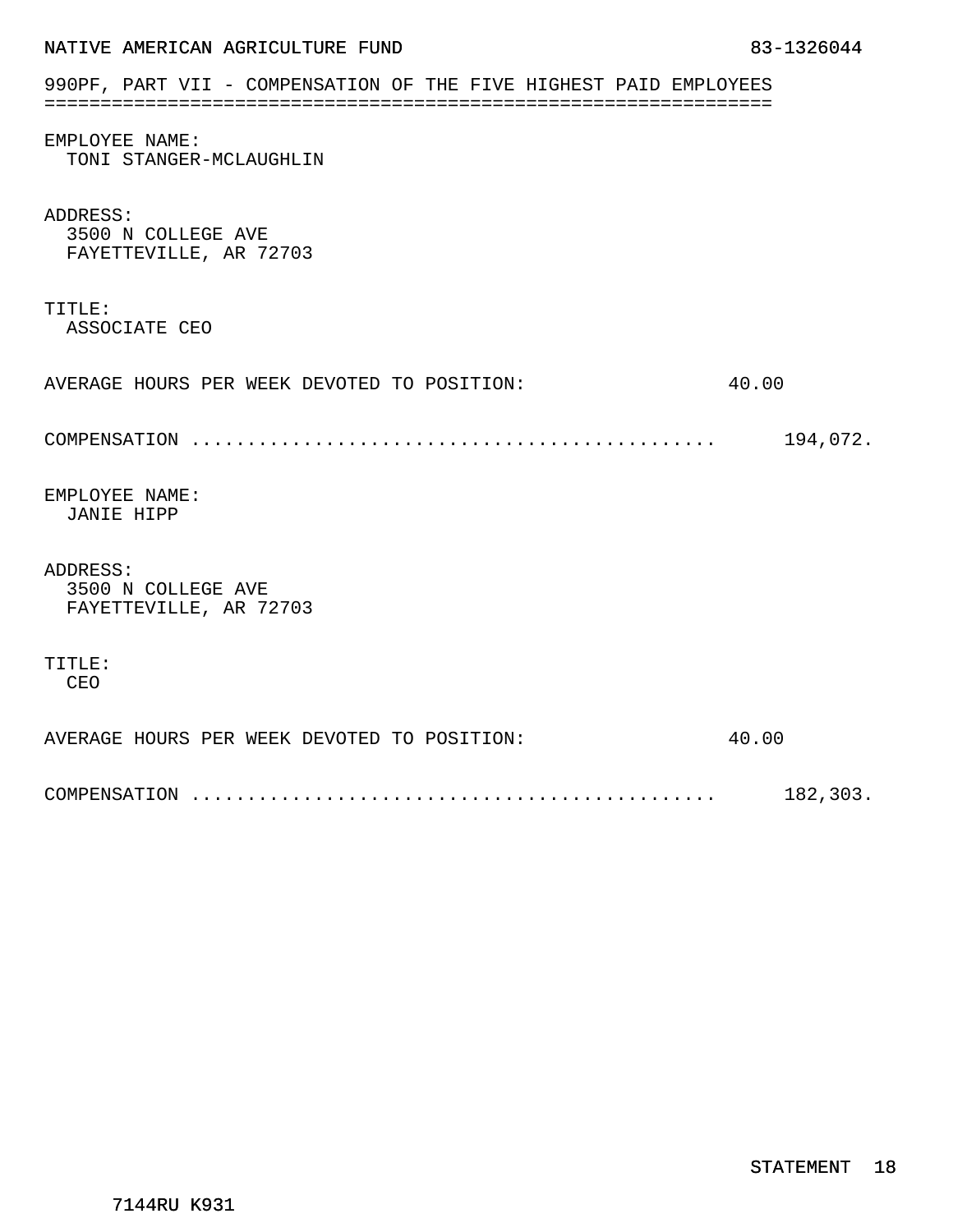NATIVE AMERICAN AGRICULTURE FUND 83-1326044

## 990PF, PART VII - COMPENSATION OF THE FIVE HIGHEST PAID EMPLOYEES

EMPLOYEE NAME:
TONI STANGER-MCLAUGHLIN

ADDRESS:
3500 N COLLEGE AVE
FAYETTEVILLE, AR 72703

TITLE:
ASSOCIATE CEO

AVERAGE HOURS PER WEEK DEVOTED TO POSITION: 40.00

COMPENSATION ............................................... 194,072.

EMPLOYEE NAME:
JANIE HIPP

ADDRESS:
3500 N COLLEGE AVE
FAYETTEVILLE, AR 72703

TITLE:
CEO

AVERAGE HOURS PER WEEK DEVOTED TO POSITION: 40.00

COMPENSATION ............................................... 182,303.

STATEMENT 18

7144RU K931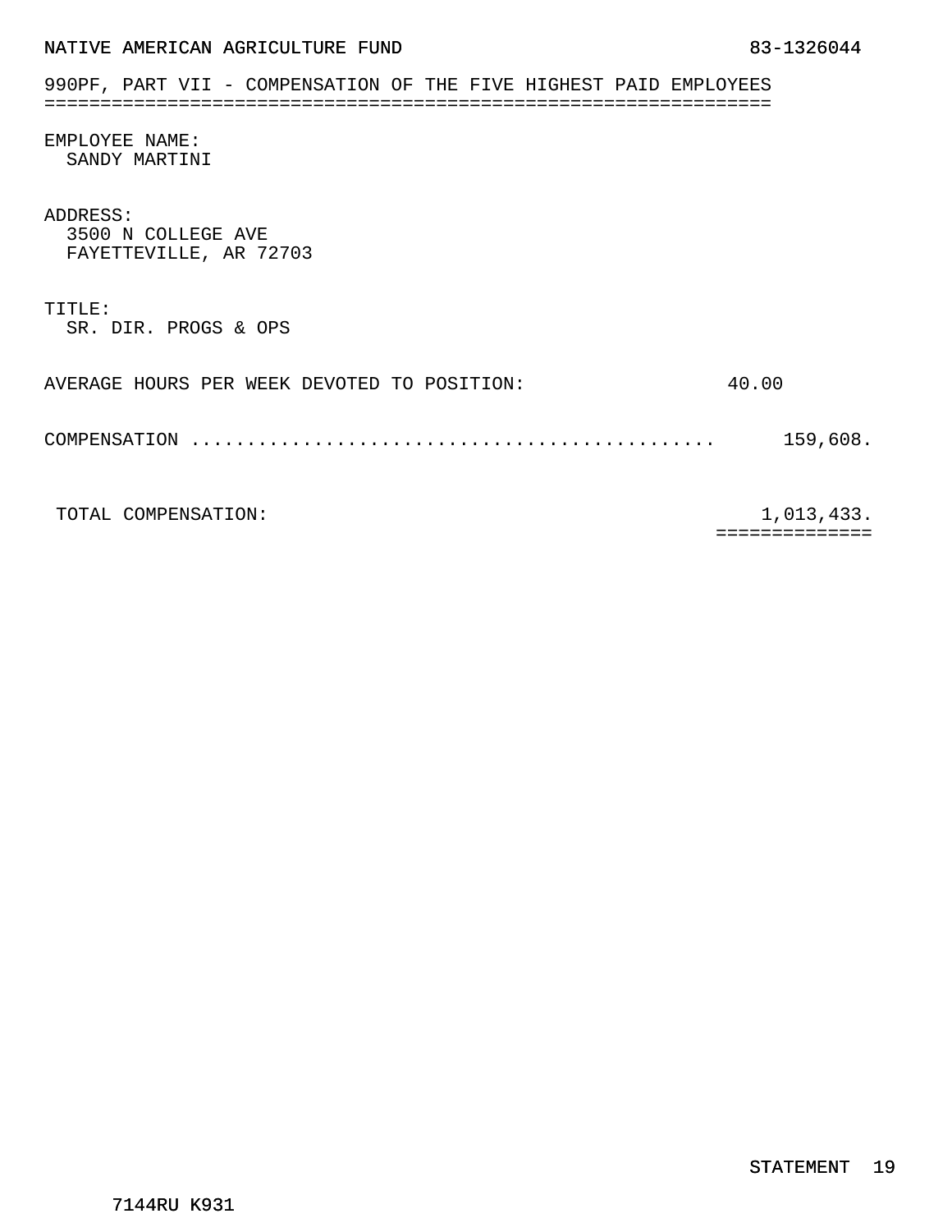NATIVE AMERICAN AGRICULTURE FUND 83-1326044

## 990PF, PART VII - COMPENSATION OF THE FIVE HIGHEST PAID EMPLOYEES

EMPLOYEE NAME:
SANDY MARTINI

ADDRESS:
3500 N COLLEGE AVE
FAYETTEVILLE, AR 72703

TITLE:
SR. DIR. PROGS & OPS

AVERAGE HOURS PER WEEK DEVOTED TO POSITION: 40.00

COMPENSATION ............................................... 159,608.

TOTAL COMPENSATION: 1,013,433.

STATEMENT 19

7144RU K931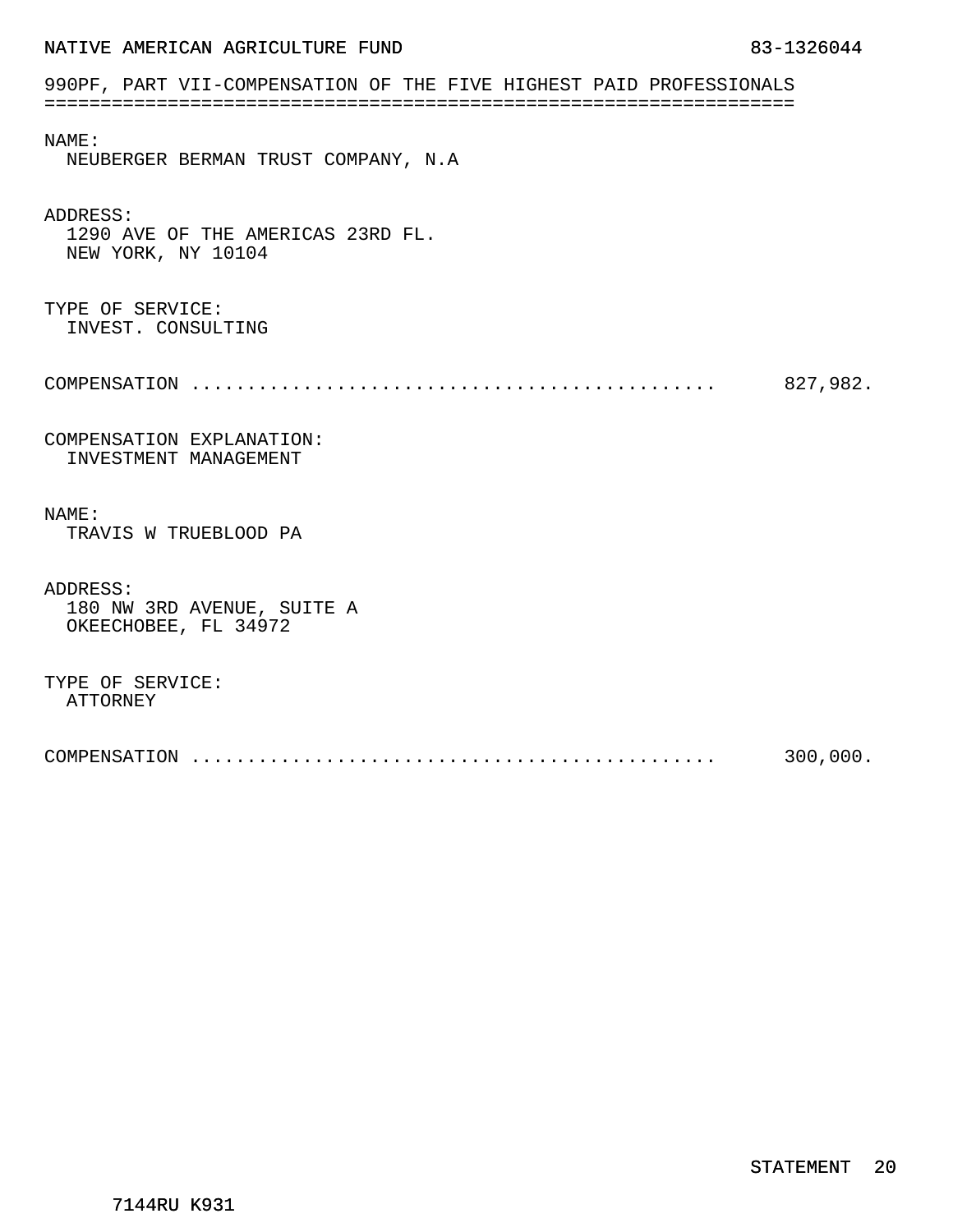NATIVE AMERICAN AGRICULTURE FUND 83-1326044

## 990PF, PART VII-COMPENSATION OF THE FIVE HIGHEST PAID PROFESSIONALS

NAME:
NEUBERGER BERMAN TRUST COMPANY, N.A

ADDRESS:
1290 AVE OF THE AMERICAS 23RD FL.
NEW YORK, NY 10104

TYPE OF SERVICE:
INVEST. CONSULTING

COMPENSATION ............................................... 827,982.

COMPENSATION EXPLANATION:
INVESTMENT MANAGEMENT

NAME:
TRAVIS W TRUEBLOOD PA

ADDRESS:
180 NW 3RD AVENUE, SUITE A
OKEECHOBEE, FL 34972

TYPE OF SERVICE:
ATTORNEY

COMPENSATION ............................................... 300,000.

STATEMENT 20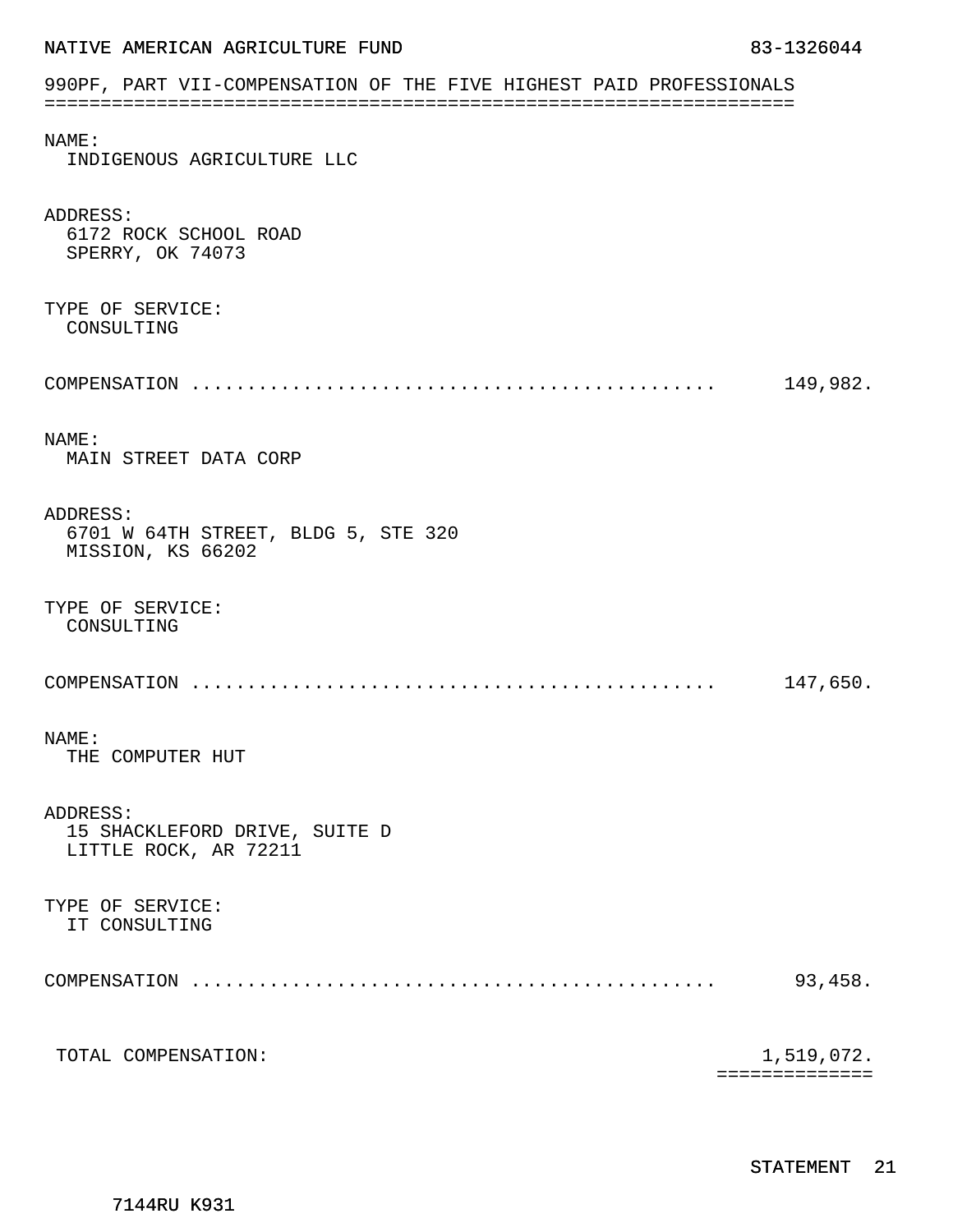NATIVE AMERICAN AGRICULTURE FUND 83-1326044

## 990PF, PART VII-COMPENSATION OF THE FIVE HIGHEST PAID PROFESSIONALS

NAME:
INDIGENOUS AGRICULTURE LLC

ADDRESS:
6172 ROCK SCHOOL ROAD
SPERRY, OK 74073

TYPE OF SERVICE:
CONSULTING

COMPENSATION ............................................... 149,982.

NAME:
MAIN STREET DATA CORP

ADDRESS:
6701 W 64TH STREET, BLDG 5, STE 320
MISSION, KS 66202

TYPE OF SERVICE:
CONSULTING

COMPENSATION ............................................... 147,650.

NAME:
THE COMPUTER HUT

ADDRESS:
15 SHACKLEFORD DRIVE, SUITE D
LITTLE ROCK, AR 72211

TYPE OF SERVICE:
IT CONSULTING

COMPENSATION ............................................... 93,458.

TOTAL COMPENSATION: 1,519,072.

STATEMENT 21

7144RU K931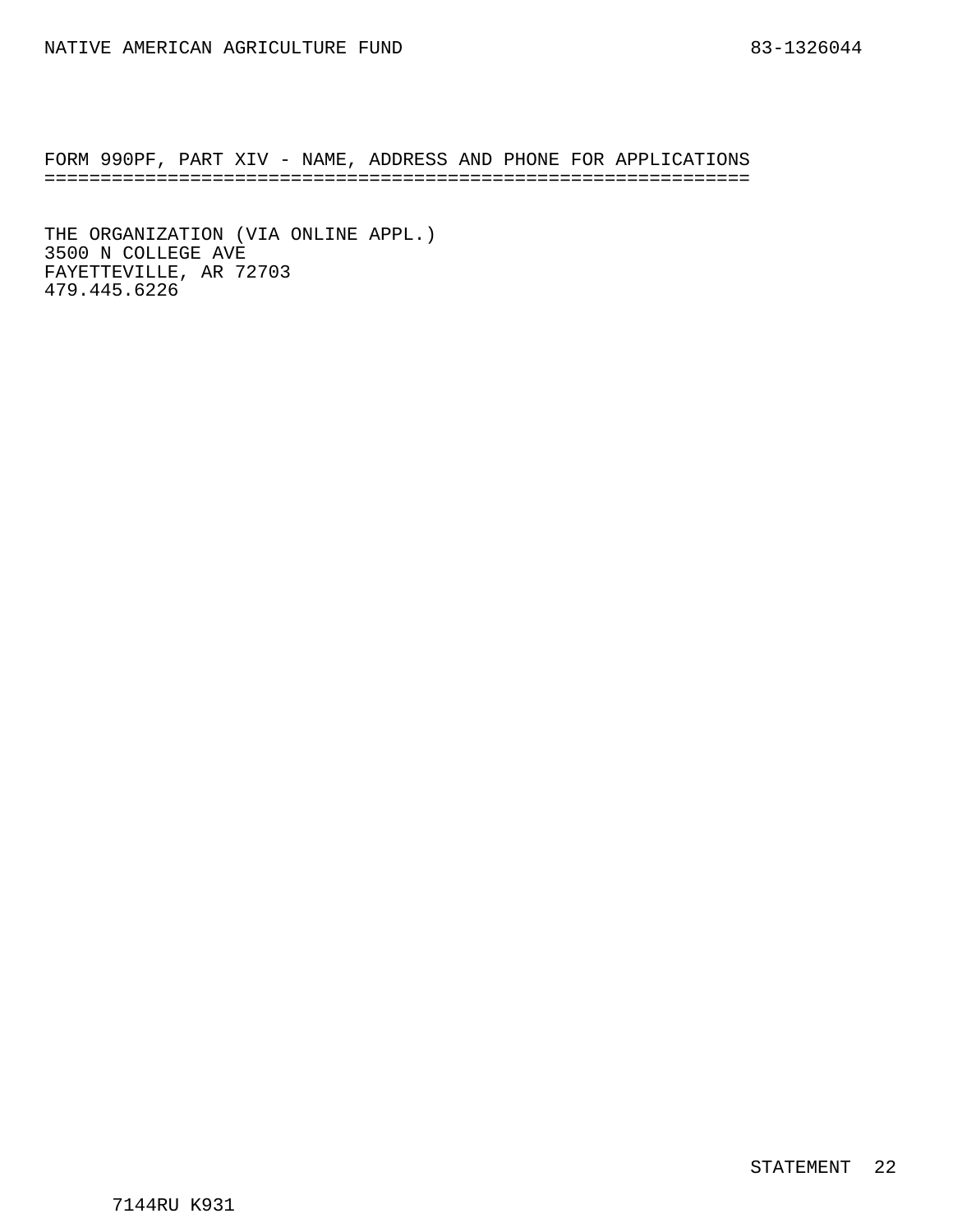## FORM 990PF, PART XIV - NAME, ADDRESS AND PHONE FOR APPLICATIONS

THE ORGANIZATION (VIA ONLINE APPL.)
3500 N COLLEGE AVE
FAYETTEVILLE, AR 72703
479.445.6226

STATEMENT 22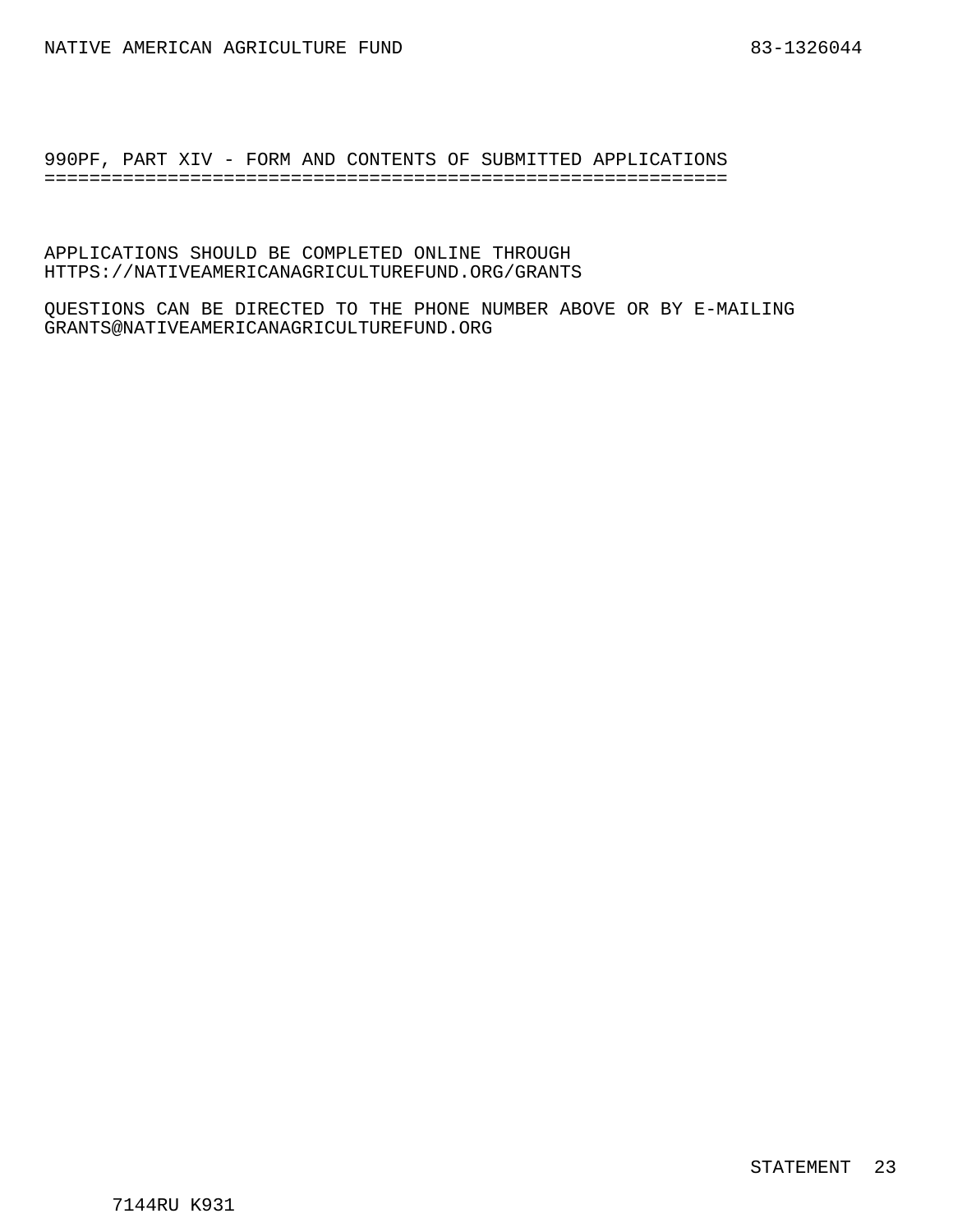## 990PF, PART XIV - FORM AND CONTENTS OF SUBMITTED APPLICATIONS

APPLICATIONS SHOULD BE COMPLETED ONLINE THROUGH HTTPS://NATIVEAMERICANAGRICULTUREFUND.ORG/GRANTS

QUESTIONS CAN BE DIRECTED TO THE PHONE NUMBER ABOVE OR BY E-MAILING GRANTS@NATIVEAMERICANAGRICULTUREFUND.ORG

STATEMENT 23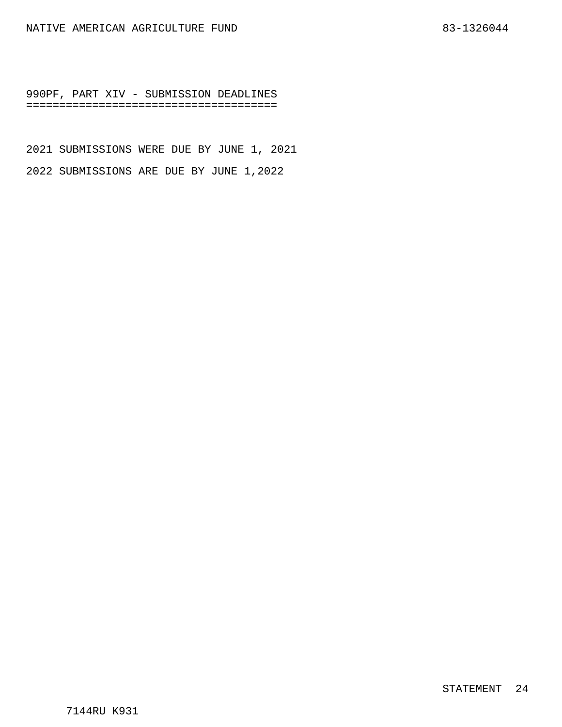## 990PF, PART XIV - SUBMISSION DEADLINES

2021 SUBMISSIONS WERE DUE BY JUNE 1, 2021

2022 SUBMISSIONS ARE DUE BY JUNE 1,2022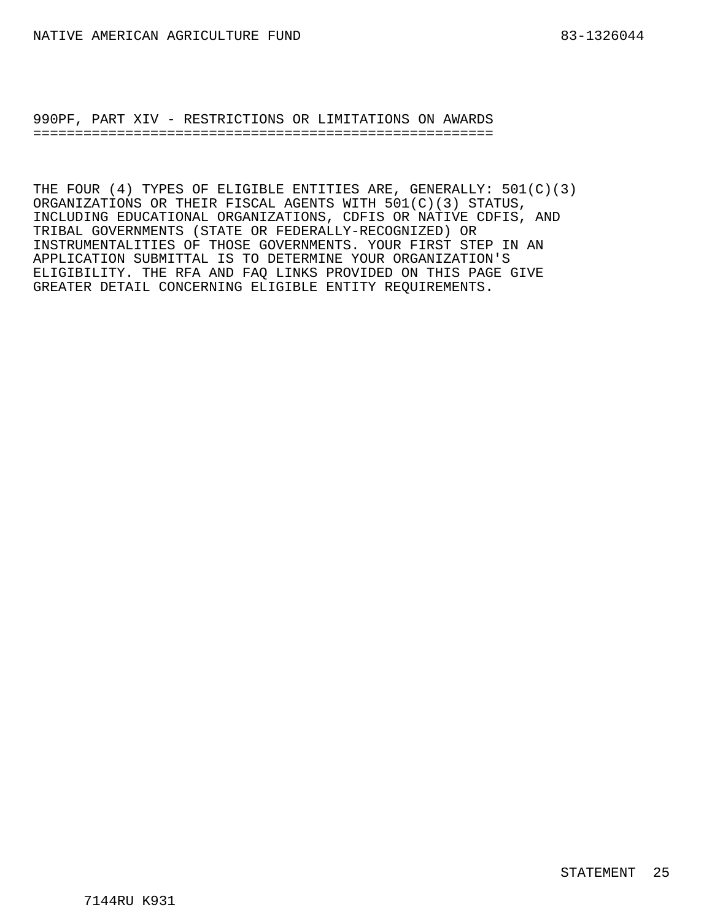## 990PF, PART XIV - RESTRICTIONS OR LIMITATIONS ON AWARDS

THE FOUR (4) TYPES OF ELIGIBLE ENTITIES ARE, GENERALLY: 501(C)(3) ORGANIZATIONS OR THEIR FISCAL AGENTS WITH 501(C)(3) STATUS, INCLUDING EDUCATIONAL ORGANIZATIONS, CDFIS OR NATIVE CDFIS, AND TRIBAL GOVERNMENTS (STATE OR FEDERALLY-RECOGNIZED) OR INSTRUMENTALITIES OF THOSE GOVERNMENTS. YOUR FIRST STEP IN AN APPLICATION SUBMITTAL IS TO DETERMINE YOUR ORGANIZATION'S ELIGIBILITY. THE RFA AND FAQ LINKS PROVIDED ON THIS PAGE GIVE GREATER DETAIL CONCERNING ELIGIBLE ENTITY REQUIREMENTS.

STATEMENT 25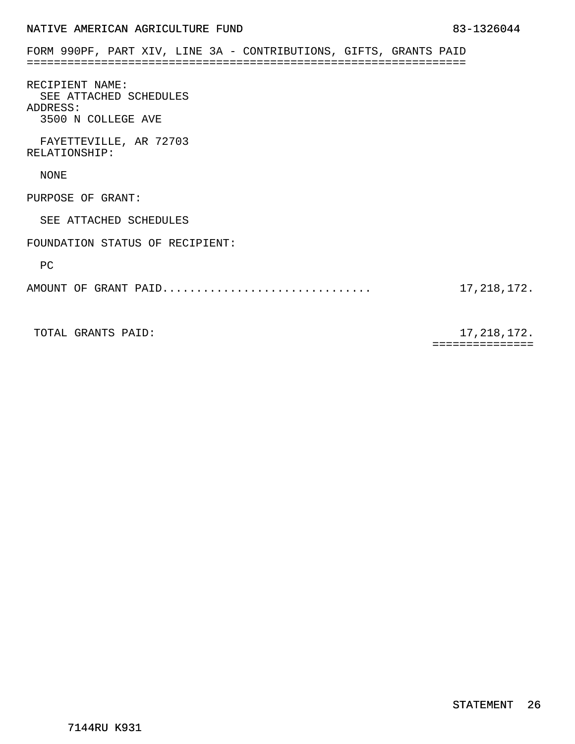NATIVE AMERICAN AGRICULTURE FUND 83-1326044

## FORM 990PF, PART XIV, LINE 3A - CONTRIBUTIONS, GIFTS, GRANTS PAID

RECIPIENT NAME:
SEE ATTACHED SCHEDULES

ADDRESS:
3500 N COLLEGE AVE

FAYETTEVILLE, AR 72703

RELATIONSHIP:

NONE

PURPOSE OF GRANT:

SEE ATTACHED SCHEDULES

FOUNDATION STATUS OF RECIPIENT:

PC

| AMOUNT OF GRANT PAID............................... | 17,218,172. |
|---|---|
| TOTAL GRANTS PAID: | 17,218,172. |

STATEMENT 26

7144RU K931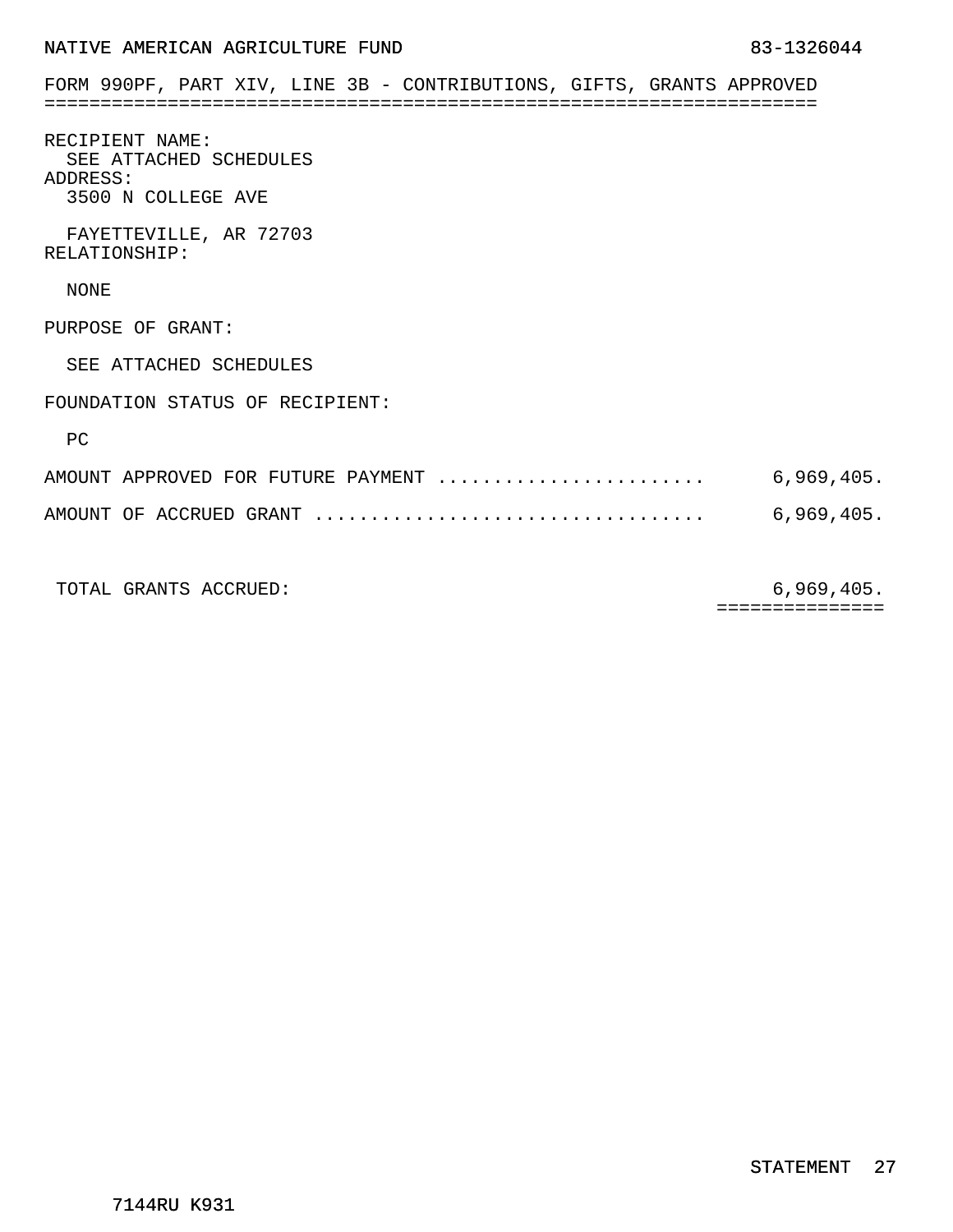NATIVE AMERICAN AGRICULTURE FUND 83-1326044

## FORM 990PF, PART XIV, LINE 3B - CONTRIBUTIONS, GIFTS, GRANTS APPROVED

RECIPIENT NAME:
SEE ATTACHED SCHEDULES

ADDRESS:
3500 N COLLEGE AVE

FAYETTEVILLE, AR 72703

RELATIONSHIP:

NONE

PURPOSE OF GRANT:

SEE ATTACHED SCHEDULES

FOUNDATION STATUS OF RECIPIENT:

PC

| | |
|---|---|
| AMOUNT APPROVED FOR FUTURE PAYMENT | 6,969,405. |
| AMOUNT OF ACCRUED GRANT | 6,969,405. |
| TOTAL GRANTS ACCRUED: | 6,969,405. |

STATEMENT 27

7144RU K931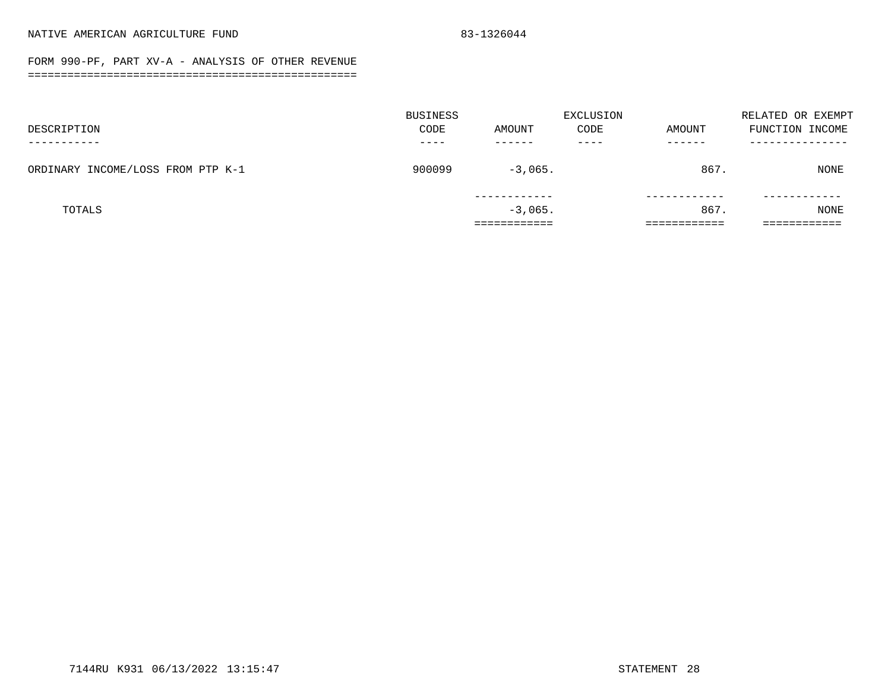NATIVE AMERICAN AGRICULTURE FUND 83-1326044

## FORM 990-PF, PART XV-A - ANALYSIS OF OTHER REVENUE

| DESCRIPTION | BUSINESS CODE | AMOUNT | EXCLUSION CODE | AMOUNT | RELATED OR EXEMPT FUNCTION INCOME |
|---|---|---|---|---|---|
| ORDINARY INCOME/LOSS FROM PTP K-1 | 900099 | -3,065. | | 867. | NONE |
| TOTALS | | -3,065. | | 867. | NONE |

7144RU K931 06/13/2022 13:15:47 STATEMENT 28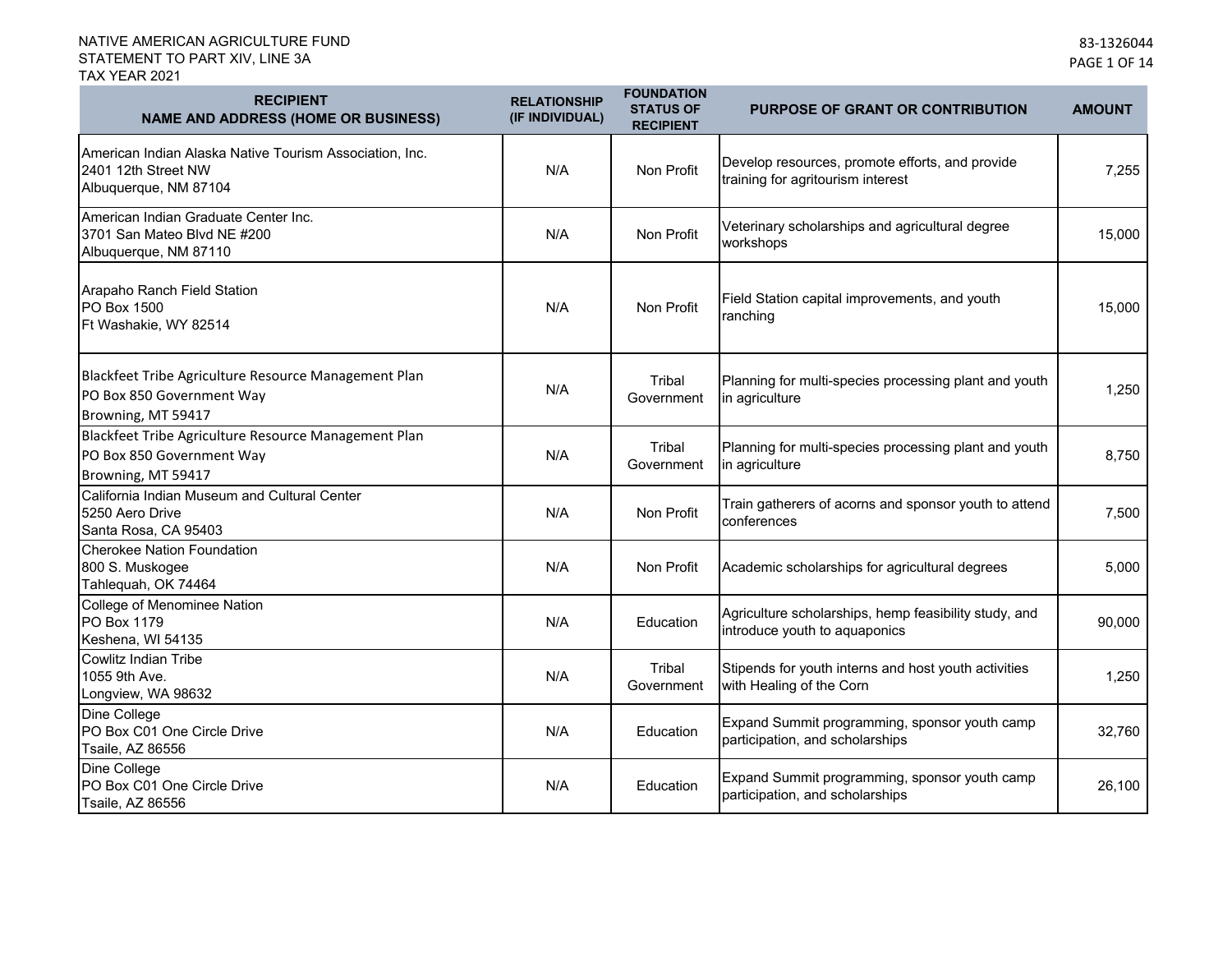NATIVE AMERICAN AGRICULTURE FUND
STATEMENT TO PART XIV, LINE 3A
TAX YEAR 2021

83-1326044

| RECIPIENT NAME AND ADDRESS (HOME OR BUSINESS) | RELATIONSHIP (IF INDIVIDUAL) | FOUNDATION STATUS OF RECIPIENT | PURPOSE OF GRANT OR CONTRIBUTION | AMOUNT |
|---|---|---|---|---|
| American Indian Alaska Native Tourism Association, Inc.<br>2401 12th Street NW<br>Albuquerque, NM 87104 | N/A | Non Profit | Develop resources, promote efforts, and provide training for agritourism interest | 7,255 |
| American Indian Graduate Center Inc.<br>3701 San Mateo Blvd NE #200<br>Albuquerque, NM 87110 | N/A | Non Profit | Veterinary scholarships and agricultural degree workshops | 15,000 |
| Arapaho Ranch Field Station<br>PO Box 1500<br>Ft Washakie, WY 82514 | N/A | Non Profit | Field Station capital improvements, and youth ranching | 15,000 |
| Blackfeet Tribe Agriculture Resource Management Plan<br>PO Box 850 Government Way<br>Browning, MT 59417 | N/A | Tribal Government | Planning for multi-species processing plant and youth in agriculture | 1,250 |
| Blackfeet Tribe Agriculture Resource Management Plan<br>PO Box 850 Government Way<br>Browning, MT 59417 | N/A | Tribal Government | Planning for multi-species processing plant and youth in agriculture | 8,750 |
| California Indian Museum and Cultural Center<br>5250 Aero Drive<br>Santa Rosa, CA 95403 | N/A | Non Profit | Train gatherers of acorns and sponsor youth to attend conferences | 7,500 |
| Cherokee Nation Foundation<br>800 S. Muskogee<br>Tahlequah, OK 74464 | N/A | Non Profit | Academic scholarships for agricultural degrees | 5,000 |
| College of Menominee Nation<br>PO Box 1179<br>Keshena, WI 54135 | N/A | Education | Agriculture scholarships, hemp feasibility study, and introduce youth to aquaponics | 90,000 |
| Cowlitz Indian Tribe<br>1055 9th Ave.<br>Longview, WA 98632 | N/A | Tribal Government | Stipends for youth interns and host youth activities with Healing of the Corn | 1,250 |
| Dine College<br>PO Box C01 One Circle Drive<br>Tsaile, AZ 86556 | N/A | Education | Expand Summit programming, sponsor youth camp participation, and scholarships | 32,760 |
| Dine College<br>PO Box C01 One Circle Drive<br>Tsaile, AZ 86556 | N/A | Education | Expand Summit programming, sponsor youth camp participation, and scholarships | 26,100 |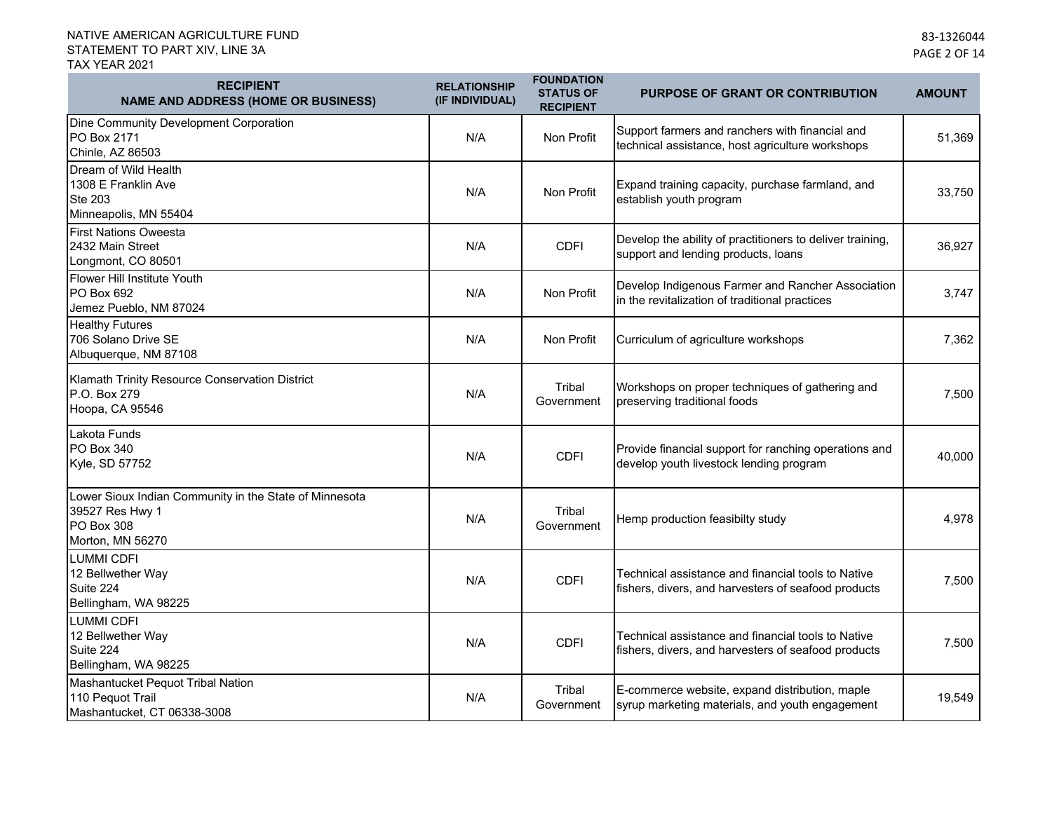NATIVE AMERICAN AGRICULTURE FUND
STATEMENT TO PART XIV, LINE 3A
TAX YEAR 2021

83-1326044

| RECIPIENT NAME AND ADDRESS (HOME OR BUSINESS) | RELATIONSHIP (IF INDIVIDUAL) | FOUNDATION STATUS OF RECIPIENT | PURPOSE OF GRANT OR CONTRIBUTION | AMOUNT |
|---|---|---|---|---|
| Dine Community Development Corporation<br>PO Box 2171<br>Chinle, AZ 86503 | N/A | Non Profit | Support farmers and ranchers with financial and technical assistance, host agriculture workshops | 51,369 |
| Dream of Wild Health<br>1308 E Franklin Ave<br>Ste 203<br>Minneapolis, MN 55404 | N/A | Non Profit | Expand training capacity, purchase farmland, and establish youth program | 33,750 |
| First Nations Oweesta<br>2432 Main Street<br>Longmont, CO 80501 | N/A | CDFI | Develop the ability of practitioners to deliver training, support and lending products, loans | 36,927 |
| Flower Hill Institute Youth<br>PO Box 692<br>Jemez Pueblo, NM 87024 | N/A | Non Profit | Develop Indigenous Farmer and Rancher Association in the revitalization of traditional practices | 3,747 |
| Healthy Futures<br>706 Solano Drive SE<br>Albuquerque, NM 87108 | N/A | Non Profit | Curriculum of agriculture workshops | 7,362 |
| Klamath Trinity Resource Conservation District<br>P.O. Box 279<br>Hoopa, CA 95546 | N/A | Tribal Government | Workshops on proper techniques of gathering and preserving traditional foods | 7,500 |
| Lakota Funds<br>PO Box 340<br>Kyle, SD 57752 | N/A | CDFI | Provide financial support for ranching operations and develop youth livestock lending program | 40,000 |
| Lower Sioux Indian Community in the State of Minnesota<br>39527 Res Hwy 1<br>PO Box 308<br>Morton, MN 56270 | N/A | Tribal Government | Hemp production feasibilty study | 4,978 |
| LUMMI CDFI<br>12 Bellwether Way<br>Suite 224<br>Bellingham, WA 98225 | N/A | CDFI | Technical assistance and financial tools to Native fishers, divers, and harvesters of seafood products | 7,500 |
| LUMMI CDFI<br>12 Bellwether Way<br>Suite 224<br>Bellingham, WA 98225 | N/A | CDFI | Technical assistance and financial tools to Native fishers, divers, and harvesters of seafood products | 7,500 |
| Mashantucket Pequot Tribal Nation<br>110 Pequot Trail<br>Mashantucket, CT 06338-3008 | N/A | Tribal Government | E-commerce website, expand distribution, maple syrup marketing materials, and youth engagement | 19,549 |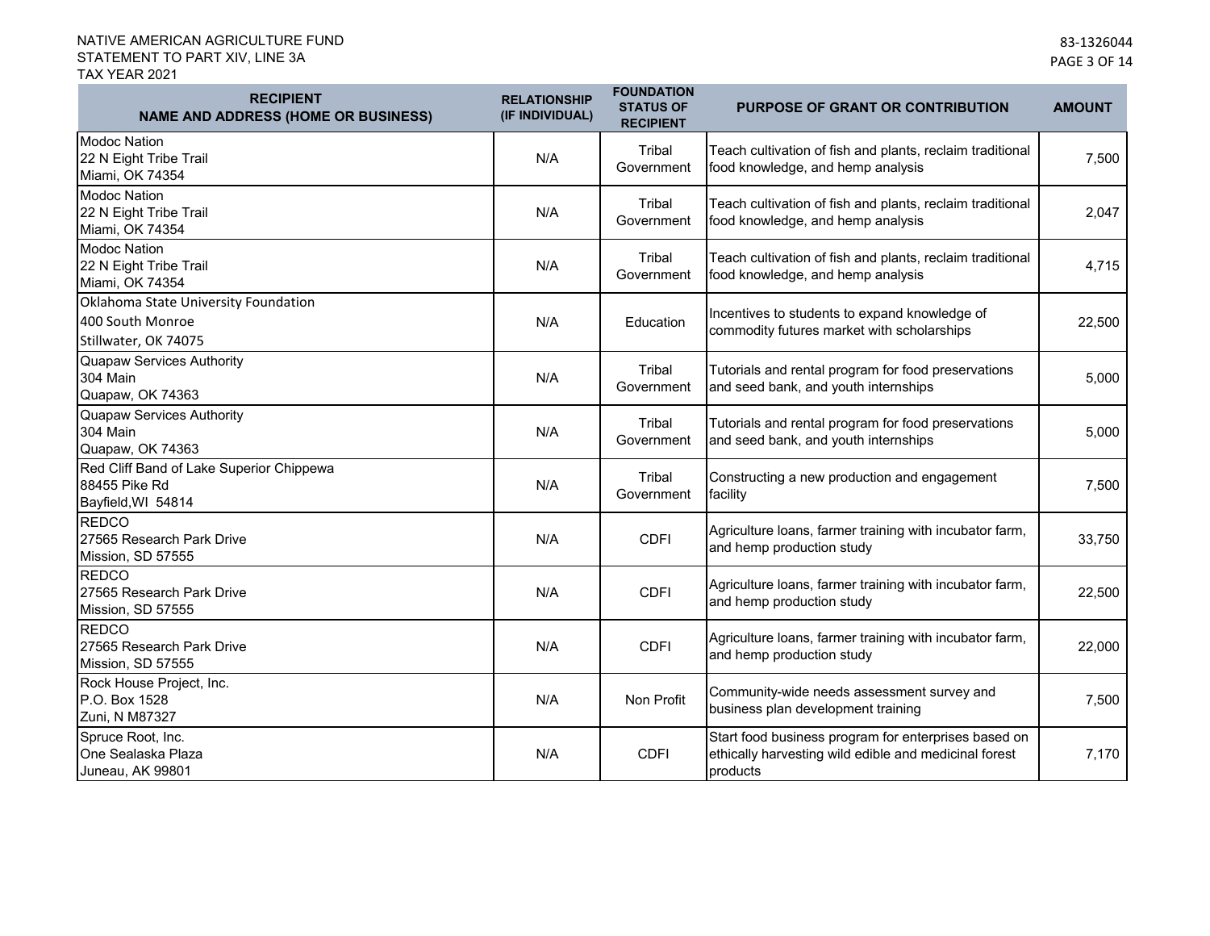NATIVE AMERICAN AGRICULTURE FUND
STATEMENT TO PART XIV, LINE 3A
TAX YEAR 2021

83-1326044

| RECIPIENT NAME AND ADDRESS (HOME OR BUSINESS) | RELATIONSHIP (IF INDIVIDUAL) | FOUNDATION STATUS OF RECIPIENT | PURPOSE OF GRANT OR CONTRIBUTION | AMOUNT |
|---|---|---|---|---|
| Modoc Nation<br>22 N Eight Tribe Trail<br>Miami, OK 74354 | N/A | Tribal Government | Teach cultivation of fish and plants, reclaim traditional food knowledge, and hemp analysis | 7,500 |
| Modoc Nation<br>22 N Eight Tribe Trail<br>Miami, OK 74354 | N/A | Tribal Government | Teach cultivation of fish and plants, reclaim traditional food knowledge, and hemp analysis | 2,047 |
| Modoc Nation<br>22 N Eight Tribe Trail<br>Miami, OK 74354 | N/A | Tribal Government | Teach cultivation of fish and plants, reclaim traditional food knowledge, and hemp analysis | 4,715 |
| Oklahoma State University Foundation<br>400 South Monroe<br>Stillwater, OK 74075 | N/A | Education | Incentives to students to expand knowledge of commodity futures market with scholarships | 22,500 |
| Quapaw Services Authority<br>304 Main<br>Quapaw, OK 74363 | N/A | Tribal Government | Tutorials and rental program for food preservations and seed bank, and youth internships | 5,000 |
| Quapaw Services Authority<br>304 Main<br>Quapaw, OK 74363 | N/A | Tribal Government | Tutorials and rental program for food preservations and seed bank, and youth internships | 5,000 |
| Red Cliff Band of Lake Superior Chippewa<br>88455 Pike Rd<br>Bayfield,WI 54814 | N/A | Tribal Government | Constructing a new production and engagement facility | 7,500 |
| REDCO<br>27565 Research Park Drive<br>Mission, SD 57555 | N/A | CDFI | Agriculture loans, farmer training with incubator farm, and hemp production study | 33,750 |
| REDCO<br>27565 Research Park Drive<br>Mission, SD 57555 | N/A | CDFI | Agriculture loans, farmer training with incubator farm, and hemp production study | 22,500 |
| REDCO<br>27565 Research Park Drive<br>Mission, SD 57555 | N/A | CDFI | Agriculture loans, farmer training with incubator farm, and hemp production study | 22,000 |
| Rock House Project, Inc.<br>P.O. Box 1528<br>Zuni, N M87327 | N/A | Non Profit | Community-wide needs assessment survey and business plan development training | 7,500 |
| Spruce Root, Inc.<br>One Sealaska Plaza<br>Juneau, AK 99801 | N/A | CDFI | Start food business program for enterprises based on ethically harvesting wild edible and medicinal forest products | 7,170 |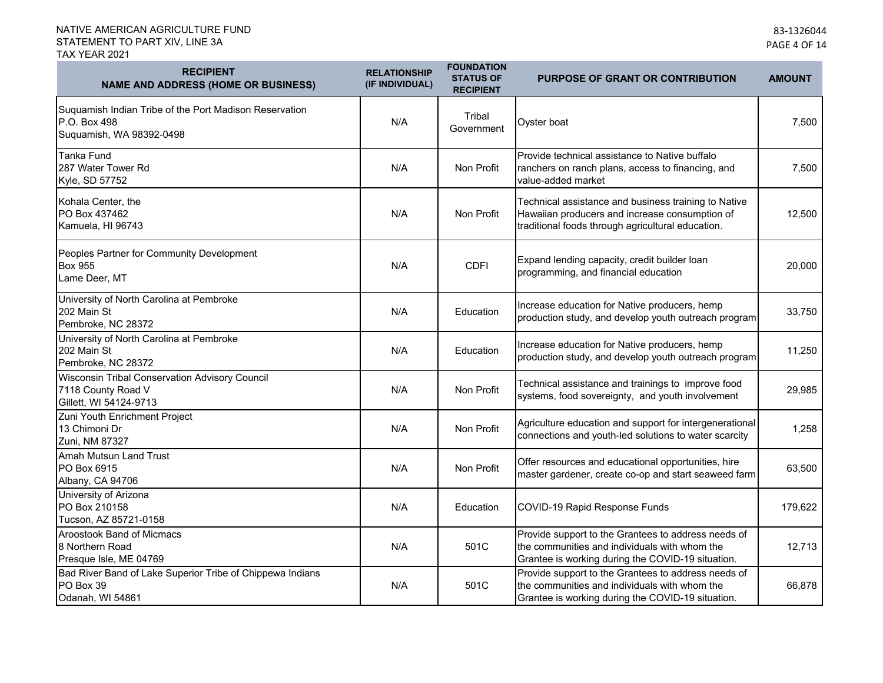NATIVE AMERICAN AGRICULTURE FUND
STATEMENT TO PART XIV, LINE 3A
TAX YEAR 2021

83-1326044

| RECIPIENT NAME AND ADDRESS (HOME OR BUSINESS) | RELATIONSHIP (IF INDIVIDUAL) | FOUNDATION STATUS OF RECIPIENT | PURPOSE OF GRANT OR CONTRIBUTION | AMOUNT |
|---|---|---|---|---|
| Suquamish Indian Tribe of the Port Madison Reservation<br>P.O. Box 498<br>Suquamish, WA 98392-0498 | N/A | Tribal Government | Oyster boat | 7,500 |
| Tanka Fund<br>287 Water Tower Rd<br>Kyle, SD 57752 | N/A | Non Profit | Provide technical assistance to Native buffalo ranchers on ranch plans, access to financing, and value-added market | 7,500 |
| Kohala Center, the<br>PO Box 437462<br>Kamuela, HI 96743 | N/A | Non Profit | Technical assistance and business training to Native Hawaiian producers and increase consumption of traditional foods through agricultural education. | 12,500 |
| Peoples Partner for Community Development<br>Box 955<br>Lame Deer, MT | N/A | CDFI | Expand lending capacity, credit builder loan programming, and financial education | 20,000 |
| University of North Carolina at Pembroke<br>202 Main St<br>Pembroke, NC 28372 | N/A | Education | Increase education for Native producers, hemp production study, and develop youth outreach program | 33,750 |
| University of North Carolina at Pembroke<br>202 Main St<br>Pembroke, NC 28372 | N/A | Education | Increase education for Native producers, hemp production study, and develop youth outreach program | 11,250 |
| Wisconsin Tribal Conservation Advisory Council<br>7118 County Road V<br>Gillett, WI 54124-9713 | N/A | Non Profit | Technical assistance and trainings to improve food systems, food sovereignty, and youth involvement | 29,985 |
| Zuni Youth Enrichment Project<br>13 Chimoni Dr<br>Zuni, NM 87327 | N/A | Non Profit | Agriculture education and support for intergenerational connections and youth-led solutions to water scarcity | 1,258 |
| Amah Mutsun Land Trust<br>PO Box 6915<br>Albany, CA 94706 | N/A | Non Profit | Offer resources and educational opportunities, hire master gardener, create co-op and start seaweed farm | 63,500 |
| University of Arizona<br>PO Box 210158<br>Tucson, AZ 85721-0158 | N/A | Education | COVID-19 Rapid Response Funds | 179,622 |
| Aroostook Band of Micmacs<br>8 Northern Road<br>Presque Isle, ME 04769 | N/A | 501C | Provide support to the Grantees to address needs of the communities and individuals with whom the Grantee is working during the COVID-19 situation. | 12,713 |
| Bad River Band of Lake Superior Tribe of Chippewa Indians<br>PO Box 39<br>Odanah, WI 54861 | N/A | 501C | Provide support to the Grantees to address needs of the communities and individuals with whom the Grantee is working during the COVID-19 situation. | 66,878 |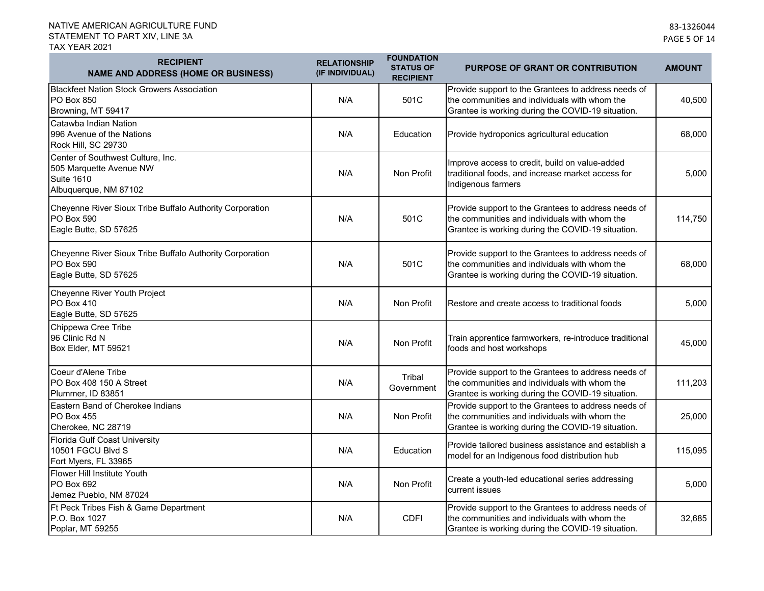NATIVE AMERICAN AGRICULTURE FUND
STATEMENT TO PART XIV, LINE 3A
TAX YEAR 2021

83-1326044

| RECIPIENT NAME AND ADDRESS (HOME OR BUSINESS) | RELATIONSHIP (IF INDIVIDUAL) | FOUNDATION STATUS OF RECIPIENT | PURPOSE OF GRANT OR CONTRIBUTION | AMOUNT |
|---|---|---|---|---|
| Blackfeet Nation Stock Growers Association<br>PO Box 850<br>Browning, MT 59417 | N/A | 501C | Provide support to the Grantees to address needs of the communities and individuals with whom the Grantee is working during the COVID-19 situation. | 40,500 |
| Catawba Indian Nation<br>996 Avenue of the Nations<br>Rock Hill, SC 29730 | N/A | Education | Provide hydroponics agricultural education | 68,000 |
| Center of Southwest Culture, Inc.<br>505 Marquette Avenue NW<br>Suite 1610<br>Albuquerque, NM 87102 | N/A | Non Profit | Improve access to credit, build on value-added traditional foods, and increase market access for Indigenous farmers | 5,000 |
| Cheyenne River Sioux Tribe Buffalo Authority Corporation<br>PO Box 590<br>Eagle Butte, SD 57625 | N/A | 501C | Provide support to the Grantees to address needs of the communities and individuals with whom the Grantee is working during the COVID-19 situation. | 114,750 |
| Cheyenne River Sioux Tribe Buffalo Authority Corporation<br>PO Box 590<br>Eagle Butte, SD 57625 | N/A | 501C | Provide support to the Grantees to address needs of the communities and individuals with whom the Grantee is working during the COVID-19 situation. | 68,000 |
| Cheyenne River Youth Project<br>PO Box 410<br>Eagle Butte, SD 57625 | N/A | Non Profit | Restore and create access to traditional foods | 5,000 |
| Chippewa Cree Tribe<br>96 Clinic Rd N<br>Box Elder, MT 59521 | N/A | Non Profit | Train apprentice farmworkers, re-introduce traditional foods and host workshops | 45,000 |
| Coeur d'Alene Tribe<br>PO Box 408 150 A Street<br>Plummer, ID 83851 | N/A | Tribal Government | Provide support to the Grantees to address needs of the communities and individuals with whom the Grantee is working during the COVID-19 situation. | 111,203 |
| Eastern Band of Cherokee Indians<br>PO Box 455<br>Cherokee, NC 28719 | N/A | Non Profit | Provide support to the Grantees to address needs of the communities and individuals with whom the Grantee is working during the COVID-19 situation. | 25,000 |
| Florida Gulf Coast University<br>10501 FGCU Blvd S<br>Fort Myers, FL 33965 | N/A | Education | Provide tailored business assistance and establish a model for an Indigenous food distribution hub | 115,095 |
| Flower Hill Institute Youth<br>PO Box 692<br>Jemez Pueblo, NM 87024 | N/A | Non Profit | Create a youth-led educational series addressing current issues | 5,000 |
| Ft Peck Tribes Fish & Game Department<br>P.O. Box 1027<br>Poplar, MT 59255 | N/A | CDFI | Provide support to the Grantees to address needs of the communities and individuals with whom the Grantee is working during the COVID-19 situation. | 32,685 |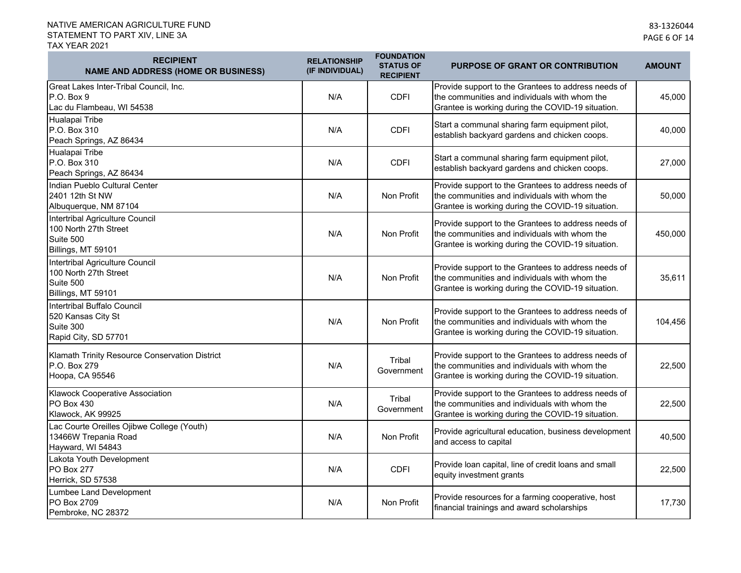NATIVE AMERICAN AGRICULTURE FUND
STATEMENT TO PART XIV, LINE 3A
TAX YEAR 2021

83-1326044

| RECIPIENT NAME AND ADDRESS (HOME OR BUSINESS) | RELATIONSHIP (IF INDIVIDUAL) | FOUNDATION STATUS OF RECIPIENT | PURPOSE OF GRANT OR CONTRIBUTION | AMOUNT |
|---|---|---|---|---|
| Great Lakes Inter-Tribal Council, Inc.<br>P.O. Box 9<br>Lac du Flambeau, WI 54538 | N/A | CDFI | Provide support to the Grantees to address needs of the communities and individuals with whom the Grantee is working during the COVID-19 situation. | 45,000 |
| Hualapai Tribe<br>P.O. Box 310<br>Peach Springs, AZ 86434 | N/A | CDFI | Start a communal sharing farm equipment pilot, establish backyard gardens and chicken coops. | 40,000 |
| Hualapai Tribe<br>P.O. Box 310<br>Peach Springs, AZ 86434 | N/A | CDFI | Start a communal sharing farm equipment pilot, establish backyard gardens and chicken coops. | 27,000 |
| Indian Pueblo Cultural Center<br>2401 12th St NW<br>Albuquerque, NM 87104 | N/A | Non Profit | Provide support to the Grantees to address needs of the communities and individuals with whom the Grantee is working during the COVID-19 situation. | 50,000 |
| Intertribal Agriculture Council<br>100 North 27th Street<br>Suite 500<br>Billings, MT 59101 | N/A | Non Profit | Provide support to the Grantees to address needs of the communities and individuals with whom the Grantee is working during the COVID-19 situation. | 450,000 |
| Intertribal Agriculture Council<br>100 North 27th Street<br>Suite 500<br>Billings, MT 59101 | N/A | Non Profit | Provide support to the Grantees to address needs of the communities and individuals with whom the Grantee is working during the COVID-19 situation. | 35,611 |
| Intertribal Buffalo Council<br>520 Kansas City St<br>Suite 300<br>Rapid City, SD 57701 | N/A | Non Profit | Provide support to the Grantees to address needs of the communities and individuals with whom the Grantee is working during the COVID-19 situation. | 104,456 |
| Klamath Trinity Resource Conservation District<br>P.O. Box 279<br>Hoopa, CA 95546 | N/A | Tribal Government | Provide support to the Grantees to address needs of the communities and individuals with whom the Grantee is working during the COVID-19 situation. | 22,500 |
| Klawock Cooperative Association<br>PO Box 430<br>Klawock, AK 99925 | N/A | Tribal Government | Provide support to the Grantees to address needs of the communities and individuals with whom the Grantee is working during the COVID-19 situation. | 22,500 |
| Lac Courte Oreilles Ojibwe College (Youth)<br>13466W Trepania Road<br>Hayward, WI 54843 | N/A | Non Profit | Provide agricultural education, business development and access to capital | 40,500 |
| Lakota Youth Development<br>PO Box 277<br>Herrick, SD 57538 | N/A | CDFI | Provide loan capital, line of credit loans and small equity investment grants | 22,500 |
| Lumbee Land Development<br>PO Box 2709<br>Pembroke, NC 28372 | N/A | Non Profit | Provide resources for a farming cooperative, host financial trainings and award scholarships | 17,730 |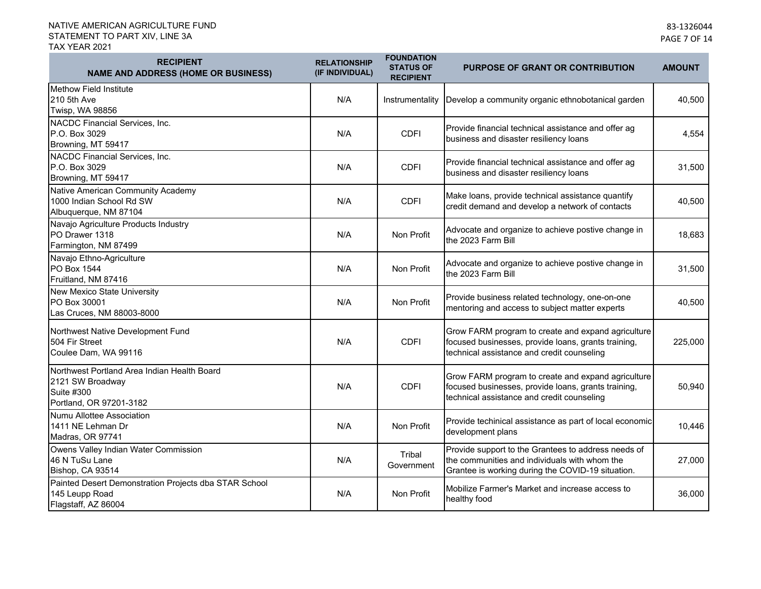NATIVE AMERICAN AGRICULTURE FUND
STATEMENT TO PART XIV, LINE 3A
TAX YEAR 2021

83-1326044

| RECIPIENT NAME AND ADDRESS (HOME OR BUSINESS) | RELATIONSHIP (IF INDIVIDUAL) | FOUNDATION STATUS OF RECIPIENT | PURPOSE OF GRANT OR CONTRIBUTION | AMOUNT |
|---|---|---|---|---|
| Methow Field Institute<br>210 5th Ave<br>Twisp, WA 98856 | N/A | Instrumentality | Develop a community organic ethnobotanical garden | 40,500 |
| NACDC Financial Services, Inc.<br>P.O. Box 3029<br>Browning, MT 59417 | N/A | CDFI | Provide financial technical assistance and offer ag business and disaster resiliency loans | 4,554 |
| NACDC Financial Services, Inc.<br>P.O. Box 3029<br>Browning, MT 59417 | N/A | CDFI | Provide financial technical assistance and offer ag business and disaster resiliency loans | 31,500 |
| Native American Community Academy<br>1000 Indian School Rd SW<br>Albuquerque, NM 87104 | N/A | CDFI | Make loans, provide technical assistance quantify credit demand and develop a network of contacts | 40,500 |
| Navajo Agriculture Products Industry<br>PO Drawer 1318<br>Farmington, NM 87499 | N/A | Non Profit | Advocate and organize to achieve postive change in the 2023 Farm Bill | 18,683 |
| Navajo Ethno-Agriculture<br>PO Box 1544<br>Fruitland, NM 87416 | N/A | Non Profit | Advocate and organize to achieve postive change in the 2023 Farm Bill | 31,500 |
| New Mexico State University<br>PO Box 30001<br>Las Cruces, NM 88003-8000 | N/A | Non Profit | Provide business related technology, one-on-one mentoring and access to subject matter experts | 40,500 |
| Northwest Native Development Fund<br>504 Fir Street<br>Coulee Dam, WA 99116 | N/A | CDFI | Grow FARM program to create and expand agriculture focused businesses, provide loans, grants training, technical assistance and credit counseling | 225,000 |
| Northwest Portland Area Indian Health Board<br>2121 SW Broadway<br>Suite #300<br>Portland, OR 97201-3182 | N/A | CDFI | Grow FARM program to create and expand agriculture focused businesses, provide loans, grants training, technical assistance and credit counseling | 50,940 |
| Numu Allottee Association<br>1411 NE Lehman Dr<br>Madras, OR 97741 | N/A | Non Profit | Provide techinical assistance as part of local economic development plans | 10,446 |
| Owens Valley Indian Water Commission<br>46 N TuSu Lane<br>Bishop, CA 93514 | N/A | Tribal Government | Provide support to the Grantees to address needs of the communities and individuals with whom the Grantee is working during the COVID-19 situation. | 27,000 |
| Painted Desert Demonstration Projects dba STAR School<br>145 Leupp Road<br>Flagstaff, AZ 86004 | N/A | Non Profit | Mobilize Farmer's Market and increase access to healthy food | 36,000 |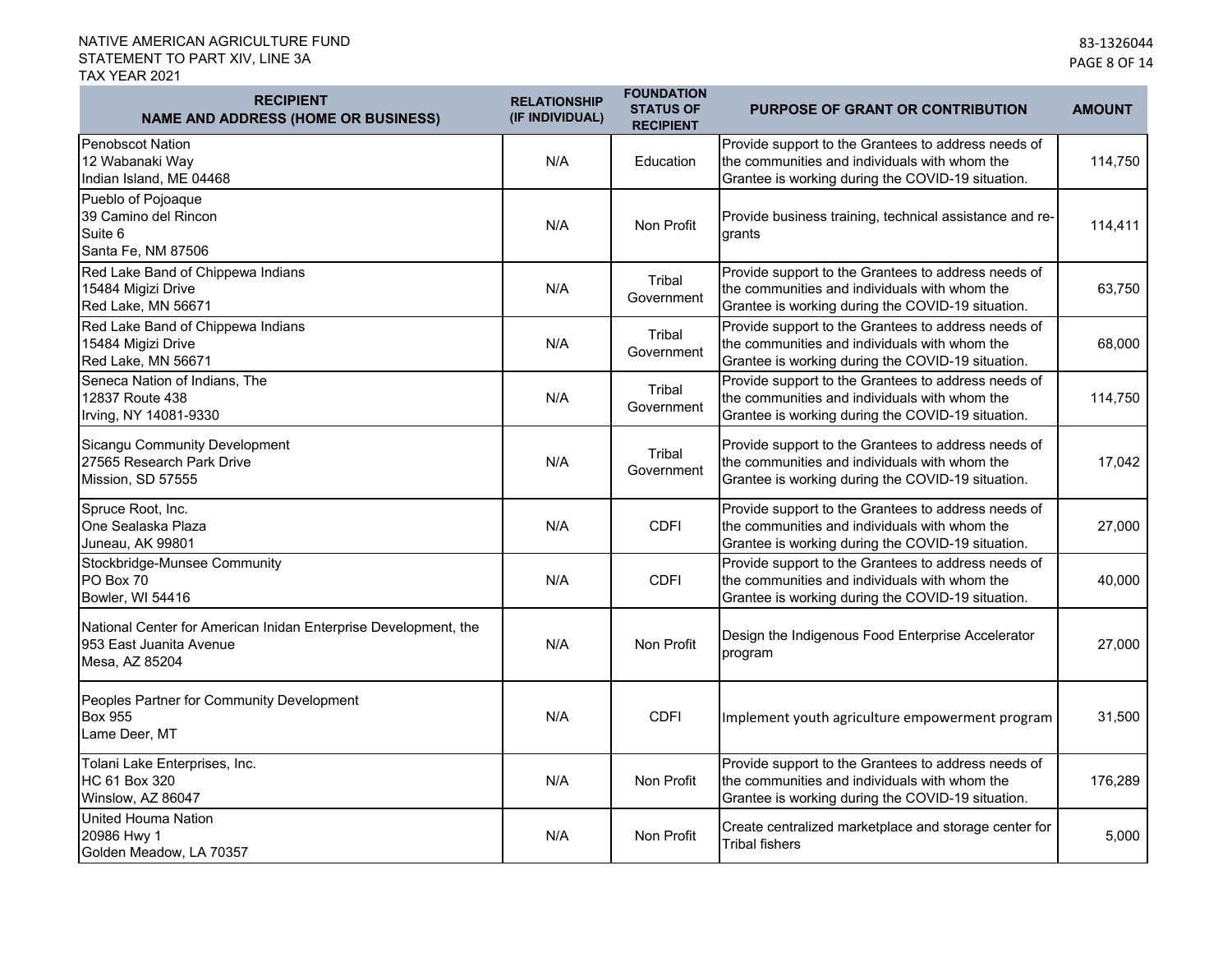NATIVE AMERICAN AGRICULTURE FUND
STATEMENT TO PART XIV, LINE 3A
TAX YEAR 2021

83-1326044

| RECIPIENT NAME AND ADDRESS (HOME OR BUSINESS) | RELATIONSHIP (IF INDIVIDUAL) | FOUNDATION STATUS OF RECIPIENT | PURPOSE OF GRANT OR CONTRIBUTION | AMOUNT |
|---|---|---|---|---|
| Penobscot Nation<br>12 Wabanaki Way<br>Indian Island, ME 04468 | N/A | Education | Provide support to the Grantees to address needs of the communities and individuals with whom the Grantee is working during the COVID-19 situation. | 114,750 |
| Pueblo of Pojoaque<br>39 Camino del Rincon<br>Suite 6<br>Santa Fe, NM 87506 | N/A | Non Profit | Provide business training, technical assistance and re-grants | 114,411 |
| Red Lake Band of Chippewa Indians<br>15484 Migizi Drive<br>Red Lake, MN 56671 | N/A | Tribal Government | Provide support to the Grantees to address needs of the communities and individuals with whom the Grantee is working during the COVID-19 situation. | 63,750 |
| Red Lake Band of Chippewa Indians<br>15484 Migizi Drive<br>Red Lake, MN 56671 | N/A | Tribal Government | Provide support to the Grantees to address needs of the communities and individuals with whom the Grantee is working during the COVID-19 situation. | 68,000 |
| Seneca Nation of Indians, The<br>12837 Route 438<br>Irving, NY 14081-9330 | N/A | Tribal Government | Provide support to the Grantees to address needs of the communities and individuals with whom the Grantee is working during the COVID-19 situation. | 114,750 |
| Sicangu Community Development<br>27565 Research Park Drive<br>Mission, SD 57555 | N/A | Tribal Government | Provide support to the Grantees to address needs of the communities and individuals with whom the Grantee is working during the COVID-19 situation. | 17,042 |
| Spruce Root, Inc.<br>One Sealaska Plaza<br>Juneau, AK 99801 | N/A | CDFI | Provide support to the Grantees to address needs of the communities and individuals with whom the Grantee is working during the COVID-19 situation. | 27,000 |
| Stockbridge-Munsee Community<br>PO Box 70<br>Bowler, WI 54416 | N/A | CDFI | Provide support to the Grantees to address needs of the communities and individuals with whom the Grantee is working during the COVID-19 situation. | 40,000 |
| National Center for American Inidan Enterprise Development, the<br>953 East Juanita Avenue<br>Mesa, AZ 85204 | N/A | Non Profit | Design the Indigenous Food Enterprise Accelerator program | 27,000 |
| Peoples Partner for Community Development<br>Box 955<br>Lame Deer, MT | N/A | CDFI | Implement youth agriculture empowerment program | 31,500 |
| Tolani Lake Enterprises, Inc.<br>HC 61 Box 320<br>Winslow, AZ 86047 | N/A | Non Profit | Provide support to the Grantees to address needs of the communities and individuals with whom the Grantee is working during the COVID-19 situation. | 176,289 |
| United Houma Nation<br>20986 Hwy 1<br>Golden Meadow, LA 70357 | N/A | Non Profit | Create centralized marketplace and storage center for Tribal fishers | 5,000 |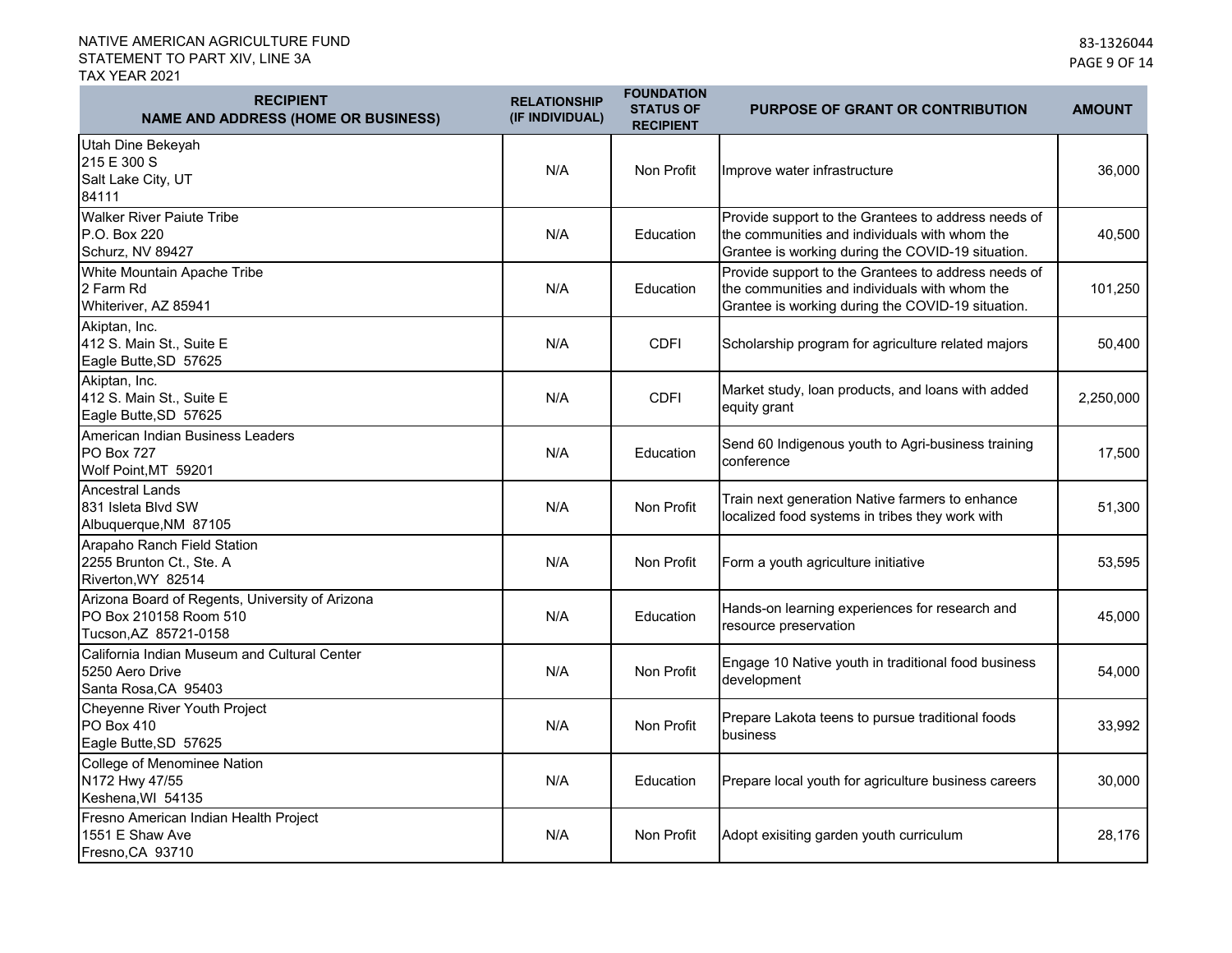NATIVE AMERICAN AGRICULTURE FUND
STATEMENT TO PART XIV, LINE 3A
TAX YEAR 2021

83-1326044

| RECIPIENT NAME AND ADDRESS (HOME OR BUSINESS) | RELATIONSHIP (IF INDIVIDUAL) | FOUNDATION STATUS OF RECIPIENT | PURPOSE OF GRANT OR CONTRIBUTION | AMOUNT |
|---|---|---|---|---|
| Utah Dine Bekeyah<br>215 E 300 S<br>Salt Lake City, UT<br>84111 | N/A | Non Profit | Improve water infrastructure | 36,000 |
| Walker River Paiute Tribe<br>P.O. Box 220<br>Schurz, NV 89427 | N/A | Education | Provide support to the Grantees to address needs of the communities and individuals with whom the Grantee is working during the COVID-19 situation. | 40,500 |
| White Mountain Apache Tribe<br>2 Farm Rd<br>Whiteriver, AZ 85941 | N/A | Education | Provide support to the Grantees to address needs of the communities and individuals with whom the Grantee is working during the COVID-19 situation. | 101,250 |
| Akiptan, Inc.<br>412 S. Main St., Suite E<br>Eagle Butte,SD 57625 | N/A | CDFI | Scholarship program for agriculture related majors | 50,400 |
| Akiptan, Inc.<br>412 S. Main St., Suite E<br>Eagle Butte,SD 57625 | N/A | CDFI | Market study, loan products, and loans with added equity grant | 2,250,000 |
| American Indian Business Leaders<br>PO Box 727<br>Wolf Point,MT 59201 | N/A | Education | Send 60 Indigenous youth to Agri-business training conference | 17,500 |
| Ancestral Lands<br>831 Isleta Blvd SW<br>Albuquerque,NM 87105 | N/A | Non Profit | Train next generation Native farmers to enhance localized food systems in tribes they work with | 51,300 |
| Arapaho Ranch Field Station<br>2255 Brunton Ct., Ste. A<br>Riverton,WY 82514 | N/A | Non Profit | Form a youth agriculture initiative | 53,595 |
| Arizona Board of Regents, University of Arizona<br>PO Box 210158 Room 510<br>Tucson,AZ 85721-0158 | N/A | Education | Hands-on learning experiences for research and resource preservation | 45,000 |
| California Indian Museum and Cultural Center<br>5250 Aero Drive<br>Santa Rosa,CA 95403 | N/A | Non Profit | Engage 10 Native youth in traditional food business development | 54,000 |
| Cheyenne River Youth Project<br>PO Box 410<br>Eagle Butte,SD 57625 | N/A | Non Profit | Prepare Lakota teens to pursue traditional foods business | 33,992 |
| College of Menominee Nation<br>N172 Hwy 47/55<br>Keshena,WI 54135 | N/A | Education | Prepare local youth for agriculture business careers | 30,000 |
| Fresno American Indian Health Project<br>1551 E Shaw Ave<br>Fresno,CA 93710 | N/A | Non Profit | Adopt exisiting garden youth curriculum | 28,176 |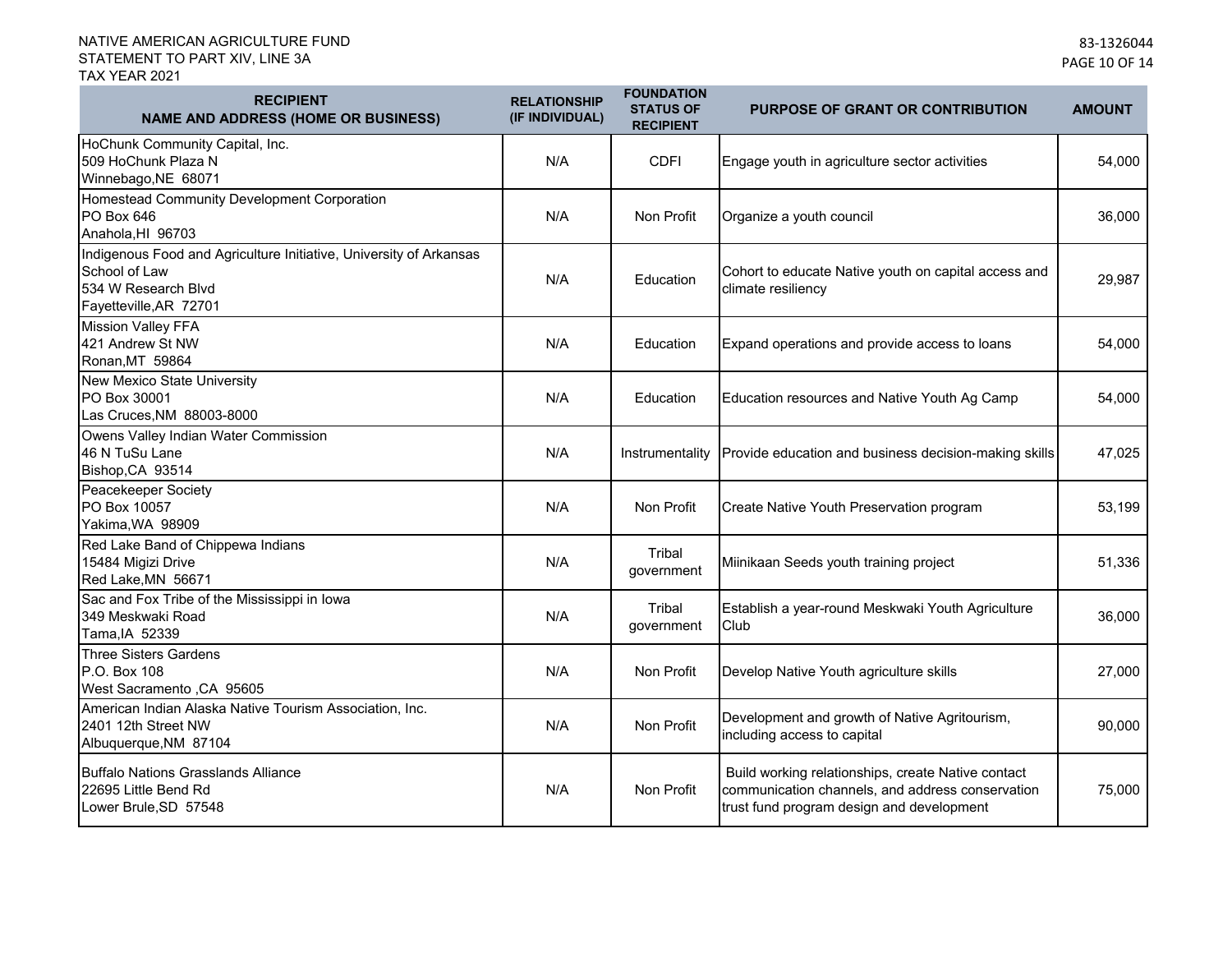NATIVE AMERICAN AGRICULTURE FUND
STATEMENT TO PART XIV, LINE 3A
TAX YEAR 2021

83-1326044

| RECIPIENT NAME AND ADDRESS (HOME OR BUSINESS) | RELATIONSHIP (IF INDIVIDUAL) | FOUNDATION STATUS OF RECIPIENT | PURPOSE OF GRANT OR CONTRIBUTION | AMOUNT |
|---|---|---|---|---|
| HoChunk Community Capital, Inc.<br>509 HoChunk Plaza N<br>Winnebago,NE 68071 | N/A | CDFI | Engage youth in agriculture sector activities | 54,000 |
| Homestead Community Development Corporation<br>PO Box 646<br>Anahola,HI 96703 | N/A | Non Profit | Organize a youth council | 36,000 |
| Indigenous Food and Agriculture Initiative, University of Arkansas School of Law<br>534 W Research Blvd<br>Fayetteville,AR 72701 | N/A | Education | Cohort to educate Native youth on capital access and climate resiliency | 29,987 |
| Mission Valley FFA<br>421 Andrew St NW<br>Ronan,MT 59864 | N/A | Education | Expand operations and provide access to loans | 54,000 |
| New Mexico State University<br>PO Box 30001<br>Las Cruces,NM 88003-8000 | N/A | Education | Education resources and Native Youth Ag Camp | 54,000 |
| Owens Valley Indian Water Commission<br>46 N TuSu Lane<br>Bishop,CA 93514 | N/A | Instrumentality | Provide education and business decision-making skills | 47,025 |
| Peacekeeper Society<br>PO Box 10057<br>Yakima,WA 98909 | N/A | Non Profit | Create Native Youth Preservation program | 53,199 |
| Red Lake Band of Chippewa Indians<br>15484 Migizi Drive<br>Red Lake,MN 56671 | N/A | Tribal government | Miinikaan Seeds youth training project | 51,336 |
| Sac and Fox Tribe of the Mississippi in Iowa<br>349 Meskwaki Road<br>Tama,IA 52339 | N/A | Tribal government | Establish a year-round Meskwaki Youth Agriculture Club | 36,000 |
| Three Sisters Gardens<br>P.O. Box 108<br>West Sacramento ,CA 95605 | N/A | Non Profit | Develop Native Youth agriculture skills | 27,000 |
| American Indian Alaska Native Tourism Association, Inc.<br>2401 12th Street NW<br>Albuquerque,NM 87104 | N/A | Non Profit | Development and growth of Native Agritourism, including access to capital | 90,000 |
| Buffalo Nations Grasslands Alliance<br>22695 Little Bend Rd<br>Lower Brule,SD 57548 | N/A | Non Profit | Build working relationships, create Native contact communication channels, and address conservation trust fund program design and development | 75,000 |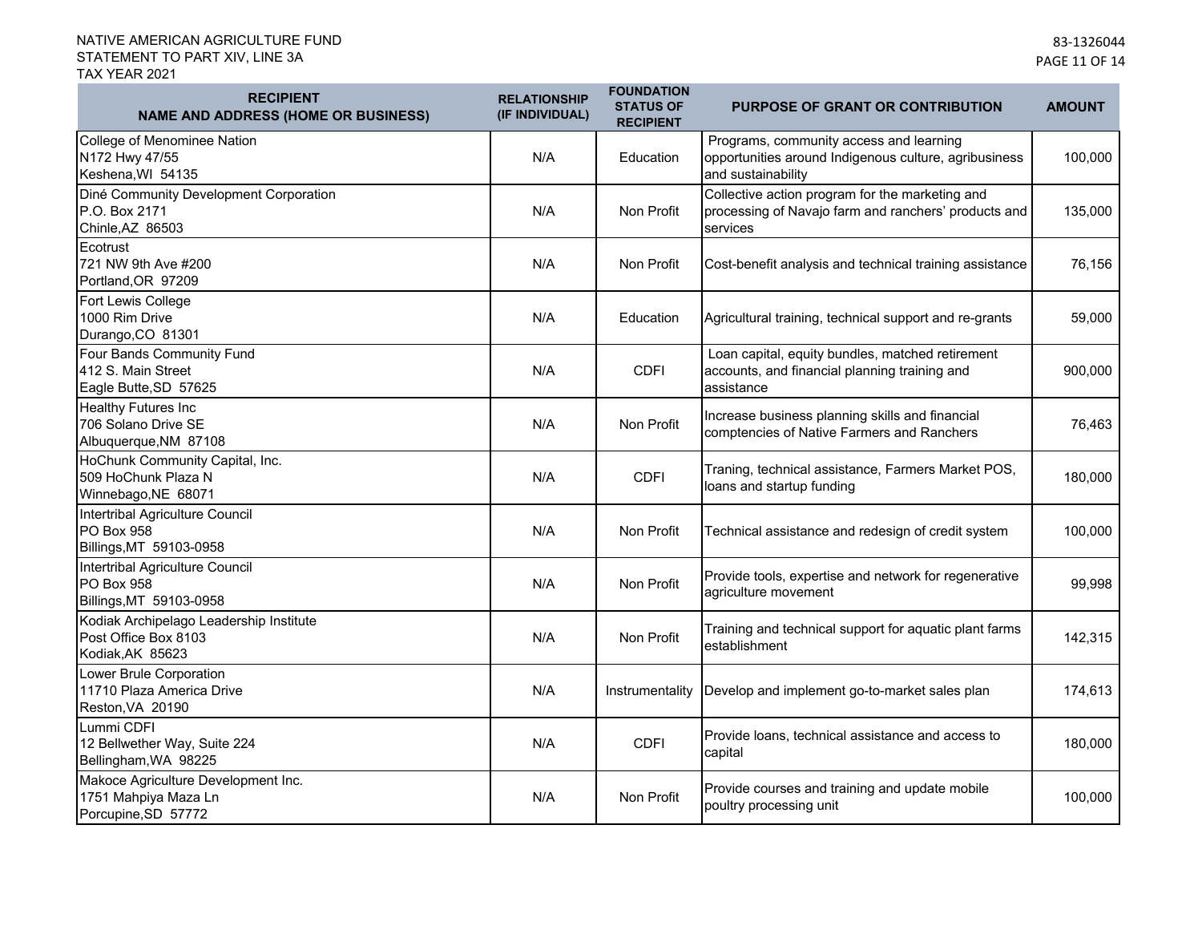NATIVE AMERICAN AGRICULTURE FUND
STATEMENT TO PART XIV, LINE 3A
TAX YEAR 2021

83-1326044

| RECIPIENT NAME AND ADDRESS (HOME OR BUSINESS) | RELATIONSHIP (IF INDIVIDUAL) | FOUNDATION STATUS OF RECIPIENT | PURPOSE OF GRANT OR CONTRIBUTION | AMOUNT |
|---|---|---|---|---|
| College of Menominee Nation<br>N172 Hwy 47/55<br>Keshena,WI 54135 | N/A | Education | Programs, community access and learning opportunities around Indigenous culture, agribusiness and sustainability | 100,000 |
| Diné Community Development Corporation<br>P.O. Box 2171<br>Chinle,AZ 86503 | N/A | Non Profit | Collective action program for the marketing and processing of Navajo farm and ranchers' products and services | 135,000 |
| Ecotrust<br>721 NW 9th Ave #200<br>Portland,OR 97209 | N/A | Non Profit | Cost-benefit analysis and technical training assistance | 76,156 |
| Fort Lewis College<br>1000 Rim Drive<br>Durango,CO 81301 | N/A | Education | Agricultural training, technical support and re-grants | 59,000 |
| Four Bands Community Fund<br>412 S. Main Street<br>Eagle Butte,SD 57625 | N/A | CDFI | Loan capital, equity bundles, matched retirement accounts, and financial planning training and assistance | 900,000 |
| Healthy Futures Inc<br>706 Solano Drive SE<br>Albuquerque,NM 87108 | N/A | Non Profit | Increase business planning skills and financial comptencies of Native Farmers and Ranchers | 76,463 |
| HoChunk Community Capital, Inc.<br>509 HoChunk Plaza N<br>Winnebago,NE 68071 | N/A | CDFI | Traning, technical assistance, Farmers Market POS, loans and startup funding | 180,000 |
| Intertribal Agriculture Council<br>PO Box 958<br>Billings,MT 59103-0958 | N/A | Non Profit | Technical assistance and redesign of credit system | 100,000 |
| Intertribal Agriculture Council<br>PO Box 958<br>Billings,MT 59103-0958 | N/A | Non Profit | Provide tools, expertise and network for regenerative agriculture movement | 99,998 |
| Kodiak Archipelago Leadership Institute<br>Post Office Box 8103<br>Kodiak,AK 85623 | N/A | Non Profit | Training and technical support for aquatic plant farms establishment | 142,315 |
| Lower Brule Corporation<br>11710 Plaza America Drive<br>Reston,VA 20190 | N/A | Instrumentality | Develop and implement go-to-market sales plan | 174,613 |
| Lummi CDFI<br>12 Bellwether Way, Suite 224<br>Bellingham,WA 98225 | N/A | CDFI | Provide loans, technical assistance and access to capital | 180,000 |
| Makoce Agriculture Development Inc.<br>1751 Mahpiya Maza Ln<br>Porcupine,SD 57772 | N/A | Non Profit | Provide courses and training and update mobile poultry processing unit | 100,000 |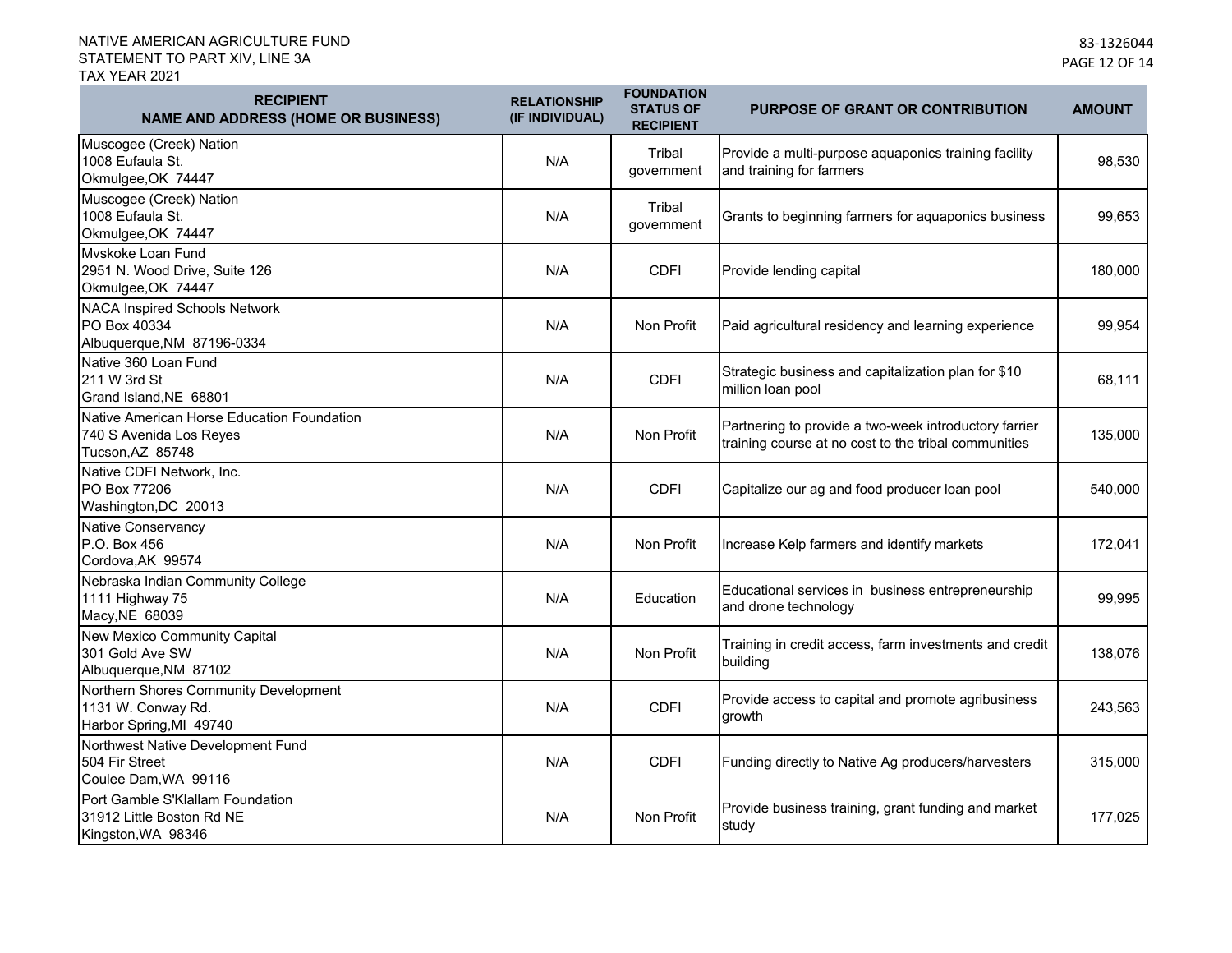NATIVE AMERICAN AGRICULTURE FUND
STATEMENT TO PART XIV, LINE 3A
TAX YEAR 2021

83-1326044

| RECIPIENT NAME AND ADDRESS (HOME OR BUSINESS) | RELATIONSHIP (IF INDIVIDUAL) | FOUNDATION STATUS OF RECIPIENT | PURPOSE OF GRANT OR CONTRIBUTION | AMOUNT |
|---|---|---|---|---|
| Muscogee (Creek) Nation<br>1008 Eufaula St.<br>Okmulgee,OK 74447 | N/A | Tribal government | Provide a multi-purpose aquaponics training facility and training for farmers | 98,530 |
| Muscogee (Creek) Nation<br>1008 Eufaula St.<br>Okmulgee,OK 74447 | N/A | Tribal government | Grants to beginning farmers for aquaponics business | 99,653 |
| Mvskoke Loan Fund<br>2951 N. Wood Drive, Suite 126<br>Okmulgee,OK 74447 | N/A | CDFI | Provide lending capital | 180,000 |
| NACA Inspired Schools Network<br>PO Box 40334<br>Albuquerque,NM 87196-0334 | N/A | Non Profit | Paid agricultural residency and learning experience | 99,954 |
| Native 360 Loan Fund<br>211 W 3rd St<br>Grand Island,NE 68801 | N/A | CDFI | Strategic business and capitalization plan for $10 million loan pool | 68,111 |
| Native American Horse Education Foundation<br>740 S Avenida Los Reyes<br>Tucson,AZ 85748 | N/A | Non Profit | Partnering to provide a two-week introductory farrier training course at no cost to the tribal communities | 135,000 |
| Native CDFI Network, Inc.<br>PO Box 77206<br>Washington,DC 20013 | N/A | CDFI | Capitalize our ag and food producer loan pool | 540,000 |
| Native Conservancy<br>P.O. Box 456<br>Cordova,AK 99574 | N/A | Non Profit | Increase Kelp farmers and identify markets | 172,041 |
| Nebraska Indian Community College<br>1111 Highway 75<br>Macy,NE 68039 | N/A | Education | Educational services in business entrepreneurship and drone technology | 99,995 |
| New Mexico Community Capital<br>301 Gold Ave SW<br>Albuquerque,NM 87102 | N/A | Non Profit | Training in credit access, farm investments and credit building | 138,076 |
| Northern Shores Community Development<br>1131 W. Conway Rd.<br>Harbor Spring,MI 49740 | N/A | CDFI | Provide access to capital and promote agribusiness growth | 243,563 |
| Northwest Native Development Fund<br>504 Fir Street<br>Coulee Dam,WA 99116 | N/A | CDFI | Funding directly to Native Ag producers/harvesters | 315,000 |
| Port Gamble S'Klallam Foundation<br>31912 Little Boston Rd NE<br>Kingston,WA 98346 | N/A | Non Profit | Provide business training, grant funding and market study | 177,025 |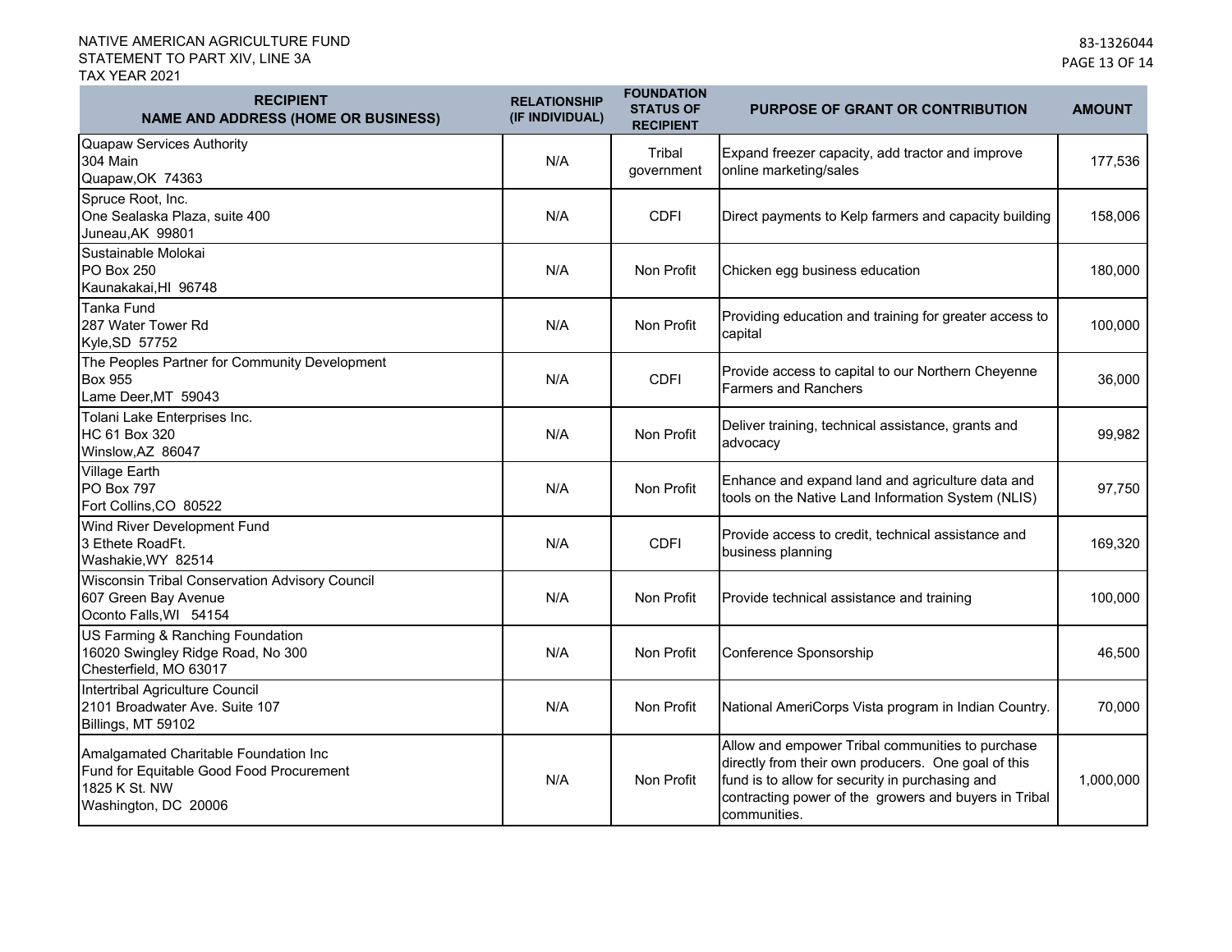NATIVE AMERICAN AGRICULTURE FUND
STATEMENT TO PART XIV, LINE 3A
TAX YEAR 2021

83-1326044

| RECIPIENT NAME AND ADDRESS (HOME OR BUSINESS) | RELATIONSHIP (IF INDIVIDUAL) | FOUNDATION STATUS OF RECIPIENT | PURPOSE OF GRANT OR CONTRIBUTION | AMOUNT |
|---|---|---|---|---|
| Quapaw Services Authority<br>304 Main<br>Quapaw,OK 74363 | N/A | Tribal government | Expand freezer capacity, add tractor and improve online marketing/sales | 177,536 |
| Spruce Root, Inc.<br>One Sealaska Plaza, suite 400<br>Juneau,AK 99801 | N/A | CDFI | Direct payments to Kelp farmers and capacity building | 158,006 |
| Sustainable Molokai<br>PO Box 250<br>Kaunakakai,HI 96748 | N/A | Non Profit | Chicken egg business education | 180,000 |
| Tanka Fund<br>287 Water Tower Rd<br>Kyle,SD 57752 | N/A | Non Profit | Providing education and training for greater access to capital | 100,000 |
| The Peoples Partner for Community Development<br>Box 955<br>Lame Deer,MT 59043 | N/A | CDFI | Provide access to capital to our Northern Cheyenne Farmers and Ranchers | 36,000 |
| Tolani Lake Enterprises Inc.<br>HC 61 Box 320<br>Winslow,AZ 86047 | N/A | Non Profit | Deliver training, technical assistance, grants and advocacy | 99,982 |
| Village Earth<br>PO Box 797<br>Fort Collins,CO 80522 | N/A | Non Profit | Enhance and expand land and agriculture data and tools on the Native Land Information System (NLIS) | 97,750 |
| Wind River Development Fund<br>3 Ethete RoadFt.<br>Washakie,WY 82514 | N/A | CDFI | Provide access to credit, technical assistance and business planning | 169,320 |
| Wisconsin Tribal Conservation Advisory Council<br>607 Green Bay Avenue<br>Oconto Falls,WI 54154 | N/A | Non Profit | Provide technical assistance and training | 100,000 |
| US Farming & Ranching Foundation<br>16020 Swingley Ridge Road, No 300<br>Chesterfield, MO 63017 | N/A | Non Profit | Conference Sponsorship | 46,500 |
| Intertribal Agriculture Council<br>2101 Broadwater Ave. Suite 107<br>Billings, MT 59102 | N/A | Non Profit | National AmeriCorps Vista program in Indian Country. | 70,000 |
| Amalgamated Charitable Foundation Inc<br>Fund for Equitable Good Food Procurement<br>1825 K St. NW<br>Washington, DC 20006 | N/A | Non Profit | Allow and empower Tribal communities to purchase directly from their own producers. One goal of this fund is to allow for security in purchasing and contracting power of the growers and buyers in Tribal communities. | 1,000,000 |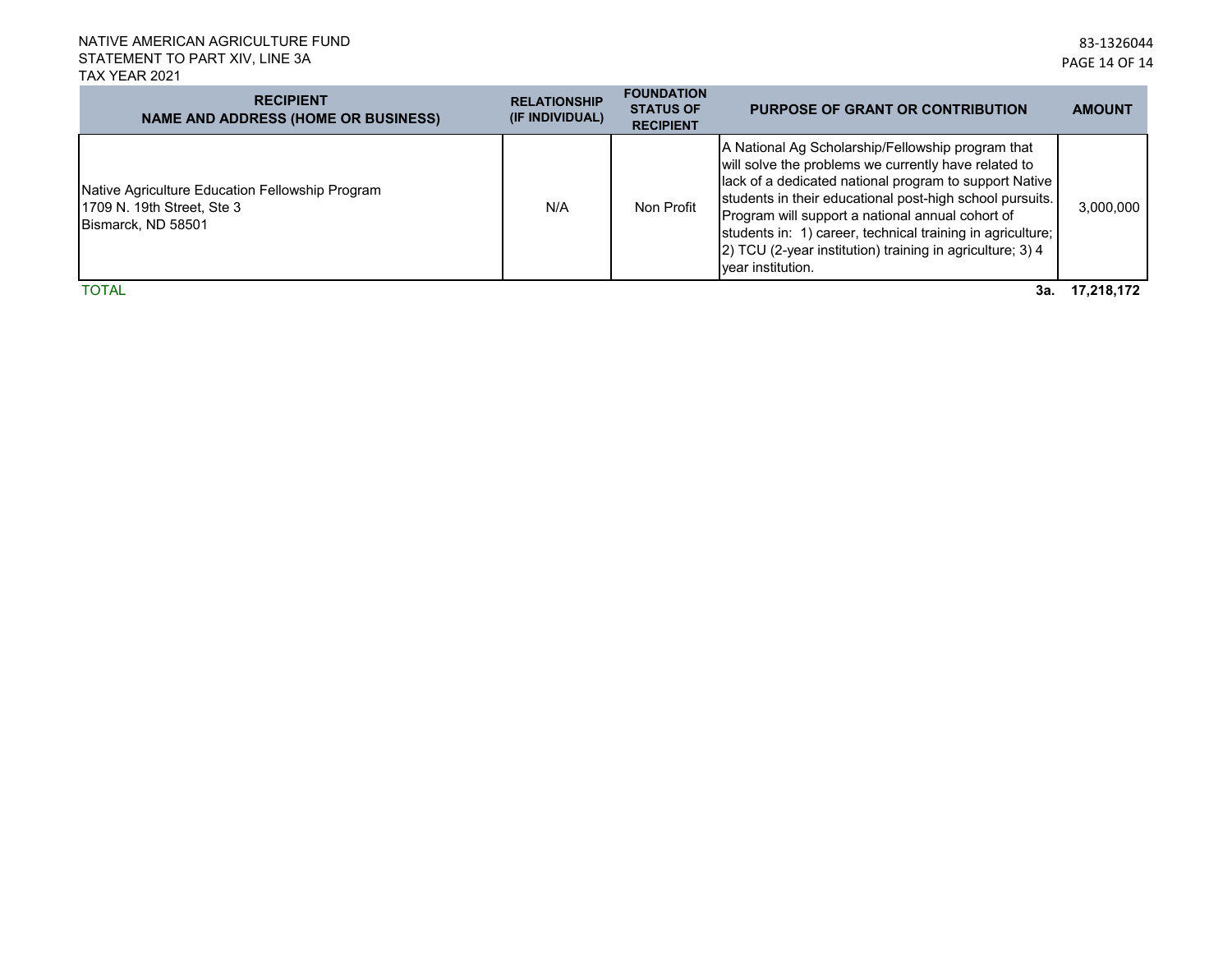NATIVE AMERICAN AGRICULTURE FUND
STATEMENT TO PART XIV, LINE 3A
TAX YEAR 2021

83-1326044

| RECIPIENT NAME AND ADDRESS (HOME OR BUSINESS) | RELATIONSHIP (IF INDIVIDUAL) | FOUNDATION STATUS OF RECIPIENT | PURPOSE OF GRANT OR CONTRIBUTION | AMOUNT |
|---|---|---|---|---|
| Native Agriculture Education Fellowship Program<br>1709 N. 19th Street, Ste 3<br>Bismarck, ND 58501 | N/A | Non Profit | A National Ag Scholarship/Fellowship program that will solve the problems we currently have related to lack of a dedicated national program to support Native students in their educational post-high school pursuits. Program will support a national annual cohort of students in: 1) career, technical training in agriculture; 2) TCU (2-year institution) training in agriculture; 3) 4 year institution. | 3,000,000 |
| TOTAL | | | 3a. | **17,218,172** |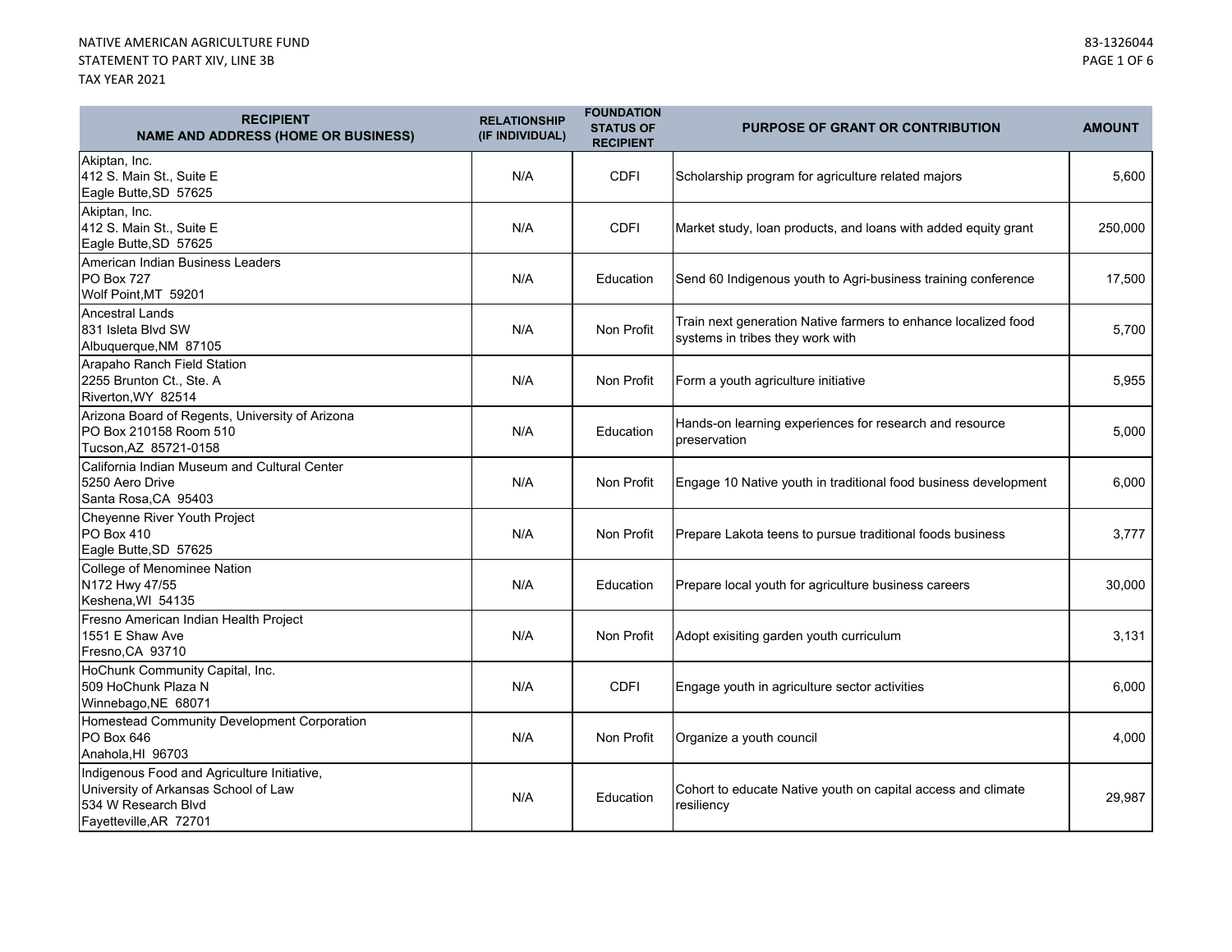NATIVE AMERICAN AGRICULTURE FUND
STATEMENT TO PART XIV, LINE 3B
TAX YEAR 2021

83-1326044

| RECIPIENT NAME AND ADDRESS (HOME OR BUSINESS) | RELATIONSHIP (IF INDIVIDUAL) | FOUNDATION STATUS OF RECIPIENT | PURPOSE OF GRANT OR CONTRIBUTION | AMOUNT |
|---|---|---|---|---|
| Akiptan, Inc.<br>412 S. Main St., Suite E<br>Eagle Butte,SD 57625 | N/A | CDFI | Scholarship program for agriculture related majors | 5,600 |
| Akiptan, Inc.<br>412 S. Main St., Suite E<br>Eagle Butte,SD 57625 | N/A | CDFI | Market study, loan products, and loans with added equity grant | 250,000 |
| American Indian Business Leaders<br>PO Box 727<br>Wolf Point,MT 59201 | N/A | Education | Send 60 Indigenous youth to Agri-business training conference | 17,500 |
| Ancestral Lands<br>831 Isleta Blvd SW<br>Albuquerque,NM 87105 | N/A | Non Profit | Train next generation Native farmers to enhance localized food systems in tribes they work with | 5,700 |
| Arapaho Ranch Field Station<br>2255 Brunton Ct., Ste. A<br>Riverton,WY 82514 | N/A | Non Profit | Form a youth agriculture initiative | 5,955 |
| Arizona Board of Regents, University of Arizona<br>PO Box 210158 Room 510<br>Tucson,AZ 85721-0158 | N/A | Education | Hands-on learning experiences for research and resource preservation | 5,000 |
| California Indian Museum and Cultural Center<br>5250 Aero Drive<br>Santa Rosa,CA 95403 | N/A | Non Profit | Engage 10 Native youth in traditional food business development | 6,000 |
| Cheyenne River Youth Project<br>PO Box 410<br>Eagle Butte,SD 57625 | N/A | Non Profit | Prepare Lakota teens to pursue traditional foods business | 3,777 |
| College of Menominee Nation<br>N172 Hwy 47/55<br>Keshena,WI 54135 | N/A | Education | Prepare local youth for agriculture business careers | 30,000 |
| Fresno American Indian Health Project<br>1551 E Shaw Ave<br>Fresno,CA 93710 | N/A | Non Profit | Adopt exisiting garden youth curriculum | 3,131 |
| HoChunk Community Capital, Inc.<br>509 HoChunk Plaza N<br>Winnebago,NE 68071 | N/A | CDFI | Engage youth in agriculture sector activities | 6,000 |
| Homestead Community Development Corporation<br>PO Box 646<br>Anahola,HI 96703 | N/A | Non Profit | Organize a youth council | 4,000 |
| Indigenous Food and Agriculture Initiative,<br>University of Arkansas School of Law<br>534 W Research Blvd<br>Fayetteville,AR 72701 | N/A | Education | Cohort to educate Native youth on capital access and climate resiliency | 29,987 |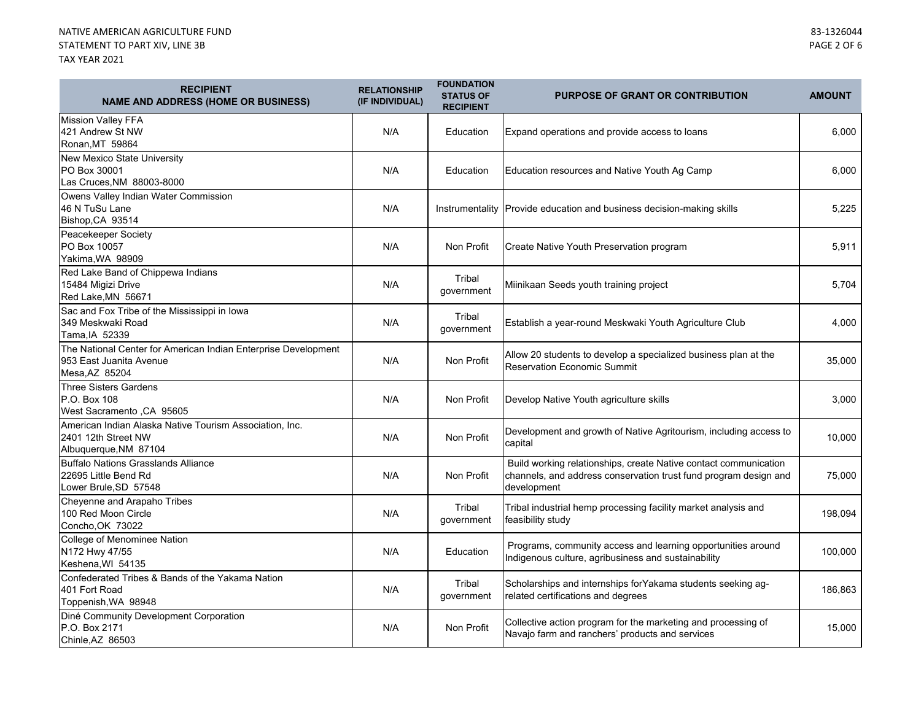| RECIPIENT NAME AND ADDRESS (HOME OR BUSINESS) | RELATIONSHIP (IF INDIVIDUAL) | FOUNDATION STATUS OF RECIPIENT | PURPOSE OF GRANT OR CONTRIBUTION | AMOUNT |
|---|---|---|---|---|
| Mission Valley FFA<br>421 Andrew St NW<br>Ronan,MT 59864 | N/A | Education | Expand operations and provide access to loans | 6,000 |
| New Mexico State University<br>PO Box 30001<br>Las Cruces,NM 88003-8000 | N/A | Education | Education resources and Native Youth Ag Camp | 6,000 |
| Owens Valley Indian Water Commission<br>46 N TuSu Lane<br>Bishop,CA 93514 | N/A | Instrumentality | Provide education and business decision-making skills | 5,225 |
| Peacekeeper Society<br>PO Box 10057<br>Yakima,WA 98909 | N/A | Non Profit | Create Native Youth Preservation program | 5,911 |
| Red Lake Band of Chippewa Indians<br>15484 Migizi Drive<br>Red Lake,MN 56671 | N/A | Tribal government | Miinikaan Seeds youth training project | 5,704 |
| Sac and Fox Tribe of the Mississippi in Iowa<br>349 Meskwaki Road<br>Tama,IA 52339 | N/A | Tribal government | Establish a year-round Meskwaki Youth Agriculture Club | 4,000 |
| The National Center for American Indian Enterprise Development<br>953 East Juanita Avenue<br>Mesa,AZ 85204 | N/A | Non Profit | Allow 20 students to develop a specialized business plan at the Reservation Economic Summit | 35,000 |
| Three Sisters Gardens<br>P.O. Box 108<br>West Sacramento ,CA 95605 | N/A | Non Profit | Develop Native Youth agriculture skills | 3,000 |
| American Indian Alaska Native Tourism Association, Inc.<br>2401 12th Street NW<br>Albuquerque,NM 87104 | N/A | Non Profit | Development and growth of Native Agritourism, including access to capital | 10,000 |
| Buffalo Nations Grasslands Alliance<br>22695 Little Bend Rd<br>Lower Brule,SD 57548 | N/A | Non Profit | Build working relationships, create Native contact communication channels, and address conservation trust fund program design and development | 75,000 |
| Cheyenne and Arapaho Tribes<br>100 Red Moon Circle<br>Concho,OK 73022 | N/A | Tribal government | Tribal industrial hemp processing facility market analysis and feasibility study | 198,094 |
| College of Menominee Nation<br>N172 Hwy 47/55<br>Keshena,WI 54135 | N/A | Education | Programs, community access and learning opportunities around Indigenous culture, agribusiness and sustainability | 100,000 |
| Confederated Tribes & Bands of the Yakama Nation<br>401 Fort Road<br>Toppenish,WA 98948 | N/A | Tribal government | Scholarships and internships forYakama students seeking ag-related certifications and degrees | 186,863 |
| Diné Community Development Corporation<br>P.O. Box 2171<br>Chinle,AZ 86503 | N/A | Non Profit | Collective action program for the marketing and processing of Navajo farm and ranchers' products and services | 15,000 |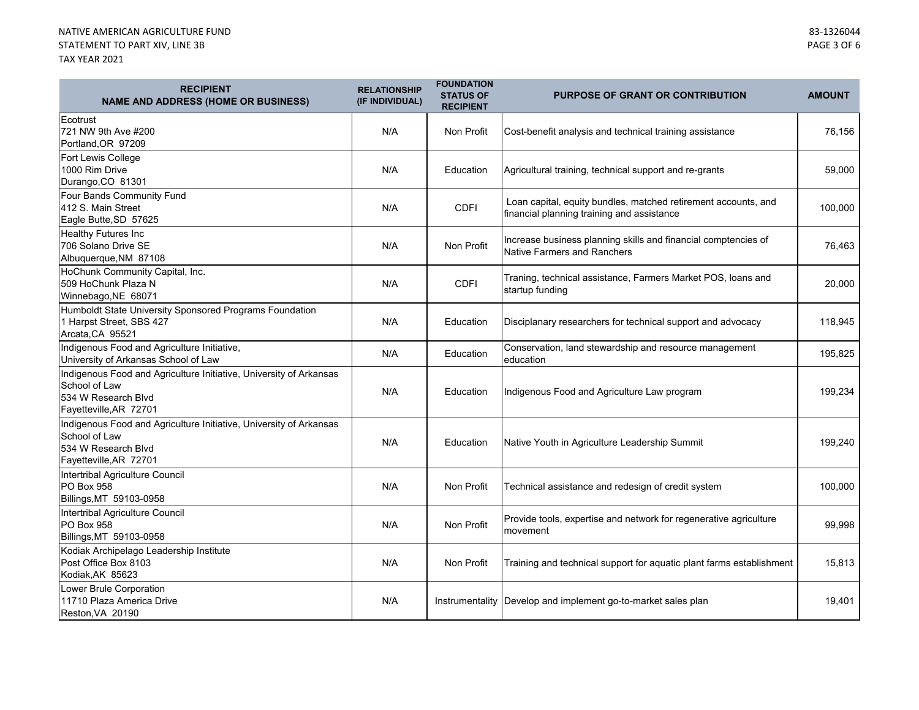NATIVE AMERICAN AGRICULTURE FUND
STATEMENT TO PART XIV, LINE 3B
TAX YEAR 2021

83-1326044

| RECIPIENT NAME AND ADDRESS (HOME OR BUSINESS) | RELATIONSHIP (IF INDIVIDUAL) | FOUNDATION STATUS OF RECIPIENT | PURPOSE OF GRANT OR CONTRIBUTION | AMOUNT |
|---|---|---|---|---|
| Ecotrust<br>721 NW 9th Ave #200<br>Portland,OR 97209 | N/A | Non Profit | Cost-benefit analysis and technical training assistance | 76,156 |
| Fort Lewis College<br>1000 Rim Drive<br>Durango,CO 81301 | N/A | Education | Agricultural training, technical support and re-grants | 59,000 |
| Four Bands Community Fund<br>412 S. Main Street<br>Eagle Butte,SD 57625 | N/A | CDFI | Loan capital, equity bundles, matched retirement accounts, and financial planning training and assistance | 100,000 |
| Healthy Futures Inc<br>706 Solano Drive SE<br>Albuquerque,NM 87108 | N/A | Non Profit | Increase business planning skills and financial comptencies of Native Farmers and Ranchers | 76,463 |
| HoChunk Community Capital, Inc.<br>509 HoChunk Plaza N<br>Winnebago,NE 68071 | N/A | CDFI | Traning, technical assistance, Farmers Market POS, loans and startup funding | 20,000 |
| Humboldt State University Sponsored Programs Foundation<br>1 Harpst Street, SBS 427<br>Arcata,CA 95521 | N/A | Education | Disciplanary researchers for technical support and advocacy | 118,945 |
| Indigenous Food and Agriculture Initiative,<br>University of Arkansas School of Law | N/A | Education | Conservation, land stewardship and resource management education | 195,825 |
| Indigenous Food and Agriculture Initiative, University of Arkansas School of Law<br>534 W Research Blvd<br>Fayetteville,AR 72701 | N/A | Education | Indigenous Food and Agriculture Law program | 199,234 |
| Indigenous Food and Agriculture Initiative, University of Arkansas School of Law<br>534 W Research Blvd<br>Fayetteville,AR 72701 | N/A | Education | Native Youth in Agriculture Leadership Summit | 199,240 |
| Intertribal Agriculture Council<br>PO Box 958<br>Billings,MT 59103-0958 | N/A | Non Profit | Technical assistance and redesign of credit system | 100,000 |
| Intertribal Agriculture Council<br>PO Box 958<br>Billings,MT 59103-0958 | N/A | Non Profit | Provide tools, expertise and network for regenerative agriculture movement | 99,998 |
| Kodiak Archipelago Leadership Institute<br>Post Office Box 8103<br>Kodiak,AK 85623 | N/A | Non Profit | Training and technical support for aquatic plant farms establishment | 15,813 |
| Lower Brule Corporation<br>11710 Plaza America Drive<br>Reston,VA 20190 | N/A | Instrumentality | Develop and implement go-to-market sales plan | 19,401 |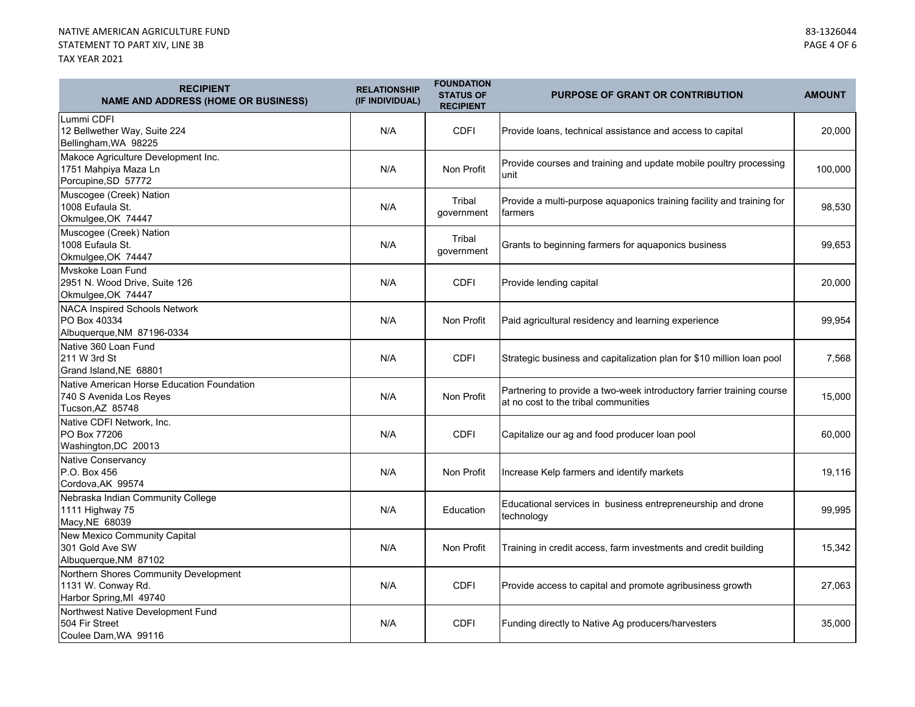NATIVE AMERICAN AGRICULTURE FUND
STATEMENT TO PART XIV, LINE 3B
TAX YEAR 2021

83-1326044

| RECIPIENT NAME AND ADDRESS (HOME OR BUSINESS) | RELATIONSHIP (IF INDIVIDUAL) | FOUNDATION STATUS OF RECIPIENT | PURPOSE OF GRANT OR CONTRIBUTION | AMOUNT |
|---|---|---|---|---|
| Lummi CDFI<br>12 Bellwether Way, Suite 224<br>Bellingham,WA 98225 | N/A | CDFI | Provide loans, technical assistance and access to capital | 20,000 |
| Makoce Agriculture Development Inc.<br>1751 Mahpiya Maza Ln<br>Porcupine,SD 57772 | N/A | Non Profit | Provide courses and training and update mobile poultry processing unit | 100,000 |
| Muscogee (Creek) Nation<br>1008 Eufaula St.<br>Okmulgee,OK 74447 | N/A | Tribal government | Provide a multi-purpose aquaponics training facility and training for farmers | 98,530 |
| Muscogee (Creek) Nation<br>1008 Eufaula St.<br>Okmulgee,OK 74447 | N/A | Tribal government | Grants to beginning farmers for aquaponics business | 99,653 |
| Mvskoke Loan Fund<br>2951 N. Wood Drive, Suite 126<br>Okmulgee,OK 74447 | N/A | CDFI | Provide lending capital | 20,000 |
| NACA Inspired Schools Network<br>PO Box 40334<br>Albuquerque,NM 87196-0334 | N/A | Non Profit | Paid agricultural residency and learning experience | 99,954 |
| Native 360 Loan Fund<br>211 W 3rd St<br>Grand Island,NE 68801 | N/A | CDFI | Strategic business and capitalization plan for $10 million loan pool | 7,568 |
| Native American Horse Education Foundation<br>740 S Avenida Los Reyes<br>Tucson,AZ 85748 | N/A | Non Profit | Partnering to provide a two-week introductory farrier training course at no cost to the tribal communities | 15,000 |
| Native CDFI Network, Inc.<br>PO Box 77206<br>Washington,DC 20013 | N/A | CDFI | Capitalize our ag and food producer loan pool | 60,000 |
| Native Conservancy<br>P.O. Box 456<br>Cordova,AK 99574 | N/A | Non Profit | Increase Kelp farmers and identify markets | 19,116 |
| Nebraska Indian Community College<br>1111 Highway 75<br>Macy,NE 68039 | N/A | Education | Educational services in business entrepreneurship and drone technology | 99,995 |
| New Mexico Community Capital<br>301 Gold Ave SW<br>Albuquerque,NM 87102 | N/A | Non Profit | Training in credit access, farm investments and credit building | 15,342 |
| Northern Shores Community Development<br>1131 W. Conway Rd.<br>Harbor Spring,MI 49740 | N/A | CDFI | Provide access to capital and promote agribusiness growth | 27,063 |
| Northwest Native Development Fund<br>504 Fir Street<br>Coulee Dam,WA 99116 | N/A | CDFI | Funding directly to Native Ag producers/harvesters | 35,000 |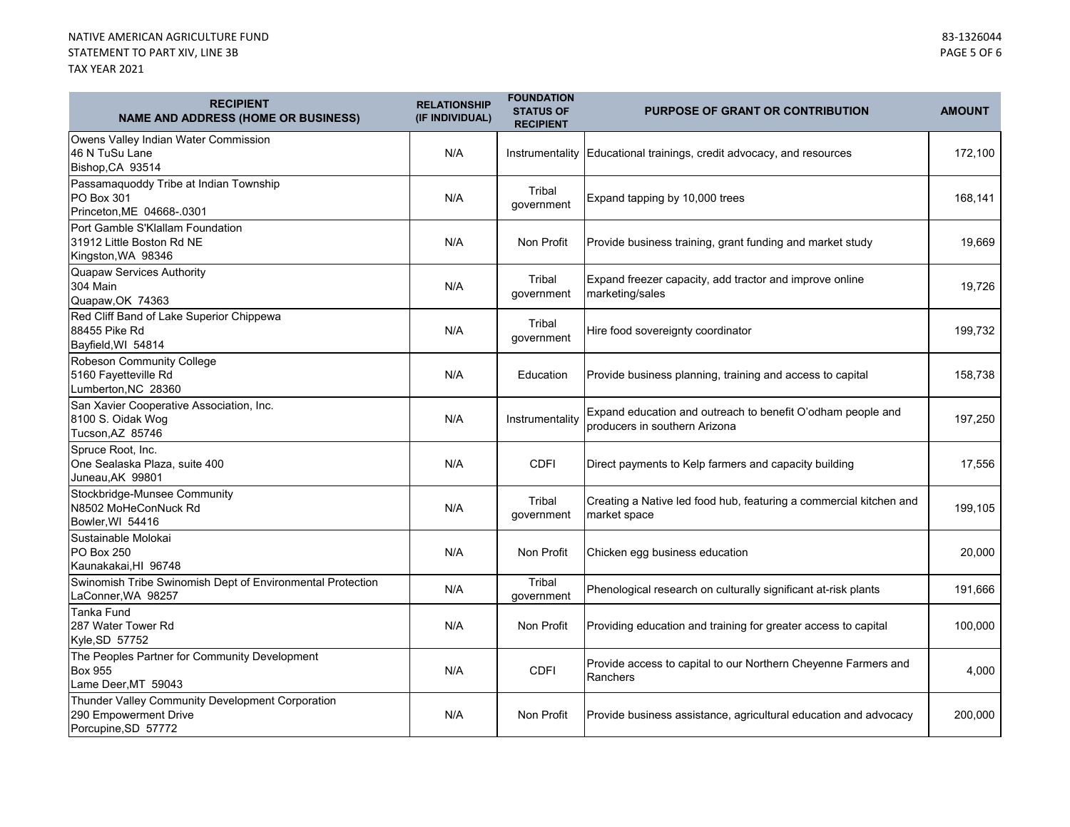NATIVE AMERICAN AGRICULTURE FUND
STATEMENT TO PART XIV, LINE 3B
TAX YEAR 2021

83-1326044

| RECIPIENT NAME AND ADDRESS (HOME OR BUSINESS) | RELATIONSHIP (IF INDIVIDUAL) | FOUNDATION STATUS OF RECIPIENT | PURPOSE OF GRANT OR CONTRIBUTION | AMOUNT |
|---|---|---|---|---|
| Owens Valley Indian Water Commission<br>46 N TuSu Lane<br>Bishop,CA 93514 | N/A | Instrumentality | Educational trainings, credit advocacy, and resources | 172,100 |
| Passamaquoddy Tribe at Indian Township<br>PO Box 301<br>Princeton,ME 04668-.0301 | N/A | Tribal government | Expand tapping by 10,000 trees | 168,141 |
| Port Gamble S'Klallam Foundation<br>31912 Little Boston Rd NE<br>Kingston,WA 98346 | N/A | Non Profit | Provide business training, grant funding and market study | 19,669 |
| Quapaw Services Authority<br>304 Main<br>Quapaw,OK 74363 | N/A | Tribal government | Expand freezer capacity, add tractor and improve online marketing/sales | 19,726 |
| Red Cliff Band of Lake Superior Chippewa<br>88455 Pike Rd<br>Bayfield,WI 54814 | N/A | Tribal government | Hire food sovereignty coordinator | 199,732 |
| Robeson Community College<br>5160 Fayetteville Rd<br>Lumberton,NC 28360 | N/A | Education | Provide business planning, training and access to capital | 158,738 |
| San Xavier Cooperative Association, Inc.<br>8100 S. Oidak Wog<br>Tucson,AZ 85746 | N/A | Instrumentality | Expand education and outreach to benefit O'odham people and producers in southern Arizona | 197,250 |
| Spruce Root, Inc.<br>One Sealaska Plaza, suite 400<br>Juneau,AK 99801 | N/A | CDFI | Direct payments to Kelp farmers and capacity building | 17,556 |
| Stockbridge-Munsee Community<br>N8502 MoHeConNuck Rd<br>Bowler,WI 54416 | N/A | Tribal government | Creating a Native led food hub, featuring a commercial kitchen and market space | 199,105 |
| Sustainable Molokai<br>PO Box 250<br>Kaunakakai,HI 96748 | N/A | Non Profit | Chicken egg business education | 20,000 |
| Swinomish Tribe Swinomish Dept of Environmental Protection<br>LaConner,WA 98257 | N/A | Tribal government | Phenological research on culturally significant at-risk plants | 191,666 |
| Tanka Fund<br>287 Water Tower Rd<br>Kyle,SD 57752 | N/A | Non Profit | Providing education and training for greater access to capital | 100,000 |
| The Peoples Partner for Community Development<br>Box 955<br>Lame Deer,MT 59043 | N/A | CDFI | Provide access to capital to our Northern Cheyenne Farmers and Ranchers | 4,000 |
| Thunder Valley Community Development Corporation<br>290 Empowerment Drive<br>Porcupine,SD 57772 | N/A | Non Profit | Provide business assistance, agricultural education and advocacy | 200,000 |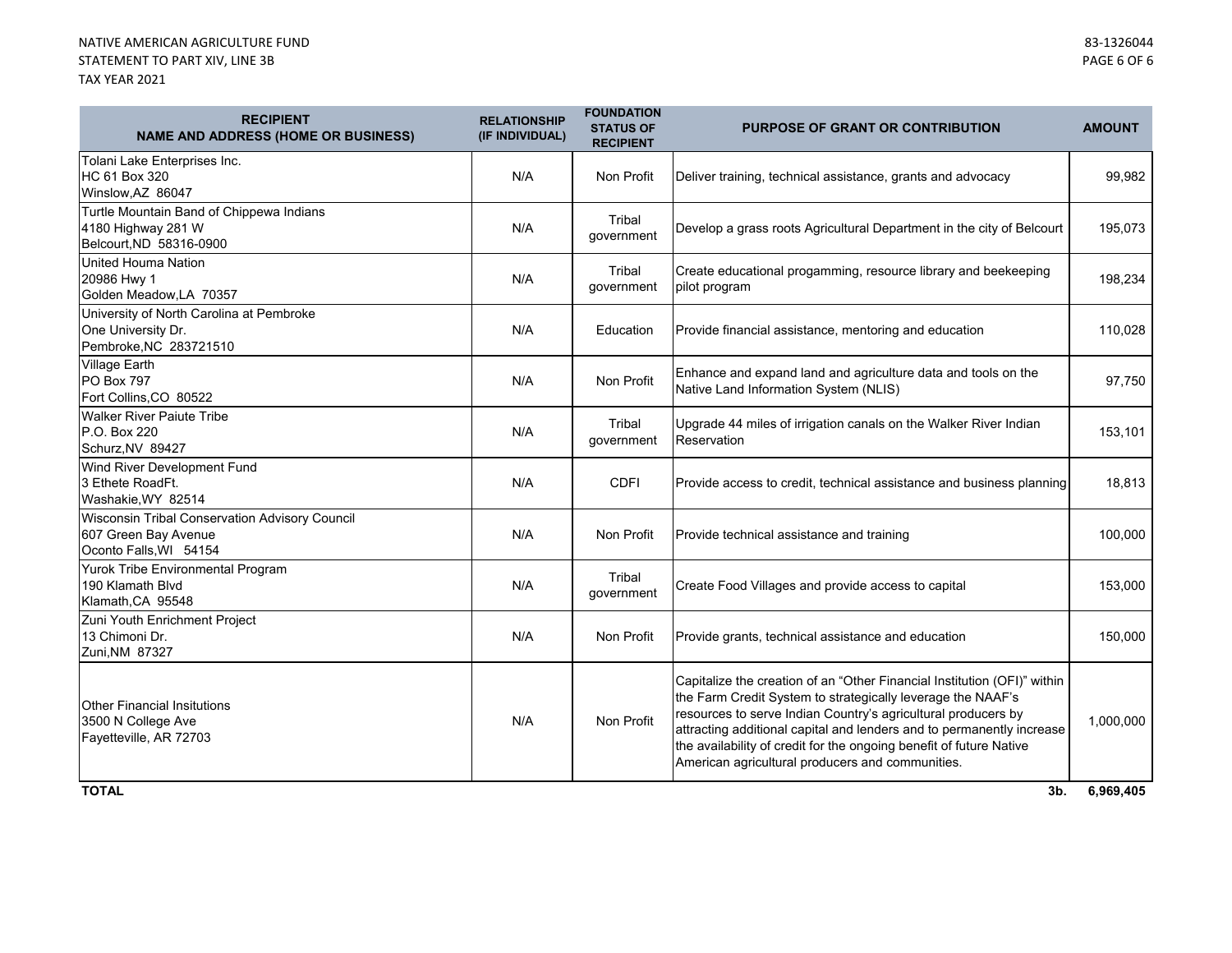NATIVE AMERICAN AGRICULTURE FUND
STATEMENT TO PART XIV, LINE 3B
TAX YEAR 2021

83-1326044

| RECIPIENT NAME AND ADDRESS (HOME OR BUSINESS) | RELATIONSHIP (IF INDIVIDUAL) | FOUNDATION STATUS OF RECIPIENT | PURPOSE OF GRANT OR CONTRIBUTION | AMOUNT |
|---|---|---|---|---|
| Tolani Lake Enterprises Inc.<br>HC 61 Box 320<br>Winslow,AZ 86047 | N/A | Non Profit | Deliver training, technical assistance, grants and advocacy | 99,982 |
| Turtle Mountain Band of Chippewa Indians<br>4180 Highway 281 W<br>Belcourt,ND 58316-0900 | N/A | Tribal government | Develop a grass roots Agricultural Department in the city of Belcourt | 195,073 |
| United Houma Nation<br>20986 Hwy 1<br>Golden Meadow,LA 70357 | N/A | Tribal government | Create educational progamming, resource library and beekeeping pilot program | 198,234 |
| University of North Carolina at Pembroke<br>One University Dr.<br>Pembroke,NC 283721510 | N/A | Education | Provide financial assistance, mentoring and education | 110,028 |
| Village Earth<br>PO Box 797<br>Fort Collins,CO 80522 | N/A | Non Profit | Enhance and expand land and agriculture data and tools on the Native Land Information System (NLIS) | 97,750 |
| Walker River Paiute Tribe<br>P.O. Box 220<br>Schurz,NV 89427 | N/A | Tribal government | Upgrade 44 miles of irrigation canals on the Walker River Indian Reservation | 153,101 |
| Wind River Development Fund<br>3 Ethete RoadFt.<br>Washakie,WY 82514 | N/A | CDFI | Provide access to credit, technical assistance and business planning | 18,813 |
| Wisconsin Tribal Conservation Advisory Council<br>607 Green Bay Avenue<br>Oconto Falls,WI 54154 | N/A | Non Profit | Provide technical assistance and training | 100,000 |
| Yurok Tribe Environmental Program<br>190 Klamath Blvd<br>Klamath,CA 95548 | N/A | Tribal government | Create Food Villages and provide access to capital | 153,000 |
| Zuni Youth Enrichment Project<br>13 Chimoni Dr.<br>Zuni,NM 87327 | N/A | Non Profit | Provide grants, technical assistance and education | 150,000 |
| Other Financial Insitutions<br>3500 N College Ave<br>Fayetteville, AR 72703 | N/A | Non Profit | Capitalize the creation of an "Other Financial Institution (OFI)" within the Farm Credit System to strategically leverage the NAAF's resources to serve Indian Country's agricultural producers by attracting additional capital and lenders and to permanently increase the availability of credit for the ongoing benefit of future Native American agricultural producers and communities. | 1,000,000 |
| **TOTAL** | | | **3b.** | **6,969,405** |